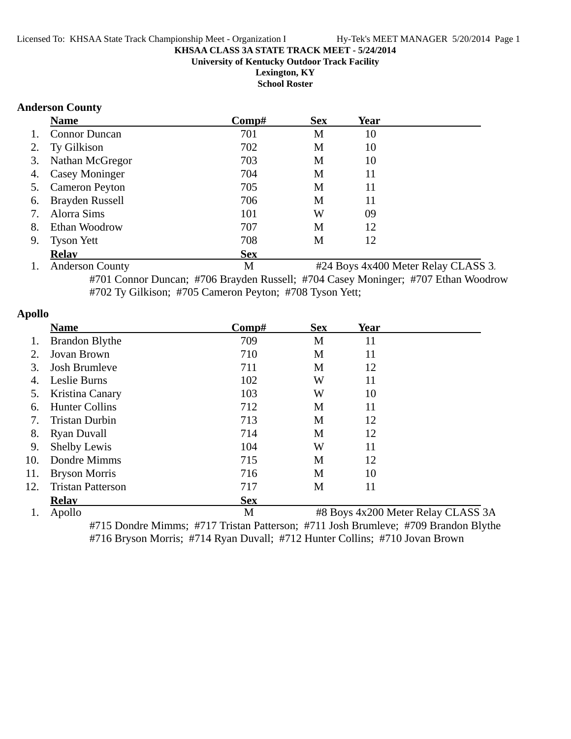# KHSAA CLASS 3A STATE TRACK MEET - 5/24/2014

**University of Kentucky Outdoor Track Facility**

**Lexington, KY**

**School Roster**

## Anderson County

| | Name | Comp# | Sex | Year |
|---|---|---|---|---|
| 1. | Connor Duncan | 701 | M | 10 |
| 2. | Ty Gilkison | 702 | M | 10 |
| 3. | Nathan McGregor | 703 | M | 10 |
| 4. | Casey Moninger | 704 | M | 11 |
| 5. | Cameron Peyton | 705 | M | 11 |
| 6. | Brayden Russell | 706 | M | 11 |
| 7. | Alorra Sims | 101 | W | 09 |
| 8. | Ethan Woodrow | 707 | M | 12 |
| 9. | Tyson Yett | 708 | M | 12 |

| | Relay | Sex | |
|---|---|---|---|
| 1. | Anderson County | M | #24 Boys 4x400 Meter Relay CLASS 3. |

#701 Connor Duncan; #706 Brayden Russell; #704 Casey Moninger; #707 Ethan Woodrow
#702 Ty Gilkison; #705 Cameron Peyton; #708 Tyson Yett;

## Apollo

| | Name | Comp# | Sex | Year |
|---|---|---|---|---|
| 1. | Brandon Blythe | 709 | M | 11 |
| 2. | Jovan Brown | 710 | M | 11 |
| 3. | Josh Brumleve | 711 | M | 12 |
| 4. | Leslie Burns | 102 | W | 11 |
| 5. | Kristina Canary | 103 | W | 10 |
| 6. | Hunter Collins | 712 | M | 11 |
| 7. | Tristan Durbin | 713 | M | 12 |
| 8. | Ryan Duvall | 714 | M | 12 |
| 9. | Shelby Lewis | 104 | W | 11 |
| 10. | Dondre Mimms | 715 | M | 12 |
| 11. | Bryson Morris | 716 | M | 10 |
| 12. | Tristan Patterson | 717 | M | 11 |

| | Relay | Sex | |
|---|---|---|---|
| 1. | Apollo | M | #8 Boys 4x200 Meter Relay CLASS 3A |

#715 Dondre Mimms; #717 Tristan Patterson; #711 Josh Brumleve; #709 Brandon Blythe
#716 Bryson Morris; #714 Ryan Duvall; #712 Hunter Collins; #710 Jovan Brown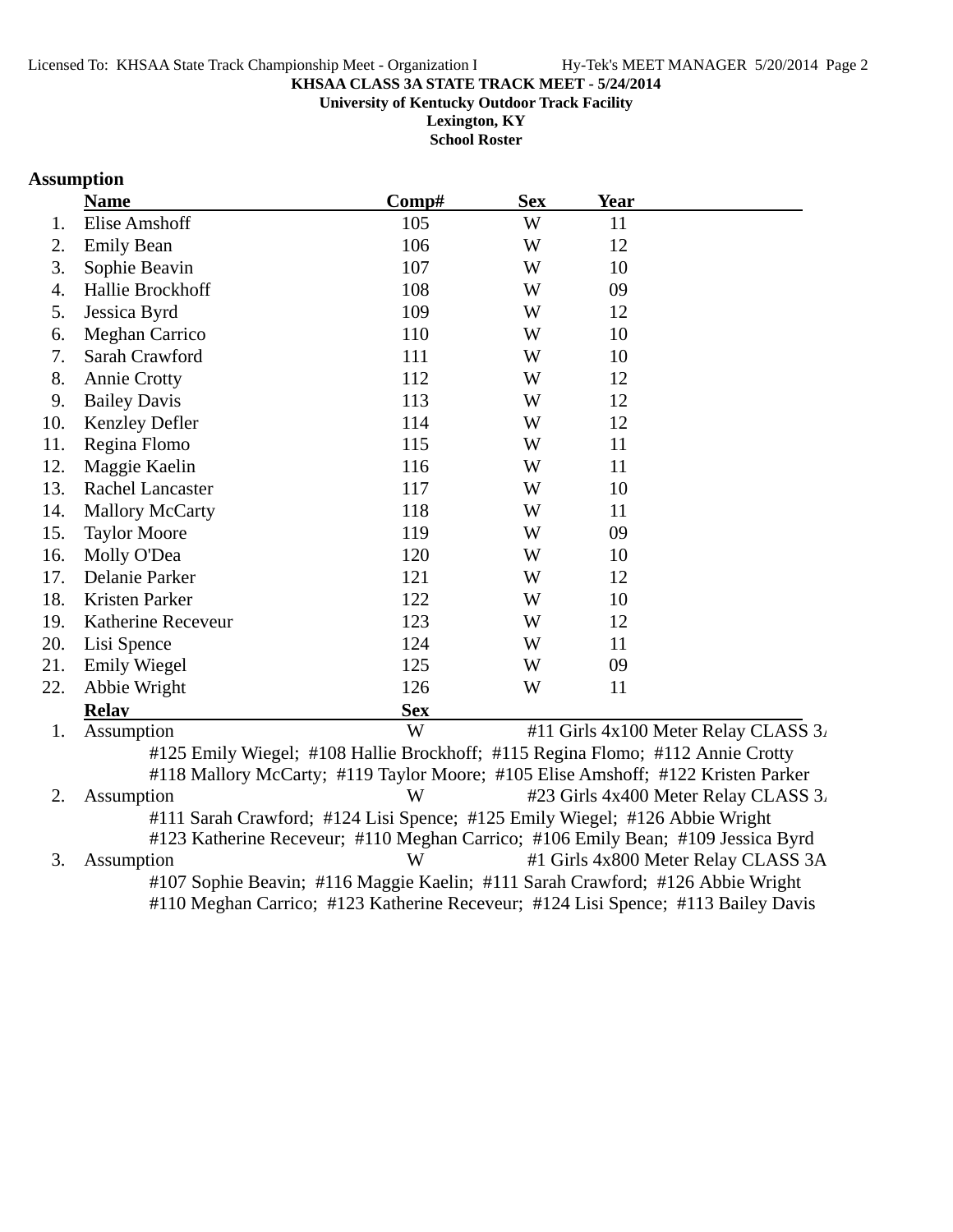KHSAA CLASS 3A STATE TRACK MEET - 5/24/2014
University of Kentucky Outdoor Track Facility
Lexington, KY
School Roster

## Assumption

| | Name | Comp# | Sex | Year |
|---|---|---|---|---|
| 1. | Elise Amshoff | 105 | W | 11 |
| 2. | Emily Bean | 106 | W | 12 |
| 3. | Sophie Beavin | 107 | W | 10 |
| 4. | Hallie Brockhoff | 108 | W | 09 |
| 5. | Jessica Byrd | 109 | W | 12 |
| 6. | Meghan Carrico | 110 | W | 10 |
| 7. | Sarah Crawford | 111 | W | 10 |
| 8. | Annie Crotty | 112 | W | 12 |
| 9. | Bailey Davis | 113 | W | 12 |
| 10. | Kenzley Defler | 114 | W | 12 |
| 11. | Regina Flomo | 115 | W | 11 |
| 12. | Maggie Kaelin | 116 | W | 11 |
| 13. | Rachel Lancaster | 117 | W | 10 |
| 14. | Mallory McCarty | 118 | W | 11 |
| 15. | Taylor Moore | 119 | W | 09 |
| 16. | Molly O'Dea | 120 | W | 10 |
| 17. | Delanie Parker | 121 | W | 12 |
| 18. | Kristen Parker | 122 | W | 10 |
| 19. | Katherine Receveur | 123 | W | 12 |
| 20. | Lisi Spence | 124 | W | 11 |
| 21. | Emily Wiegel | 125 | W | 09 |
| 22. | Abbie Wright | 126 | W | 11 |

| | Relay | Sex | Event |
|---|---|---|---|
| 1. | Assumption | W | #11 Girls 4x100 Meter Relay CLASS 3A |
| 2. | Assumption | W | #23 Girls 4x400 Meter Relay CLASS 3A |
| 3. | Assumption | W | #1 Girls 4x800 Meter Relay CLASS 3A |

1. Assumption (#11 Girls 4x100 Meter Relay CLASS 3A): #125 Emily Wiegel; #108 Hallie Brockhoff; #115 Regina Flomo; #112 Annie Crotty; #118 Mallory McCarty; #119 Taylor Moore; #105 Elise Amshoff; #122 Kristen Parker

2. Assumption (#23 Girls 4x400 Meter Relay CLASS 3A): #111 Sarah Crawford; #124 Lisi Spence; #125 Emily Wiegel; #126 Abbie Wright; #123 Katherine Receveur; #110 Meghan Carrico; #106 Emily Bean; #109 Jessica Byrd

3. Assumption (#1 Girls 4x800 Meter Relay CLASS 3A): #107 Sophie Beavin; #116 Maggie Kaelin; #111 Sarah Crawford; #126 Abbie Wright; #110 Meghan Carrico; #123 Katherine Receveur; #124 Lisi Spence; #113 Bailey Davis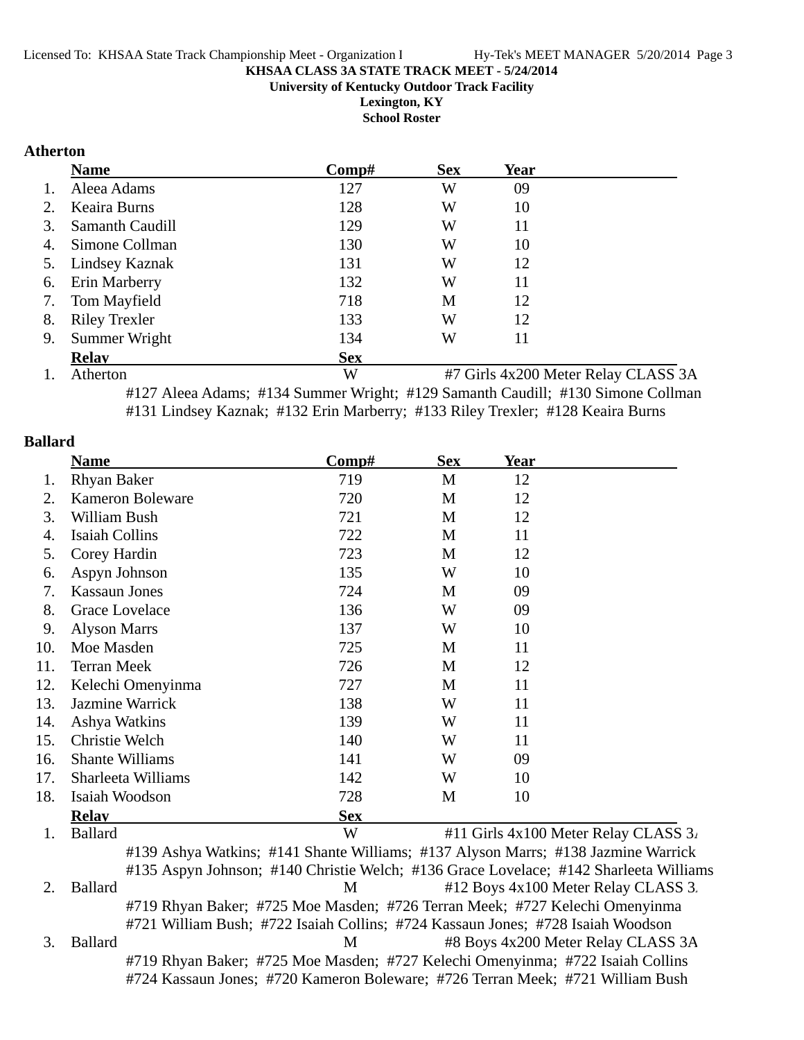**KHSAA CLASS 3A STATE TRACK MEET - 5/24/2014**
**University of Kentucky Outdoor Track Facility**
**Lexington, KY**
**School Roster**

## Atherton

| | Name | Comp# | Sex | Year |
|---|---|---|---|---|
| 1. | Aleea Adams | 127 | W | 09 |
| 2. | Keaira Burns | 128 | W | 10 |
| 3. | Samanth Caudill | 129 | W | 11 |
| 4. | Simone Collman | 130 | W | 10 |
| 5. | Lindsey Kaznak | 131 | W | 12 |
| 6. | Erin Marberry | 132 | W | 11 |
| 7. | Tom Mayfield | 718 | M | 12 |
| 8. | Riley Trexler | 133 | W | 12 |
| 9. | Summer Wright | 134 | W | 11 |

| | Relay | Sex | |
|---|---|---|---|
| 1. | Atherton | W | #7 Girls 4x200 Meter Relay CLASS 3A |

#127 Aleea Adams; #134 Summer Wright; #129 Samanth Caudill; #130 Simone Collman
#131 Lindsey Kaznak; #132 Erin Marberry; #133 Riley Trexler; #128 Keaira Burns

## Ballard

| | Name | Comp# | Sex | Year |
|---|---|---|---|---|
| 1. | Rhyan Baker | 719 | M | 12 |
| 2. | Kameron Boleware | 720 | M | 12 |
| 3. | William Bush | 721 | M | 12 |
| 4. | Isaiah Collins | 722 | M | 11 |
| 5. | Corey Hardin | 723 | M | 12 |
| 6. | Aspyn Johnson | 135 | W | 10 |
| 7. | Kassaun Jones | 724 | M | 09 |
| 8. | Grace Lovelace | 136 | W | 09 |
| 9. | Alyson Marrs | 137 | W | 10 |
| 10. | Moe Masden | 725 | M | 11 |
| 11. | Terran Meek | 726 | M | 12 |
| 12. | Kelechi Omenyinma | 727 | M | 11 |
| 13. | Jazmine Warrick | 138 | W | 11 |
| 14. | Ashya Watkins | 139 | W | 11 |
| 15. | Christie Welch | 140 | W | 11 |
| 16. | Shante Williams | 141 | W | 09 |
| 17. | Sharleeta Williams | 142 | W | 10 |
| 18. | Isaiah Woodson | 728 | M | 10 |

| | Relay | Sex | |
|---|---|---|---|
| 1. | Ballard | W | #11 Girls 4x100 Meter Relay CLASS 3A |
| 2. | Ballard | M | #12 Boys 4x100 Meter Relay CLASS 3A |
| 3. | Ballard | M | #8 Boys 4x200 Meter Relay CLASS 3A |

1. #139 Ashya Watkins; #141 Shante Williams; #137 Alyson Marrs; #138 Jazmine Warrick
#135 Aspyn Johnson; #140 Christie Welch; #136 Grace Lovelace; #142 Sharleeta Williams

2. #719 Rhyan Baker; #725 Moe Masden; #726 Terran Meek; #727 Kelechi Omenyinma
#721 William Bush; #722 Isaiah Collins; #724 Kassaun Jones; #728 Isaiah Woodson

3. #719 Rhyan Baker; #725 Moe Masden; #727 Kelechi Omenyinma; #722 Isaiah Collins
#724 Kassaun Jones; #720 Kameron Boleware; #726 Terran Meek; #721 William Bush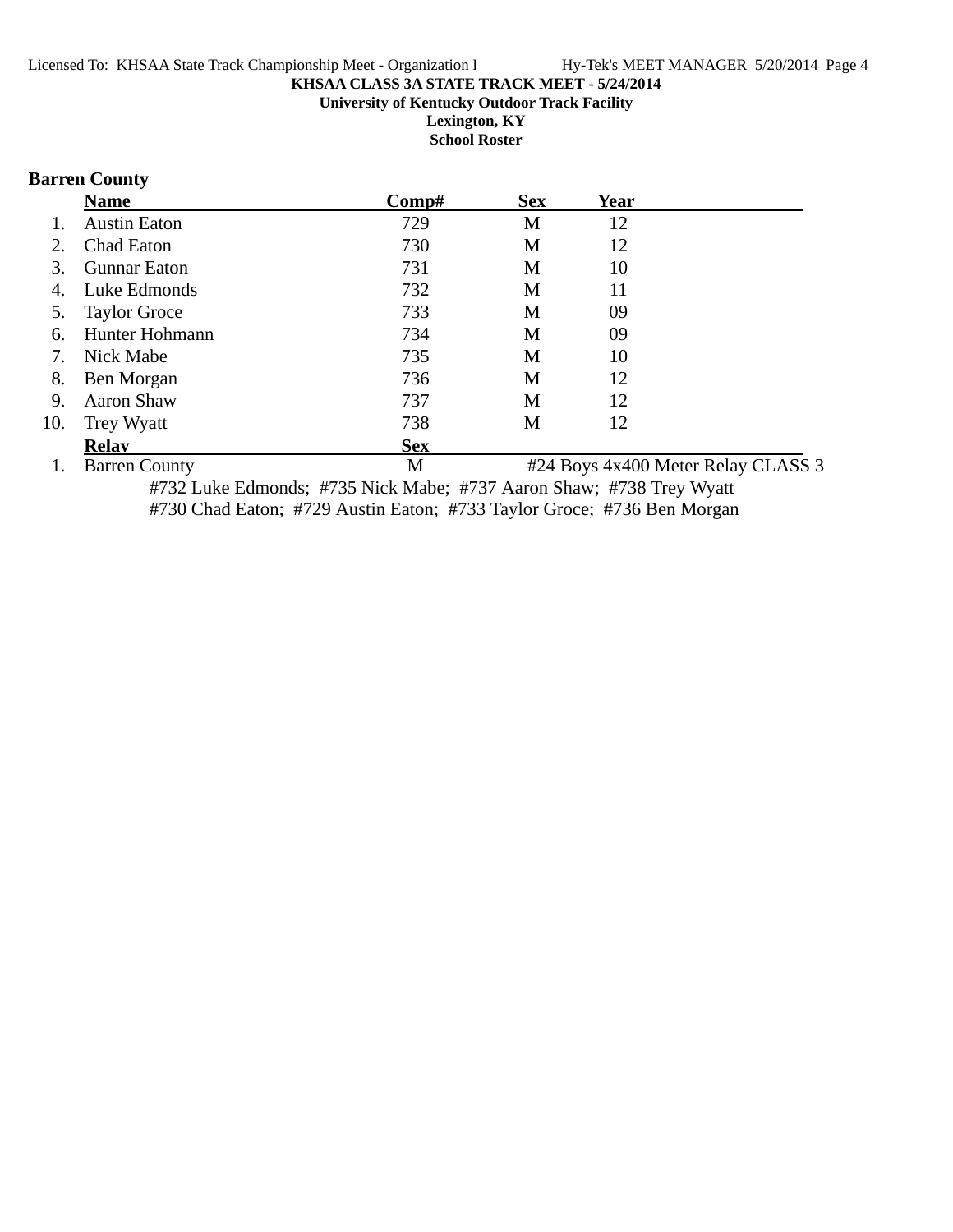**KHSAA CLASS 3A STATE TRACK MEET - 5/24/2014**

**University of Kentucky Outdoor Track Facility**

**Lexington, KY**

**School Roster**

## Barren County

| | Name | Comp# | Sex | Year |
|---|---|---|---|---|
| 1. | Austin Eaton | 729 | M | 12 |
| 2. | Chad Eaton | 730 | M | 12 |
| 3. | Gunnar Eaton | 731 | M | 10 |
| 4. | Luke Edmonds | 732 | M | 11 |
| 5. | Taylor Groce | 733 | M | 09 |
| 6. | Hunter Hohmann | 734 | M | 09 |
| 7. | Nick Mabe | 735 | M | 10 |
| 8. | Ben Morgan | 736 | M | 12 |
| 9. | Aaron Shaw | 737 | M | 12 |
| 10. | Trey Wyatt | 738 | M | 12 |

| | Relay | Sex | |
|---|---|---|---|
| 1. | Barren County | M | #24 Boys 4x400 Meter Relay CLASS 3. |

#732 Luke Edmonds; #735 Nick Mabe; #737 Aaron Shaw; #738 Trey Wyatt
#730 Chad Eaton; #729 Austin Eaton; #733 Taylor Groce; #736 Ben Morgan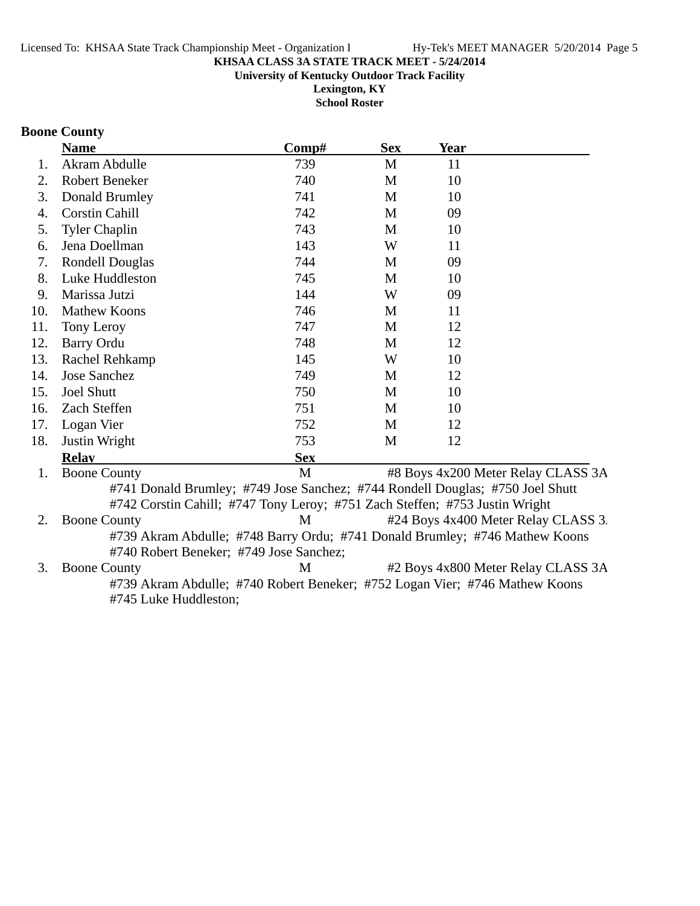**KHSAA CLASS 3A STATE TRACK MEET - 5/24/2014**
**University of Kentucky Outdoor Track Facility**
**Lexington, KY**
**School Roster**

## Boone County

| | Name | Comp# | Sex | Year |
|---|---|---|---|---|
| 1. | Akram Abdulle | 739 | M | 11 |
| 2. | Robert Beneker | 740 | M | 10 |
| 3. | Donald Brumley | 741 | M | 10 |
| 4. | Corstin Cahill | 742 | M | 09 |
| 5. | Tyler Chaplin | 743 | M | 10 |
| 6. | Jena Doellman | 143 | W | 11 |
| 7. | Rondell Douglas | 744 | M | 09 |
| 8. | Luke Huddleston | 745 | M | 10 |
| 9. | Marissa Jutzi | 144 | W | 09 |
| 10. | Mathew Koons | 746 | M | 11 |
| 11. | Tony Leroy | 747 | M | 12 |
| 12. | Barry Ordu | 748 | M | 12 |
| 13. | Rachel Rehkamp | 145 | W | 10 |
| 14. | Jose Sanchez | 749 | M | 12 |
| 15. | Joel Shutt | 750 | M | 10 |
| 16. | Zach Steffen | 751 | M | 10 |
| 17. | Logan Vier | 752 | M | 12 |
| 18. | Justin Wright | 753 | M | 12 |

| | Relay | Sex | Event |
|---|---|---|---|
| 1. | Boone County | M | #8 Boys 4x200 Meter Relay CLASS 3A |
| | #741 Donald Brumley; #749 Jose Sanchez; #744 Rondell Douglas; #750 Joel Shutt; #742 Corstin Cahill; #747 Tony Leroy; #751 Zach Steffen; #753 Justin Wright | | |
| 2. | Boone County | M | #24 Boys 4x400 Meter Relay CLASS 3. |
| | #739 Akram Abdulle; #748 Barry Ordu; #741 Donald Brumley; #746 Mathew Koons; #740 Robert Beneker; #749 Jose Sanchez; | | |
| 3. | Boone County | M | #2 Boys 4x800 Meter Relay CLASS 3A |
| | #739 Akram Abdulle; #740 Robert Beneker; #752 Logan Vier; #746 Mathew Koons; #745 Luke Huddleston; | | |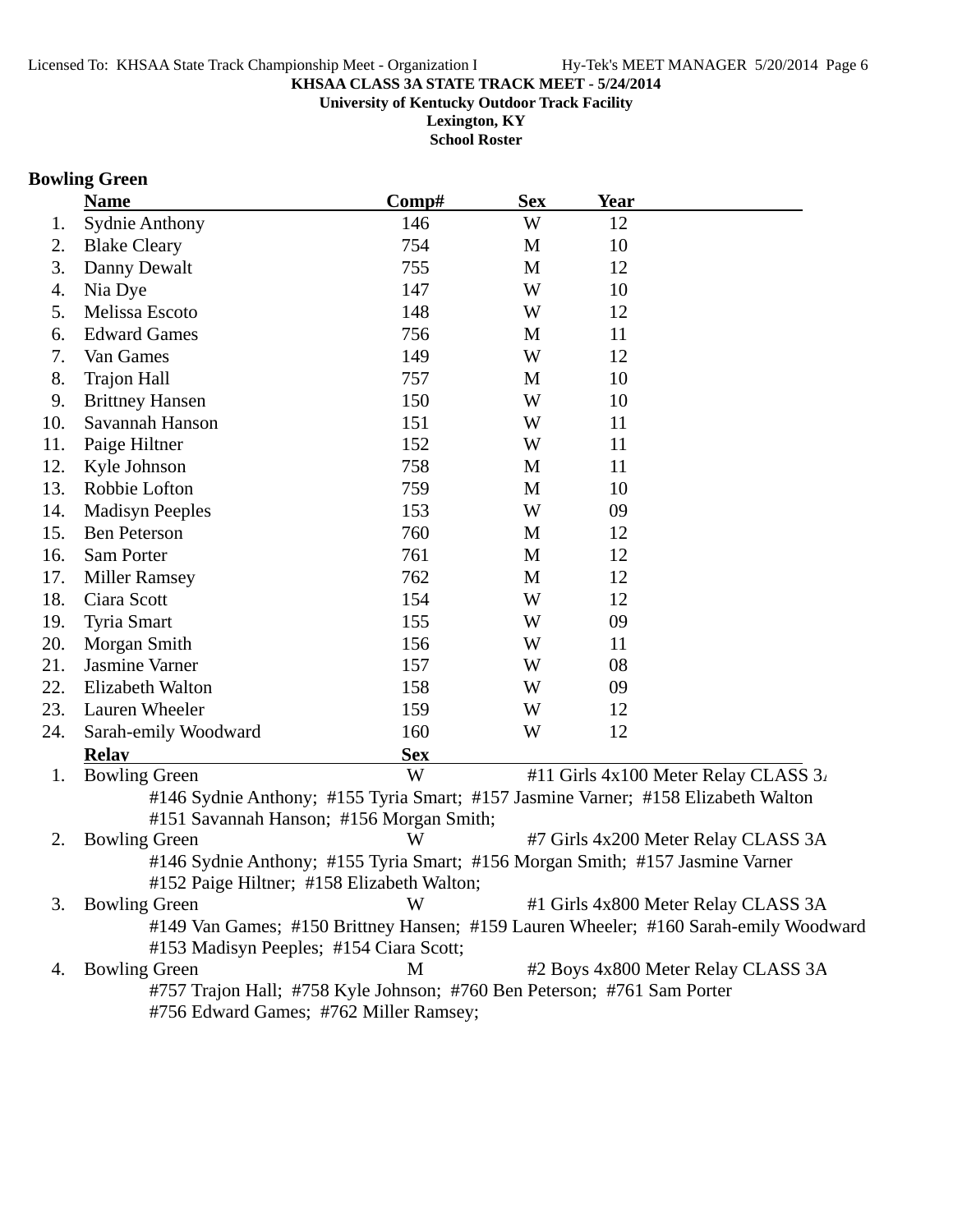**KHSAA CLASS 3A STATE TRACK MEET - 5/24/2014**
**University of Kentucky Outdoor Track Facility**
**Lexington, KY**
**School Roster**

## Bowling Green

| | Name | Comp# | Sex | Year |
|---|---|---|---|---|
| 1. | Sydnie Anthony | 146 | W | 12 |
| 2. | Blake Cleary | 754 | M | 10 |
| 3. | Danny Dewalt | 755 | M | 12 |
| 4. | Nia Dye | 147 | W | 10 |
| 5. | Melissa Escoto | 148 | W | 12 |
| 6. | Edward Games | 756 | M | 11 |
| 7. | Van Games | 149 | W | 12 |
| 8. | Trajon Hall | 757 | M | 10 |
| 9. | Brittney Hansen | 150 | W | 10 |
| 10. | Savannah Hanson | 151 | W | 11 |
| 11. | Paige Hiltner | 152 | W | 11 |
| 12. | Kyle Johnson | 758 | M | 11 |
| 13. | Robbie Lofton | 759 | M | 10 |
| 14. | Madisyn Peeples | 153 | W | 09 |
| 15. | Ben Peterson | 760 | M | 12 |
| 16. | Sam Porter | 761 | M | 12 |
| 17. | Miller Ramsey | 762 | M | 12 |
| 18. | Ciara Scott | 154 | W | 12 |
| 19. | Tyria Smart | 155 | W | 09 |
| 20. | Morgan Smith | 156 | W | 11 |
| 21. | Jasmine Varner | 157 | W | 08 |
| 22. | Elizabeth Walton | 158 | W | 09 |
| 23. | Lauren Wheeler | 159 | W | 12 |
| 24. | Sarah-emily Woodward | 160 | W | 12 |

| | Relay | Sex | Event |
|---|---|---|---|
| 1. | Bowling Green | W | #11 Girls 4x100 Meter Relay CLASS 3A |
| | #146 Sydnie Anthony; #155 Tyria Smart; #157 Jasmine Varner; #158 Elizabeth Walton #151 Savannah Hanson; #156 Morgan Smith; | | |
| 2. | Bowling Green | W | #7 Girls 4x200 Meter Relay CLASS 3A |
| | #146 Sydnie Anthony; #155 Tyria Smart; #156 Morgan Smith; #157 Jasmine Varner #152 Paige Hiltner; #158 Elizabeth Walton; | | |
| 3. | Bowling Green | W | #1 Girls 4x800 Meter Relay CLASS 3A |
| | #149 Van Games; #150 Brittney Hansen; #159 Lauren Wheeler; #160 Sarah-emily Woodward #153 Madisyn Peeples; #154 Ciara Scott; | | |
| 4. | Bowling Green | M | #2 Boys 4x800 Meter Relay CLASS 3A |
| | #757 Trajon Hall; #758 Kyle Johnson; #760 Ben Peterson; #761 Sam Porter #756 Edward Games; #762 Miller Ramsey; | | |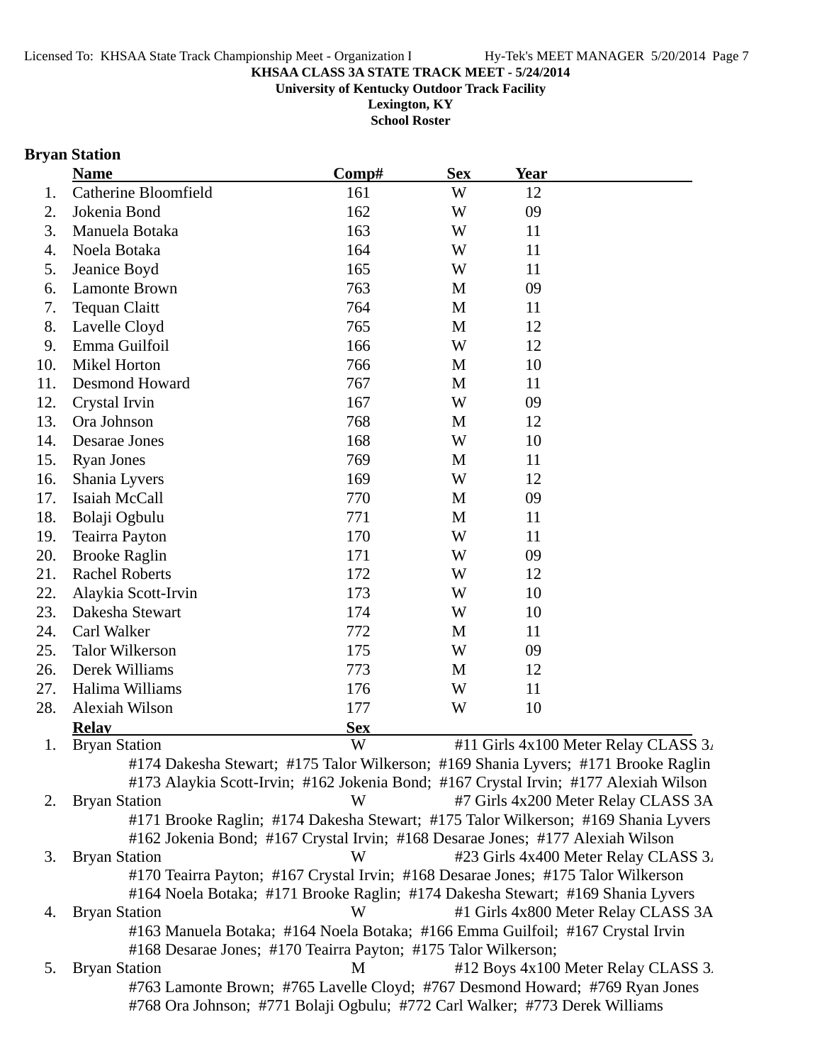**KHSAA CLASS 3A STATE TRACK MEET - 5/24/2014**

**University of Kentucky Outdoor Track Facility**

**Lexington, KY**

**School Roster**

## Bryan Station

| | Name | Comp# | Sex | Year |
|---|---|---|---|---|
| 1. | Catherine Bloomfield | 161 | W | 12 |
| 2. | Jokenia Bond | 162 | W | 09 |
| 3. | Manuela Botaka | 163 | W | 11 |
| 4. | Noela Botaka | 164 | W | 11 |
| 5. | Jeanice Boyd | 165 | W | 11 |
| 6. | Lamonte Brown | 763 | M | 09 |
| 7. | Tequan Claitt | 764 | M | 11 |
| 8. | Lavelle Cloyd | 765 | M | 12 |
| 9. | Emma Guilfoil | 166 | W | 12 |
| 10. | Mikel Horton | 766 | M | 10 |
| 11. | Desmond Howard | 767 | M | 11 |
| 12. | Crystal Irvin | 167 | W | 09 |
| 13. | Ora Johnson | 768 | M | 12 |
| 14. | Desarae Jones | 168 | W | 10 |
| 15. | Ryan Jones | 769 | M | 11 |
| 16. | Shania Lyvers | 169 | W | 12 |
| 17. | Isaiah McCall | 770 | M | 09 |
| 18. | Bolaji Ogbulu | 771 | M | 11 |
| 19. | Teairra Payton | 170 | W | 11 |
| 20. | Brooke Raglin | 171 | W | 09 |
| 21. | Rachel Roberts | 172 | W | 12 |
| 22. | Alaykia Scott-Irvin | 173 | W | 10 |
| 23. | Dakesha Stewart | 174 | W | 10 |
| 24. | Carl Walker | 772 | M | 11 |
| 25. | Talor Wilkerson | 175 | W | 09 |
| 26. | Derek Williams | 773 | M | 12 |
| 27. | Halima Williams | 176 | W | 11 |
| 28. | Alexiah Wilson | 177 | W | 10 |

| | Relay | Sex | Event |
|---|---|---|---|
| 1. | Bryan Station | W | #11 Girls 4x100 Meter Relay CLASS 3A |
| | #174 Dakesha Stewart; #175 Talor Wilkerson; #169 Shania Lyvers; #171 Brooke Raglin<br>#173 Alaykia Scott-Irvin; #162 Jokenia Bond; #167 Crystal Irvin; #177 Alexiah Wilson | | |
| 2. | Bryan Station | W | #7 Girls 4x200 Meter Relay CLASS 3A |
| | #171 Brooke Raglin; #174 Dakesha Stewart; #175 Talor Wilkerson; #169 Shania Lyvers<br>#162 Jokenia Bond; #167 Crystal Irvin; #168 Desarae Jones; #177 Alexiah Wilson | | |
| 3. | Bryan Station | W | #23 Girls 4x400 Meter Relay CLASS 3A |
| | #170 Teairra Payton; #167 Crystal Irvin; #168 Desarae Jones; #175 Talor Wilkerson<br>#164 Noela Botaka; #171 Brooke Raglin; #174 Dakesha Stewart; #169 Shania Lyvers | | |
| 4. | Bryan Station | W | #1 Girls 4x800 Meter Relay CLASS 3A |
| | #163 Manuela Botaka; #164 Noela Botaka; #166 Emma Guilfoil; #167 Crystal Irvin<br>#168 Desarae Jones; #170 Teairra Payton; #175 Talor Wilkerson; | | |
| 5. | Bryan Station | M | #12 Boys 4x100 Meter Relay CLASS 3A |
| | #763 Lamonte Brown; #765 Lavelle Cloyd; #767 Desmond Howard; #769 Ryan Jones<br>#768 Ora Johnson; #771 Bolaji Ogbulu; #772 Carl Walker; #773 Derek Williams | | |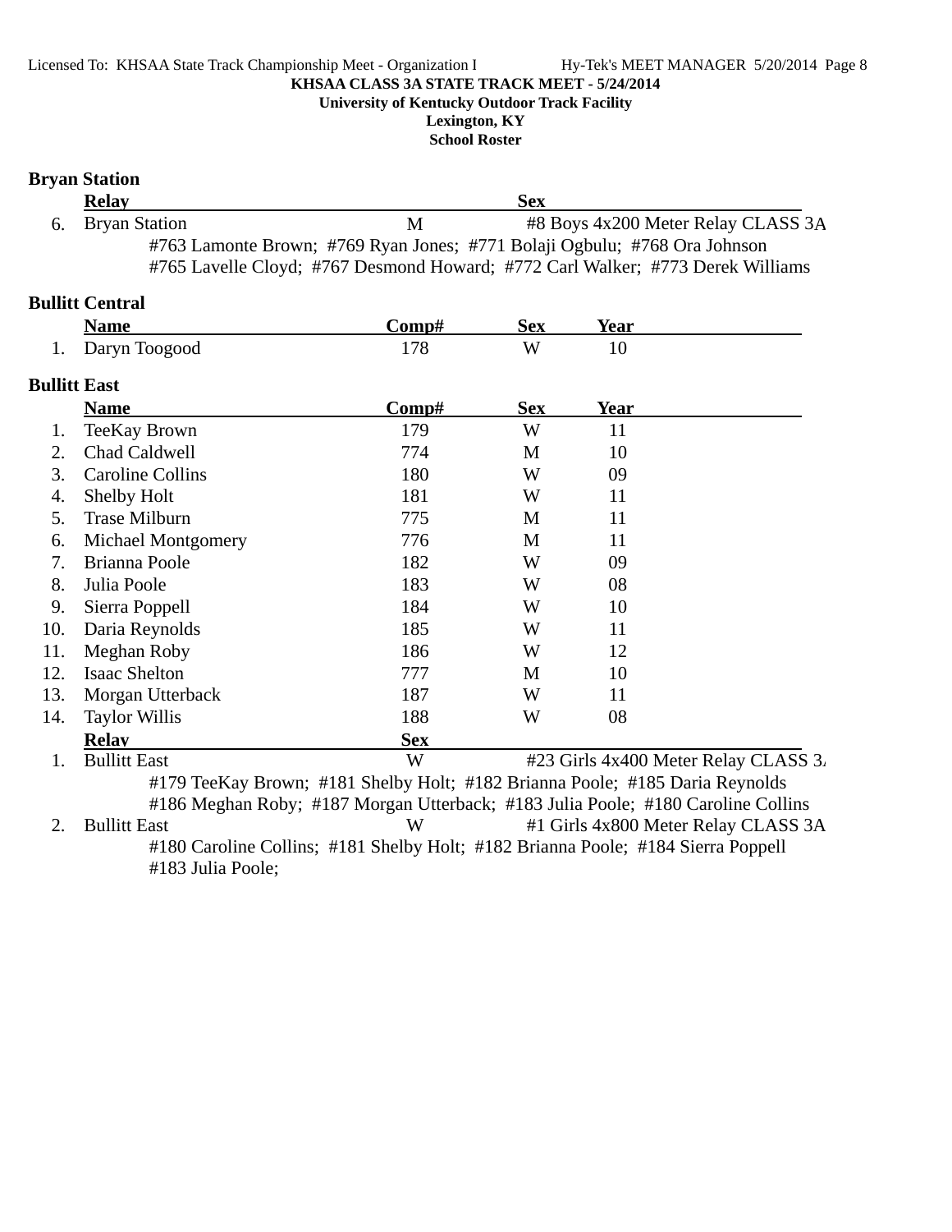KHSAA CLASS 3A STATE TRACK MEET - 5/24/2014

University of Kentucky Outdoor Track Facility

Lexington, KY

School Roster

## Bryan Station

| | Relay | Sex | |
|---|---|---|---|
| 6. | Bryan Station | M | #8 Boys 4x200 Meter Relay CLASS 3A |

#763 Lamonte Brown; #769 Ryan Jones; #771 Bolaji Ogbulu; #768 Ora Johnson
#765 Lavelle Cloyd; #767 Desmond Howard; #772 Carl Walker; #773 Derek Williams

## Bullitt Central

| | Name | Comp# | Sex | Year |
|---|---|---|---|---|
| 1. | Daryn Toogood | 178 | W | 10 |

## Bullitt East

| | Name | Comp# | Sex | Year |
|---|---|---|---|---|
| 1. | TeeKay Brown | 179 | W | 11 |
| 2. | Chad Caldwell | 774 | M | 10 |
| 3. | Caroline Collins | 180 | W | 09 |
| 4. | Shelby Holt | 181 | W | 11 |
| 5. | Trase Milburn | 775 | M | 11 |
| 6. | Michael Montgomery | 776 | M | 11 |
| 7. | Brianna Poole | 182 | W | 09 |
| 8. | Julia Poole | 183 | W | 08 |
| 9. | Sierra Poppell | 184 | W | 10 |
| 10. | Daria Reynolds | 185 | W | 11 |
| 11. | Meghan Roby | 186 | W | 12 |
| 12. | Isaac Shelton | 777 | M | 10 |
| 13. | Morgan Utterback | 187 | W | 11 |
| 14. | Taylor Willis | 188 | W | 08 |

| | Relay | Sex | |
|---|---|---|---|
| 1. | Bullitt East | W | #23 Girls 4x400 Meter Relay CLASS 3A |

#179 TeeKay Brown; #181 Shelby Holt; #182 Brianna Poole; #185 Daria Reynolds
#186 Meghan Roby; #187 Morgan Utterback; #183 Julia Poole; #180 Caroline Collins

| | Relay | Sex | |
|---|---|---|---|
| 2. | Bullitt East | W | #1 Girls 4x800 Meter Relay CLASS 3A |

#180 Caroline Collins; #181 Shelby Holt; #182 Brianna Poole; #184 Sierra Poppell
#183 Julia Poole;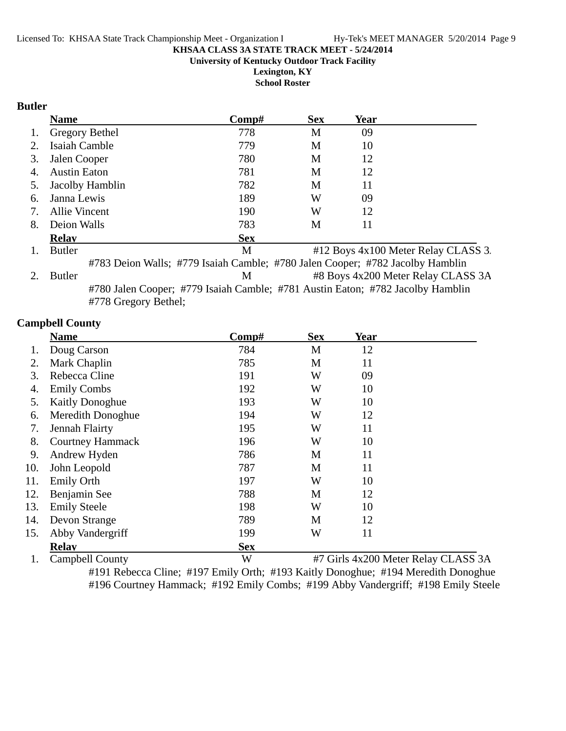**KHSAA CLASS 3A STATE TRACK MEET - 5/24/2014**

**University of Kentucky Outdoor Track Facility**

**Lexington, KY**

**School Roster**

## Butler

| | Name | Comp# | Sex | Year |
|---|---|---|---|---|
| 1. | Gregory Bethel | 778 | M | 09 |
| 2. | Isaiah Camble | 779 | M | 10 |
| 3. | Jalen Cooper | 780 | M | 12 |
| 4. | Austin Eaton | 781 | M | 12 |
| 5. | Jacolby Hamblin | 782 | M | 11 |
| 6. | Janna Lewis | 189 | W | 09 |
| 7. | Allie Vincent | 190 | W | 12 |
| 8. | Deion Walls | 783 | M | 11 |

| | Relay | Sex | Event |
|---|---|---|---|
| 1. | Butler | M | #12 Boys 4x100 Meter Relay CLASS 3. |
| | #783 Deion Walls; #779 Isaiah Camble; #780 Jalen Cooper; #782 Jacolby Hamblin | | |
| 2. | Butler | M | #8 Boys 4x200 Meter Relay CLASS 3A |
| | #780 Jalen Cooper; #779 Isaiah Camble; #781 Austin Eaton; #782 Jacolby Hamblin #778 Gregory Bethel; | | |

## Campbell County

| | Name | Comp# | Sex | Year |
|---|---|---|---|---|
| 1. | Doug Carson | 784 | M | 12 |
| 2. | Mark Chaplin | 785 | M | 11 |
| 3. | Rebecca Cline | 191 | W | 09 |
| 4. | Emily Combs | 192 | W | 10 |
| 5. | Kaitly Donoghue | 193 | W | 10 |
| 6. | Meredith Donoghue | 194 | W | 12 |
| 7. | Jennah Flairty | 195 | W | 11 |
| 8. | Courtney Hammack | 196 | W | 10 |
| 9. | Andrew Hyden | 786 | M | 11 |
| 10. | John Leopold | 787 | M | 11 |
| 11. | Emily Orth | 197 | W | 10 |
| 12. | Benjamin See | 788 | M | 12 |
| 13. | Emily Steele | 198 | W | 10 |
| 14. | Devon Strange | 789 | M | 12 |
| 15. | Abby Vandergriff | 199 | W | 11 |

| | Relay | Sex | Event |
|---|---|---|---|
| 1. | Campbell County | W | #7 Girls 4x200 Meter Relay CLASS 3A |
| | #191 Rebecca Cline; #197 Emily Orth; #193 Kaitly Donoghue; #194 Meredith Donoghue #196 Courtney Hammack; #192 Emily Combs; #199 Abby Vandergriff; #198 Emily Steele | | |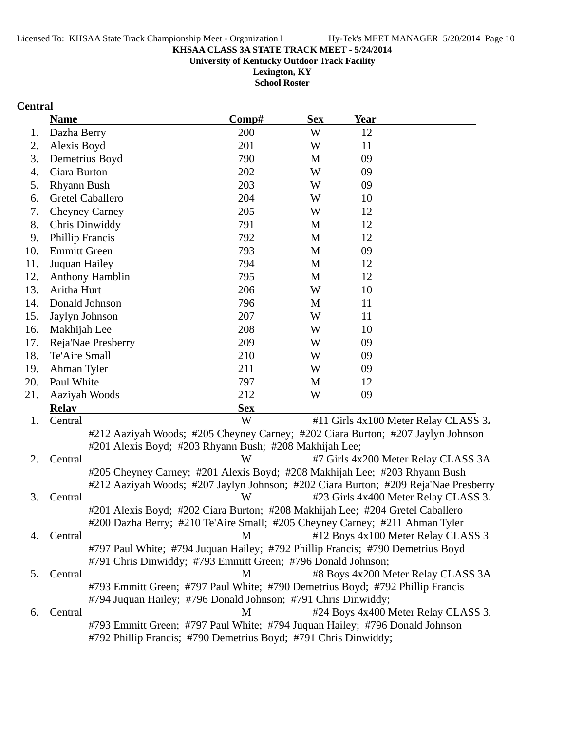**KHSAA CLASS 3A STATE TRACK MEET - 5/24/2014**
**University of Kentucky Outdoor Track Facility**
**Lexington, KY**
**School Roster**

## Central

| | Name | Comp# | Sex | Year |
|---|---|---|---|---|
| 1. | Dazha Berry | 200 | W | 12 |
| 2. | Alexis Boyd | 201 | W | 11 |
| 3. | Demetrius Boyd | 790 | M | 09 |
| 4. | Ciara Burton | 202 | W | 09 |
| 5. | Rhyann Bush | 203 | W | 09 |
| 6. | Gretel Caballero | 204 | W | 10 |
| 7. | Cheyney Carney | 205 | W | 12 |
| 8. | Chris Dinwiddy | 791 | M | 12 |
| 9. | Phillip Francis | 792 | M | 12 |
| 10. | Emmitt Green | 793 | M | 09 |
| 11. | Juquan Hailey | 794 | M | 12 |
| 12. | Anthony Hamblin | 795 | M | 12 |
| 13. | Aritha Hurt | 206 | W | 10 |
| 14. | Donald Johnson | 796 | M | 11 |
| 15. | Jaylyn Johnson | 207 | W | 11 |
| 16. | Makhijah Lee | 208 | W | 10 |
| 17. | Reja'Nae Presberry | 209 | W | 09 |
| 18. | Te'Aire Small | 210 | W | 09 |
| 19. | Ahman Tyler | 211 | W | 09 |
| 20. | Paul White | 797 | M | 12 |
| 21. | Aaziyah Woods | 212 | W | 09 |

| | Relay | Sex | Event |
|---|---|---|---|
| 1. | Central | W | #11 Girls 4x100 Meter Relay CLASS 3A |
| | #212 Aaziyah Woods; #205 Cheyney Carney; #202 Ciara Burton; #207 Jaylyn Johnson; #201 Alexis Boyd; #203 Rhyann Bush; #208 Makhijah Lee; | | |
| 2. | Central | W | #7 Girls 4x200 Meter Relay CLASS 3A |
| | #205 Cheyney Carney; #201 Alexis Boyd; #208 Makhijah Lee; #203 Rhyann Bush; #212 Aaziyah Woods; #207 Jaylyn Johnson; #202 Ciara Burton; #209 Reja'Nae Presberry | | |
| 3. | Central | W | #23 Girls 4x400 Meter Relay CLASS 3A |
| | #201 Alexis Boyd; #202 Ciara Burton; #208 Makhijah Lee; #204 Gretel Caballero; #200 Dazha Berry; #210 Te'Aire Small; #205 Cheyney Carney; #211 Ahman Tyler | | |
| 4. | Central | M | #12 Boys 4x100 Meter Relay CLASS 3A |
| | #797 Paul White; #794 Juquan Hailey; #792 Phillip Francis; #790 Demetrius Boyd; #791 Chris Dinwiddy; #793 Emmitt Green; #796 Donald Johnson; | | |
| 5. | Central | M | #8 Boys 4x200 Meter Relay CLASS 3A |
| | #793 Emmitt Green; #797 Paul White; #790 Demetrius Boyd; #792 Phillip Francis; #794 Juquan Hailey; #796 Donald Johnson; #791 Chris Dinwiddy; | | |
| 6. | Central | M | #24 Boys 4x400 Meter Relay CLASS 3A |
| | #793 Emmitt Green; #797 Paul White; #794 Juquan Hailey; #796 Donald Johnson; #792 Phillip Francis; #790 Demetrius Boyd; #791 Chris Dinwiddy; | | |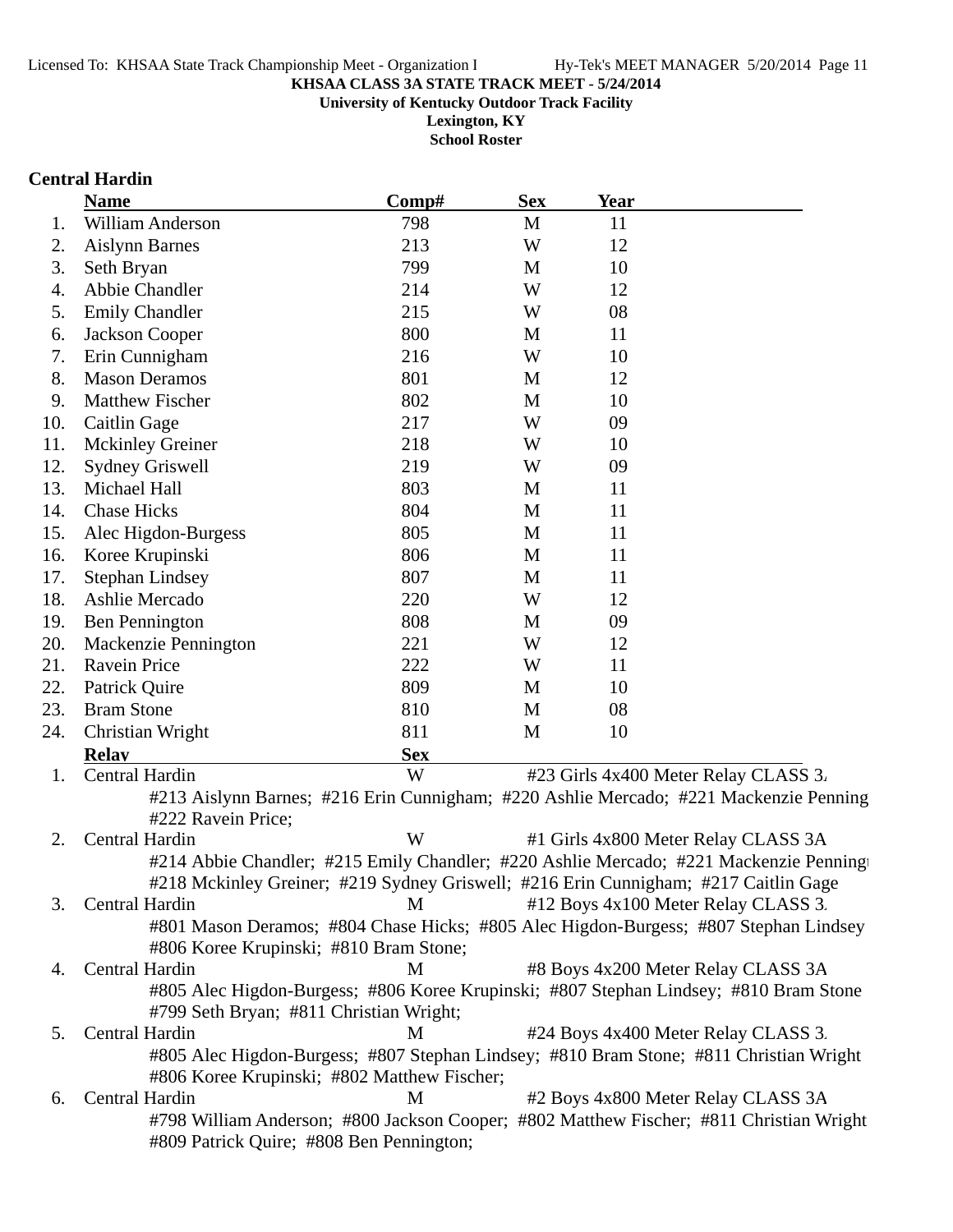KHSAA CLASS 3A STATE TRACK MEET - 5/24/2014
University of Kentucky Outdoor Track Facility
Lexington, KY
School Roster

## Central Hardin

| | Name | Comp# | Sex | Year |
|---|---|---|---|---|
| 1. | William Anderson | 798 | M | 11 |
| 2. | Aislynn Barnes | 213 | W | 12 |
| 3. | Seth Bryan | 799 | M | 10 |
| 4. | Abbie Chandler | 214 | W | 12 |
| 5. | Emily Chandler | 215 | W | 08 |
| 6. | Jackson Cooper | 800 | M | 11 |
| 7. | Erin Cunnigham | 216 | W | 10 |
| 8. | Mason Deramos | 801 | M | 12 |
| 9. | Matthew Fischer | 802 | M | 10 |
| 10. | Caitlin Gage | 217 | W | 09 |
| 11. | Mckinley Greiner | 218 | W | 10 |
| 12. | Sydney Griswell | 219 | W | 09 |
| 13. | Michael Hall | 803 | M | 11 |
| 14. | Chase Hicks | 804 | M | 11 |
| 15. | Alec Higdon-Burgess | 805 | M | 11 |
| 16. | Koree Krupinski | 806 | M | 11 |
| 17. | Stephan Lindsey | 807 | M | 11 |
| 18. | Ashlie Mercado | 220 | W | 12 |
| 19. | Ben Pennington | 808 | M | 09 |
| 20. | Mackenzie Pennington | 221 | W | 12 |
| 21. | Ravein Price | 222 | W | 11 |
| 22. | Patrick Quire | 809 | M | 10 |
| 23. | Bram Stone | 810 | M | 08 |
| 24. | Christian Wright | 811 | M | 10 |

| | Relay | Sex | Event |
|---|---|---|---|
| 1. | Central Hardin | W | #23 Girls 4x400 Meter Relay CLASS 3A |
| | #213 Aislynn Barnes; #216 Erin Cunnigham; #220 Ashlie Mercado; #221 Mackenzie Pennington; #222 Ravein Price; | | |
| 2. | Central Hardin | W | #1 Girls 4x800 Meter Relay CLASS 3A |
| | #214 Abbie Chandler; #215 Emily Chandler; #220 Ashlie Mercado; #221 Mackenzie Pennington; #218 Mckinley Greiner; #219 Sydney Griswell; #216 Erin Cunnigham; #217 Caitlin Gage | | |
| 3. | Central Hardin | M | #12 Boys 4x100 Meter Relay CLASS 3A |
| | #801 Mason Deramos; #804 Chase Hicks; #805 Alec Higdon-Burgess; #807 Stephan Lindsey; #806 Koree Krupinski; #810 Bram Stone; | | |
| 4. | Central Hardin | M | #8 Boys 4x200 Meter Relay CLASS 3A |
| | #805 Alec Higdon-Burgess; #806 Koree Krupinski; #807 Stephan Lindsey; #810 Bram Stone; #799 Seth Bryan; #811 Christian Wright; | | |
| 5. | Central Hardin | M | #24 Boys 4x400 Meter Relay CLASS 3A |
| | #805 Alec Higdon-Burgess; #807 Stephan Lindsey; #810 Bram Stone; #811 Christian Wright; #806 Koree Krupinski; #802 Matthew Fischer; | | |
| 6. | Central Hardin | M | #2 Boys 4x800 Meter Relay CLASS 3A |
| | #798 William Anderson; #800 Jackson Cooper; #802 Matthew Fischer; #811 Christian Wright; #809 Patrick Quire; #808 Ben Pennington; | | |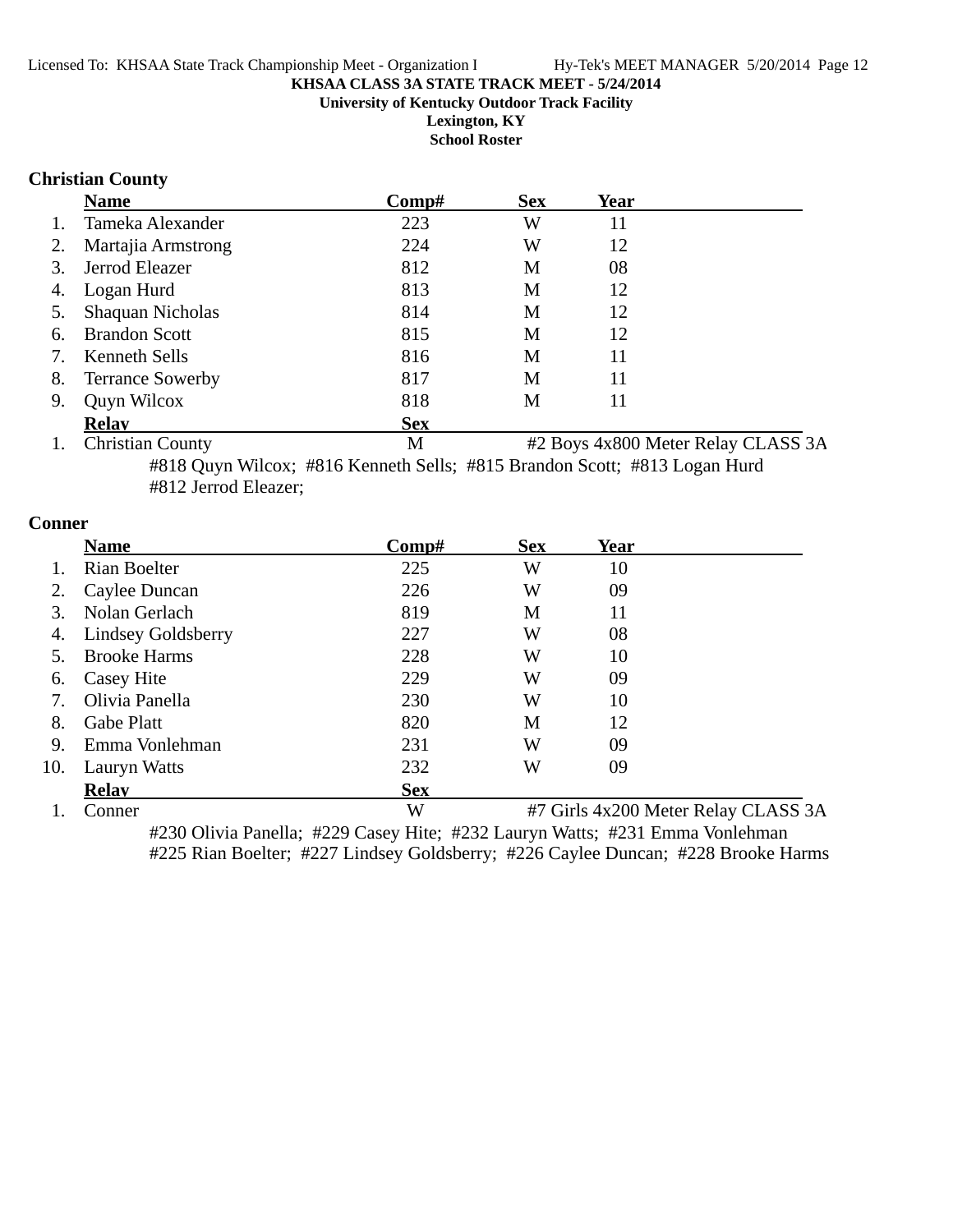**KHSAA CLASS 3A STATE TRACK MEET - 5/24/2014**
**University of Kentucky Outdoor Track Facility**
**Lexington, KY**
**School Roster**

## Christian County

| | Name | Comp# | Sex | Year |
|---|---|---|---|---|
| 1. | Tameka Alexander | 223 | W | 11 |
| 2. | Martajia Armstrong | 224 | W | 12 |
| 3. | Jerrod Eleazer | 812 | M | 08 |
| 4. | Logan Hurd | 813 | M | 12 |
| 5. | Shaquan Nicholas | 814 | M | 12 |
| 6. | Brandon Scott | 815 | M | 12 |
| 7. | Kenneth Sells | 816 | M | 11 |
| 8. | Terrance Sowerby | 817 | M | 11 |
| 9. | Quyn Wilcox | 818 | M | 11 |

| | Relay | Sex | Event |
|---|---|---|---|
| 1. | Christian County | M | #2 Boys 4x800 Meter Relay CLASS 3A |

#818 Quyn Wilcox; #816 Kenneth Sells; #815 Brandon Scott; #813 Logan Hurd
#812 Jerrod Eleazer;

## Conner

| | Name | Comp# | Sex | Year |
|---|---|---|---|---|
| 1. | Rian Boelter | 225 | W | 10 |
| 2. | Caylee Duncan | 226 | W | 09 |
| 3. | Nolan Gerlach | 819 | M | 11 |
| 4. | Lindsey Goldsberry | 227 | W | 08 |
| 5. | Brooke Harms | 228 | W | 10 |
| 6. | Casey Hite | 229 | W | 09 |
| 7. | Olivia Panella | 230 | W | 10 |
| 8. | Gabe Platt | 820 | M | 12 |
| 9. | Emma Vonlehman | 231 | W | 09 |
| 10. | Lauryn Watts | 232 | W | 09 |

| | Relay | Sex | Event |
|---|---|---|---|
| 1. | Conner | W | #7 Girls 4x200 Meter Relay CLASS 3A |

#230 Olivia Panella; #229 Casey Hite; #232 Lauryn Watts; #231 Emma Vonlehman
#225 Rian Boelter; #227 Lindsey Goldsberry; #226 Caylee Duncan; #228 Brooke Harms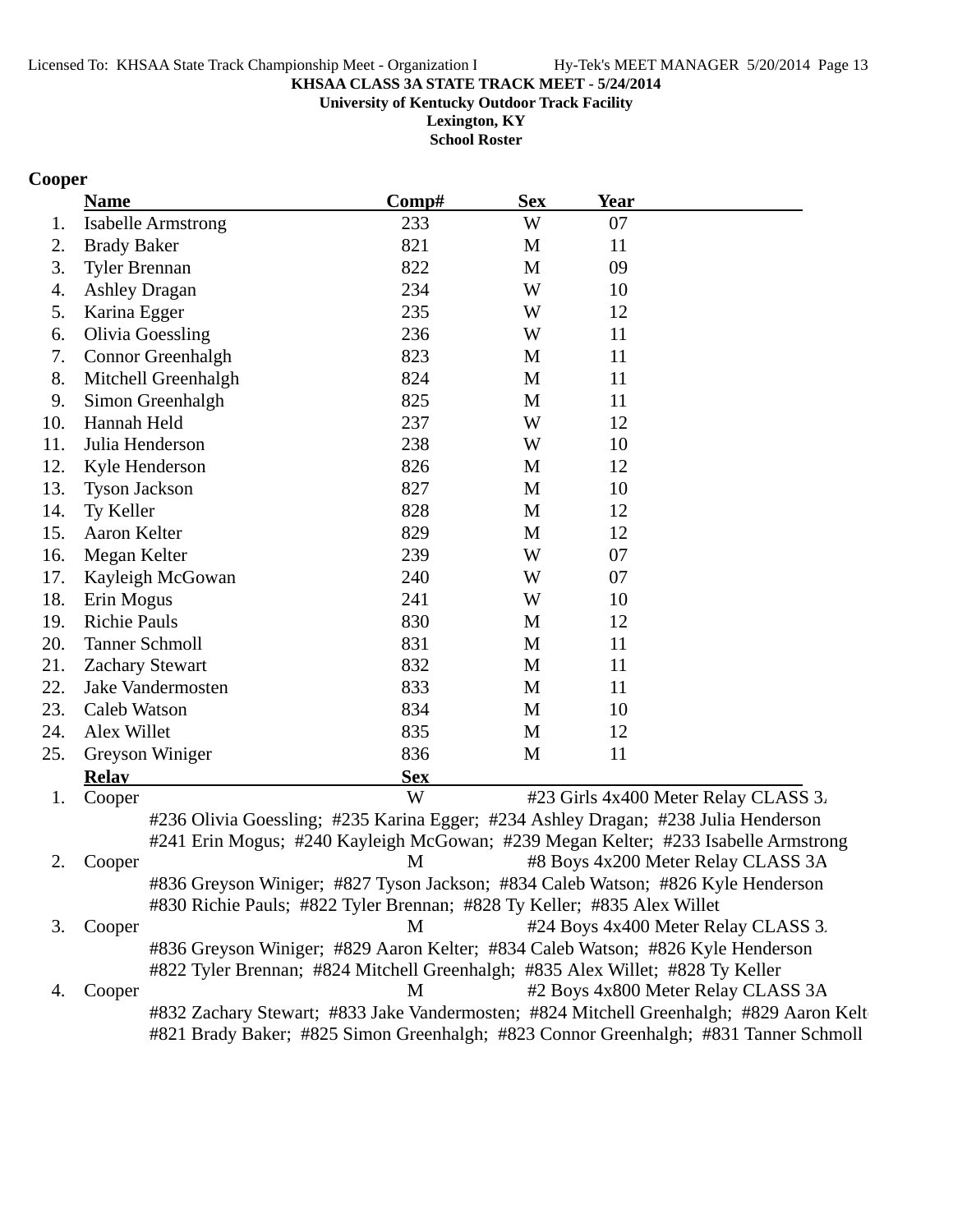**KHSAA CLASS 3A STATE TRACK MEET - 5/24/2014**
**University of Kentucky Outdoor Track Facility**
**Lexington, KY**
**School Roster**

## Cooper

| | Name | Comp# | Sex | Year |
|---|---|---|---|---|
| 1. | Isabelle Armstrong | 233 | W | 07 |
| 2. | Brady Baker | 821 | M | 11 |
| 3. | Tyler Brennan | 822 | M | 09 |
| 4. | Ashley Dragan | 234 | W | 10 |
| 5. | Karina Egger | 235 | W | 12 |
| 6. | Olivia Goessling | 236 | W | 11 |
| 7. | Connor Greenhalgh | 823 | M | 11 |
| 8. | Mitchell Greenhalgh | 824 | M | 11 |
| 9. | Simon Greenhalgh | 825 | M | 11 |
| 10. | Hannah Held | 237 | W | 12 |
| 11. | Julia Henderson | 238 | W | 10 |
| 12. | Kyle Henderson | 826 | M | 12 |
| 13. | Tyson Jackson | 827 | M | 10 |
| 14. | Ty Keller | 828 | M | 12 |
| 15. | Aaron Kelter | 829 | M | 12 |
| 16. | Megan Kelter | 239 | W | 07 |
| 17. | Kayleigh McGowan | 240 | W | 07 |
| 18. | Erin Mogus | 241 | W | 10 |
| 19. | Richie Pauls | 830 | M | 12 |
| 20. | Tanner Schmoll | 831 | M | 11 |
| 21. | Zachary Stewart | 832 | M | 11 |
| 22. | Jake Vandermosten | 833 | M | 11 |
| 23. | Caleb Watson | 834 | M | 10 |
| 24. | Alex Willet | 835 | M | 12 |
| 25. | Greyson Winiger | 836 | M | 11 |

| | Relay | Sex | Event |
|---|---|---|---|
| 1. | Cooper | W | #23 Girls 4x400 Meter Relay CLASS 3A |
| | #236 Olivia Goessling; #235 Karina Egger; #234 Ashley Dragan; #238 Julia Henderson; #241 Erin Mogus; #240 Kayleigh McGowan; #239 Megan Kelter; #233 Isabelle Armstrong | | |
| 2. | Cooper | M | #8 Boys 4x200 Meter Relay CLASS 3A |
| | #836 Greyson Winiger; #827 Tyson Jackson; #834 Caleb Watson; #826 Kyle Henderson; #830 Richie Pauls; #822 Tyler Brennan; #828 Ty Keller; #835 Alex Willet | | |
| 3. | Cooper | M | #24 Boys 4x400 Meter Relay CLASS 3A |
| | #836 Greyson Winiger; #829 Aaron Kelter; #834 Caleb Watson; #826 Kyle Henderson; #822 Tyler Brennan; #824 Mitchell Greenhalgh; #835 Alex Willet; #828 Ty Keller | | |
| 4. | Cooper | M | #2 Boys 4x800 Meter Relay CLASS 3A |
| | #832 Zachary Stewart; #833 Jake Vandermosten; #824 Mitchell Greenhalgh; #829 Aaron Kelter; #821 Brady Baker; #825 Simon Greenhalgh; #823 Connor Greenhalgh; #831 Tanner Schmoll | | |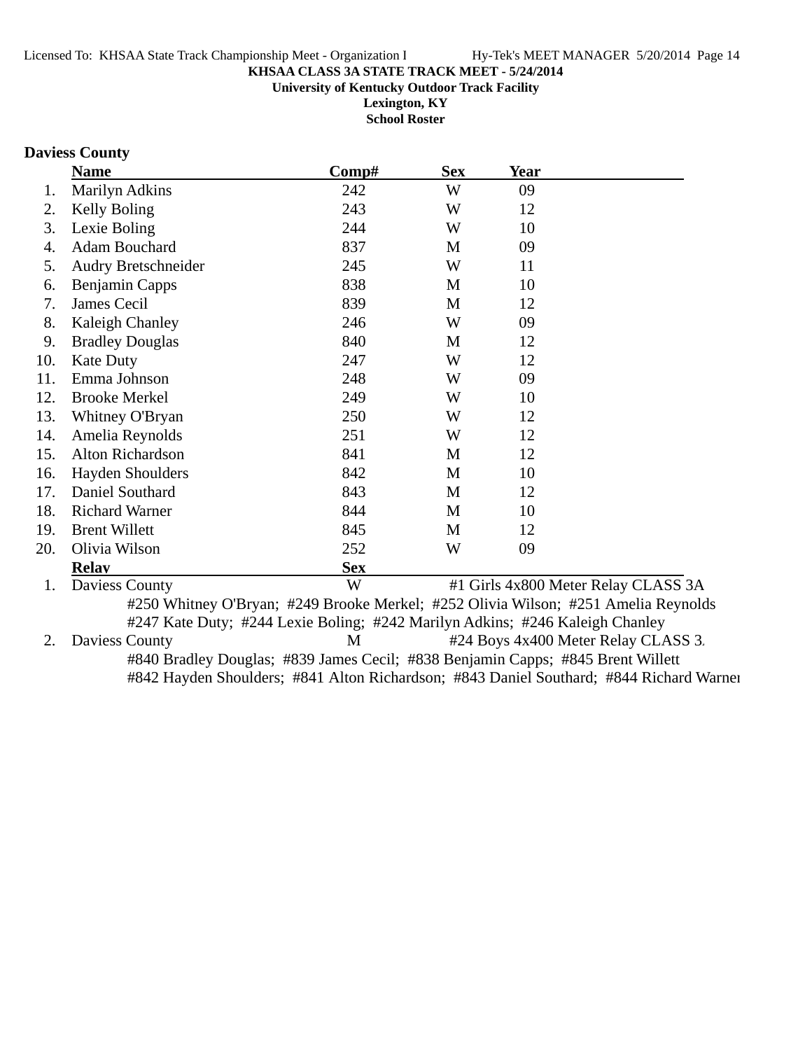**KHSAA CLASS 3A STATE TRACK MEET - 5/24/2014**
**University of Kentucky Outdoor Track Facility**
**Lexington, KY**
**School Roster**

## Daviess County

| | Name | Comp# | Sex | Year |
|---|---|---|---|---|
| 1. | Marilyn Adkins | 242 | W | 09 |
| 2. | Kelly Boling | 243 | W | 12 |
| 3. | Lexie Boling | 244 | W | 10 |
| 4. | Adam Bouchard | 837 | M | 09 |
| 5. | Audry Bretschneider | 245 | W | 11 |
| 6. | Benjamin Capps | 838 | M | 10 |
| 7. | James Cecil | 839 | M | 12 |
| 8. | Kaleigh Chanley | 246 | W | 09 |
| 9. | Bradley Douglas | 840 | M | 12 |
| 10. | Kate Duty | 247 | W | 12 |
| 11. | Emma Johnson | 248 | W | 09 |
| 12. | Brooke Merkel | 249 | W | 10 |
| 13. | Whitney O'Bryan | 250 | W | 12 |
| 14. | Amelia Reynolds | 251 | W | 12 |
| 15. | Alton Richardson | 841 | M | 12 |
| 16. | Hayden Shoulders | 842 | M | 10 |
| 17. | Daniel Southard | 843 | M | 12 |
| 18. | Richard Warner | 844 | M | 10 |
| 19. | Brent Willett | 845 | M | 12 |
| 20. | Olivia Wilson | 252 | W | 09 |

| | Relay | Sex | Event |
|---|---|---|---|
| 1. | Daviess County | W | #1 Girls 4x800 Meter Relay CLASS 3A |
| 2. | Daviess County | M | #24 Boys 4x400 Meter Relay CLASS 3. |

1. Daviess County (W) — #1 Girls 4x800 Meter Relay CLASS 3A
   #250 Whitney O'Bryan; #249 Brooke Merkel; #252 Olivia Wilson; #251 Amelia Reynolds
   #247 Kate Duty; #244 Lexie Boling; #242 Marilyn Adkins; #246 Kaleigh Chanley

2. Daviess County (M) — #24 Boys 4x400 Meter Relay CLASS 3.
   #840 Bradley Douglas; #839 James Cecil; #838 Benjamin Capps; #845 Brent Willett
   #842 Hayden Shoulders; #841 Alton Richardson; #843 Daniel Southard; #844 Richard Warner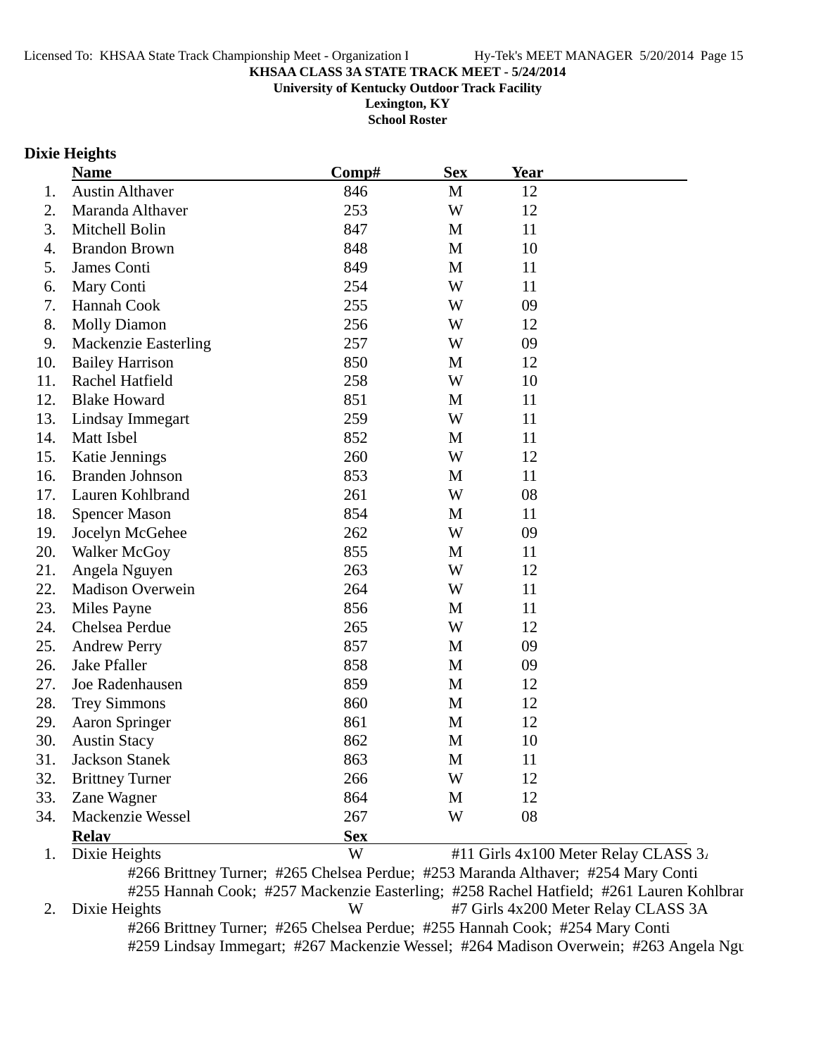**KHSAA CLASS 3A STATE TRACK MEET - 5/24/2014**
**University of Kentucky Outdoor Track Facility**
**Lexington, KY**
**School Roster**

## Dixie Heights

| | Name | Comp# | Sex | Year |
|---|---|---|---|---|
| 1. | Austin Althaver | 846 | M | 12 |
| 2. | Maranda Althaver | 253 | W | 12 |
| 3. | Mitchell Bolin | 847 | M | 11 |
| 4. | Brandon Brown | 848 | M | 10 |
| 5. | James Conti | 849 | M | 11 |
| 6. | Mary Conti | 254 | W | 11 |
| 7. | Hannah Cook | 255 | W | 09 |
| 8. | Molly Diamon | 256 | W | 12 |
| 9. | Mackenzie Easterling | 257 | W | 09 |
| 10. | Bailey Harrison | 850 | M | 12 |
| 11. | Rachel Hatfield | 258 | W | 10 |
| 12. | Blake Howard | 851 | M | 11 |
| 13. | Lindsay Immegart | 259 | W | 11 |
| 14. | Matt Isbel | 852 | M | 11 |
| 15. | Katie Jennings | 260 | W | 12 |
| 16. | Branden Johnson | 853 | M | 11 |
| 17. | Lauren Kohlbrand | 261 | W | 08 |
| 18. | Spencer Mason | 854 | M | 11 |
| 19. | Jocelyn McGehee | 262 | W | 09 |
| 20. | Walker McGoy | 855 | M | 11 |
| 21. | Angela Nguyen | 263 | W | 12 |
| 22. | Madison Overwein | 264 | W | 11 |
| 23. | Miles Payne | 856 | M | 11 |
| 24. | Chelsea Perdue | 265 | W | 12 |
| 25. | Andrew Perry | 857 | M | 09 |
| 26. | Jake Pfaller | 858 | M | 09 |
| 27. | Joe Radenhausen | 859 | M | 12 |
| 28. | Trey Simmons | 860 | M | 12 |
| 29. | Aaron Springer | 861 | M | 12 |
| 30. | Austin Stacy | 862 | M | 10 |
| 31. | Jackson Stanek | 863 | M | 11 |
| 32. | Brittney Turner | 266 | W | 12 |
| 33. | Zane Wagner | 864 | M | 12 |
| 34. | Mackenzie Wessel | 267 | W | 08 |

| | Relay | Sex | Event |
|---|---|---|---|
| 1. | Dixie Heights | W | #11 Girls 4x100 Meter Relay CLASS 3A |
| | #266 Brittney Turner; #265 Chelsea Perdue; #253 Maranda Althaver; #254 Mary Conti<br>#255 Hannah Cook; #257 Mackenzie Easterling; #258 Rachel Hatfield; #261 Lauren Kohlbrand | | |
| 2. | Dixie Heights | W | #7 Girls 4x200 Meter Relay CLASS 3A |
| | #266 Brittney Turner; #265 Chelsea Perdue; #255 Hannah Cook; #254 Mary Conti<br>#259 Lindsay Immegart; #267 Mackenzie Wessel; #264 Madison Overwein; #263 Angela Nguyen | | |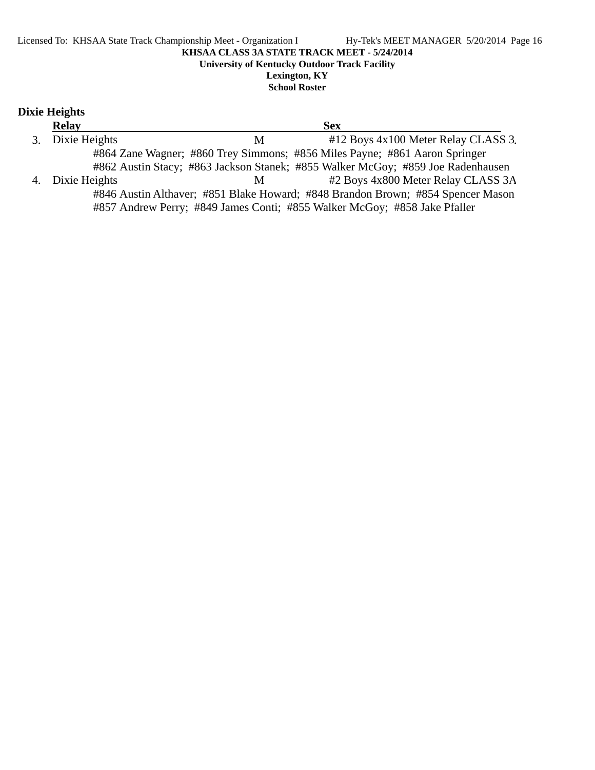KHSAA CLASS 3A STATE TRACK MEET - 5/24/2014

University of Kentucky Outdoor Track Facility

Lexington, KY

School Roster

## Dixie Heights

| | Relay | Sex | |
|---|---|---|---|
| 3. | Dixie Heights | M | #12 Boys 4x100 Meter Relay CLASS 3. |
| | #864 Zane Wagner; #860 Trey Simmons; #856 Miles Payne; #861 Aaron Springer | | |
| | #862 Austin Stacy; #863 Jackson Stanek; #855 Walker McGoy; #859 Joe Radenhausen | | |
| 4. | Dixie Heights | M | #2 Boys 4x800 Meter Relay CLASS 3A |
| | #846 Austin Althaver; #851 Blake Howard; #848 Brandon Brown; #854 Spencer Mason | | |
| | #857 Andrew Perry; #849 James Conti; #855 Walker McGoy; #858 Jake Pfaller | | |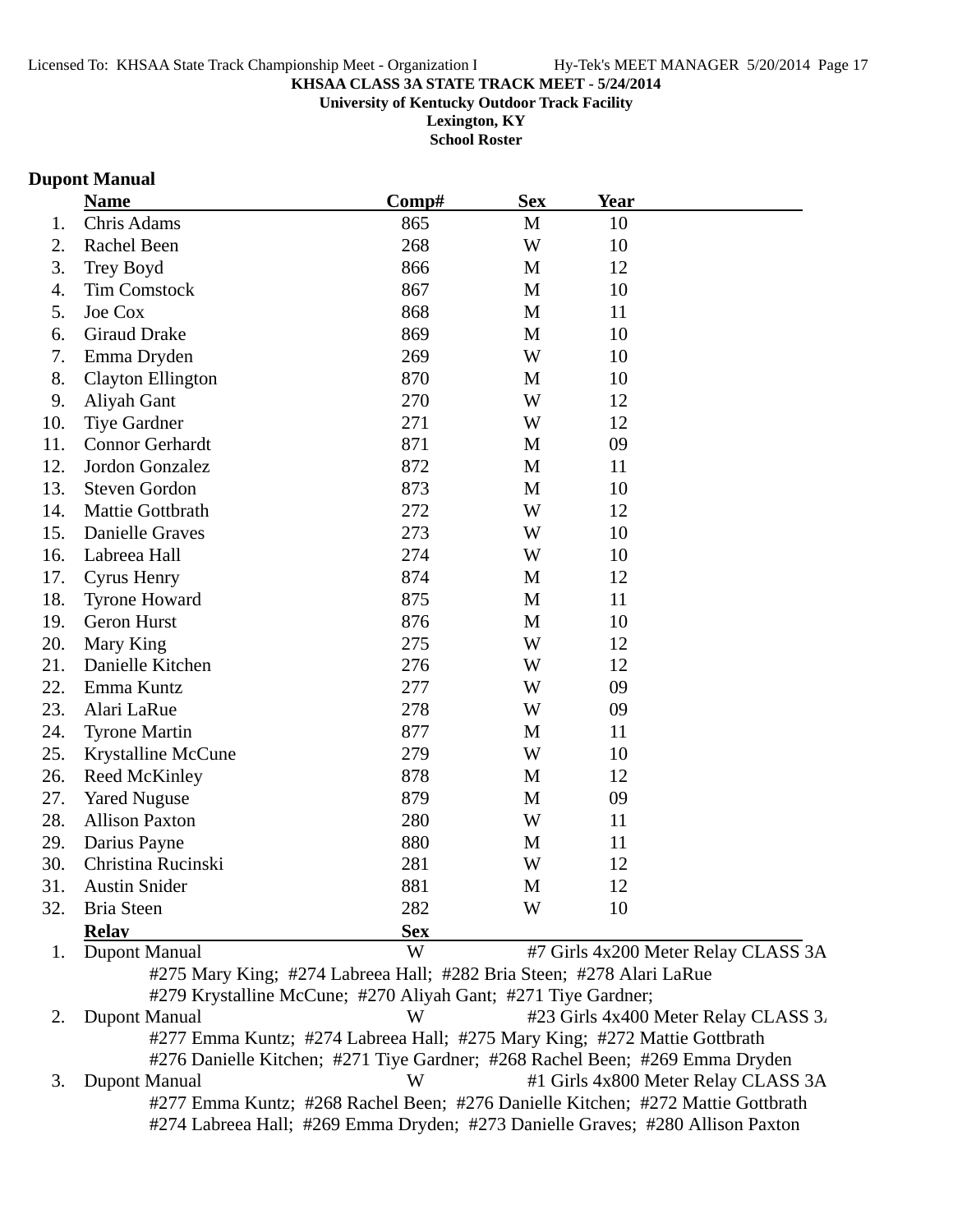**KHSAA CLASS 3A STATE TRACK MEET - 5/24/2014**
**University of Kentucky Outdoor Track Facility**
**Lexington, KY**
**School Roster**

## Dupont Manual

| | Name | Comp# | Sex | Year |
|---|---|---|---|---|
| 1. | Chris Adams | 865 | M | 10 |
| 2. | Rachel Been | 268 | W | 10 |
| 3. | Trey Boyd | 866 | M | 12 |
| 4. | Tim Comstock | 867 | M | 10 |
| 5. | Joe Cox | 868 | M | 11 |
| 6. | Giraud Drake | 869 | M | 10 |
| 7. | Emma Dryden | 269 | W | 10 |
| 8. | Clayton Ellington | 870 | M | 10 |
| 9. | Aliyah Gant | 270 | W | 12 |
| 10. | Tiye Gardner | 271 | W | 12 |
| 11. | Connor Gerhardt | 871 | M | 09 |
| 12. | Jordon Gonzalez | 872 | M | 11 |
| 13. | Steven Gordon | 873 | M | 10 |
| 14. | Mattie Gottbrath | 272 | W | 12 |
| 15. | Danielle Graves | 273 | W | 10 |
| 16. | Labreea Hall | 274 | W | 10 |
| 17. | Cyrus Henry | 874 | M | 12 |
| 18. | Tyrone Howard | 875 | M | 11 |
| 19. | Geron Hurst | 876 | M | 10 |
| 20. | Mary King | 275 | W | 12 |
| 21. | Danielle Kitchen | 276 | W | 12 |
| 22. | Emma Kuntz | 277 | W | 09 |
| 23. | Alari LaRue | 278 | W | 09 |
| 24. | Tyrone Martin | 877 | M | 11 |
| 25. | Krystalline McCune | 279 | W | 10 |
| 26. | Reed McKinley | 878 | M | 12 |
| 27. | Yared Nuguse | 879 | M | 09 |
| 28. | Allison Paxton | 280 | W | 11 |
| 29. | Darius Payne | 880 | M | 11 |
| 30. | Christina Rucinski | 281 | W | 12 |
| 31. | Austin Snider | 881 | M | 12 |
| 32. | Bria Steen | 282 | W | 10 |

| | Relay | Sex | Event |
|---|---|---|---|
| 1. | Dupont Manual | W | #7 Girls 4x200 Meter Relay CLASS 3A |
| | #275 Mary King; #274 Labreea Hall; #282 Bria Steen; #278 Alari LaRue #279 Krystalline McCune; #270 Aliyah Gant; #271 Tiye Gardner; | | |
| 2. | Dupont Manual | W | #23 Girls 4x400 Meter Relay CLASS 3A |
| | #277 Emma Kuntz; #274 Labreea Hall; #275 Mary King; #272 Mattie Gottbrath #276 Danielle Kitchen; #271 Tiye Gardner; #268 Rachel Been; #269 Emma Dryden | | |
| 3. | Dupont Manual | W | #1 Girls 4x800 Meter Relay CLASS 3A |
| | #277 Emma Kuntz; #268 Rachel Been; #276 Danielle Kitchen; #272 Mattie Gottbrath #274 Labreea Hall; #269 Emma Dryden; #273 Danielle Graves; #280 Allison Paxton | | |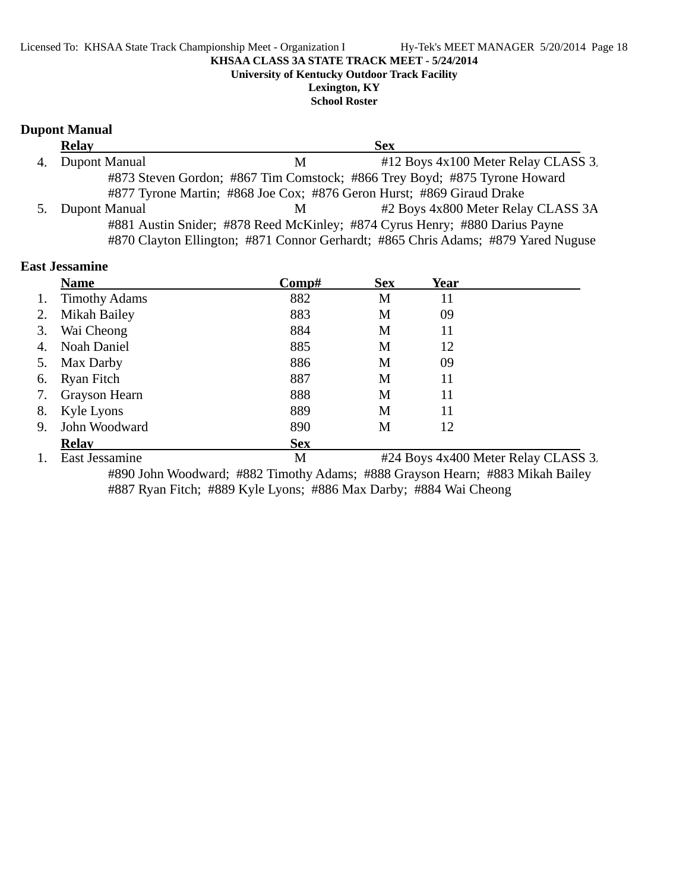KHSAA CLASS 3A STATE TRACK MEET - 5/24/2014

University of Kentucky Outdoor Track Facility

Lexington, KY

School Roster

### Dupont Manual

| | Relay | Sex | |
|---|---|---|---|
| 4. | Dupont Manual | M | #12 Boys 4x100 Meter Relay CLASS 3. |
| | #873 Steven Gordon; #867 Tim Comstock; #866 Trey Boyd; #875 Tyrone Howard<br>#877 Tyrone Martin; #868 Joe Cox; #876 Geron Hurst; #869 Giraud Drake | | |
| 5. | Dupont Manual | M | #2 Boys 4x800 Meter Relay CLASS 3A |
| | #881 Austin Snider; #878 Reed McKinley; #874 Cyrus Henry; #880 Darius Payne<br>#870 Clayton Ellington; #871 Connor Gerhardt; #865 Chris Adams; #879 Yared Nuguse | | |

### East Jessamine

| | Name | Comp# | Sex | Year |
|---|---|---|---|---|
| 1. | Timothy Adams | 882 | M | 11 |
| 2. | Mikah Bailey | 883 | M | 09 |
| 3. | Wai Cheong | 884 | M | 11 |
| 4. | Noah Daniel | 885 | M | 12 |
| 5. | Max Darby | 886 | M | 09 |
| 6. | Ryan Fitch | 887 | M | 11 |
| 7. | Grayson Hearn | 888 | M | 11 |
| 8. | Kyle Lyons | 889 | M | 11 |
| 9. | John Woodward | 890 | M | 12 |

| | Relay | Sex | |
|---|---|---|---|
| 1. | East Jessamine | M | #24 Boys 4x400 Meter Relay CLASS 3. |
| | #890 John Woodward; #882 Timothy Adams; #888 Grayson Hearn; #883 Mikah Bailey<br>#887 Ryan Fitch; #889 Kyle Lyons; #886 Max Darby; #884 Wai Cheong | | |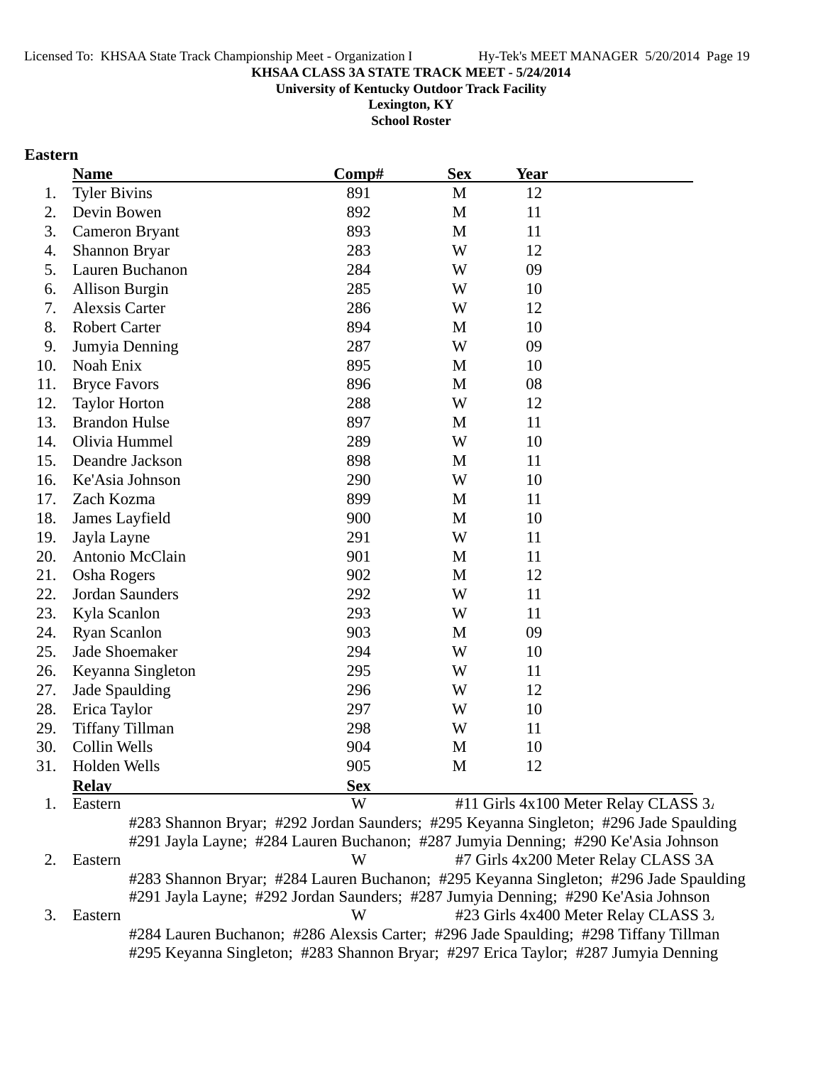KHSAA CLASS 3A STATE TRACK MEET - 5/24/2014

University of Kentucky Outdoor Track Facility

Lexington, KY

School Roster

## Eastern

| | Name | Comp# | Sex | Year |
|---|---|---|---|---|
| 1. | Tyler Bivins | 891 | M | 12 |
| 2. | Devin Bowen | 892 | M | 11 |
| 3. | Cameron Bryant | 893 | M | 11 |
| 4. | Shannon Bryar | 283 | W | 12 |
| 5. | Lauren Buchanon | 284 | W | 09 |
| 6. | Allison Burgin | 285 | W | 10 |
| 7. | Alexsis Carter | 286 | W | 12 |
| 8. | Robert Carter | 894 | M | 10 |
| 9. | Jumyia Denning | 287 | W | 09 |
| 10. | Noah Enix | 895 | M | 10 |
| 11. | Bryce Favors | 896 | M | 08 |
| 12. | Taylor Horton | 288 | W | 12 |
| 13. | Brandon Hulse | 897 | M | 11 |
| 14. | Olivia Hummel | 289 | W | 10 |
| 15. | Deandre Jackson | 898 | M | 11 |
| 16. | Ke'Asia Johnson | 290 | W | 10 |
| 17. | Zach Kozma | 899 | M | 11 |
| 18. | James Layfield | 900 | M | 10 |
| 19. | Jayla Layne | 291 | W | 11 |
| 20. | Antonio McClain | 901 | M | 11 |
| 21. | Osha Rogers | 902 | M | 12 |
| 22. | Jordan Saunders | 292 | W | 11 |
| 23. | Kyla Scanlon | 293 | W | 11 |
| 24. | Ryan Scanlon | 903 | M | 09 |
| 25. | Jade Shoemaker | 294 | W | 10 |
| 26. | Keyanna Singleton | 295 | W | 11 |
| 27. | Jade Spaulding | 296 | W | 12 |
| 28. | Erica Taylor | 297 | W | 10 |
| 29. | Tiffany Tillman | 298 | W | 11 |
| 30. | Collin Wells | 904 | M | 10 |
| 31. | Holden Wells | 905 | M | 12 |

| | Relay | Sex | |
|---|---|---|---|
| 1. | Eastern | W | #11 Girls 4x100 Meter Relay CLASS 3A |
| | #283 Shannon Bryar; #292 Jordan Saunders; #295 Keyanna Singleton; #296 Jade Spaulding; #291 Jayla Layne; #284 Lauren Buchanon; #287 Jumyia Denning; #290 Ke'Asia Johnson | | |
| 2. | Eastern | W | #7 Girls 4x200 Meter Relay CLASS 3A |
| | #283 Shannon Bryar; #284 Lauren Buchanon; #295 Keyanna Singleton; #296 Jade Spaulding; #291 Jayla Layne; #292 Jordan Saunders; #287 Jumyia Denning; #290 Ke'Asia Johnson | | |
| 3. | Eastern | W | #23 Girls 4x400 Meter Relay CLASS 3A |
| | #284 Lauren Buchanon; #286 Alexsis Carter; #296 Jade Spaulding; #298 Tiffany Tillman; #295 Keyanna Singleton; #283 Shannon Bryar; #297 Erica Taylor; #287 Jumyia Denning | | |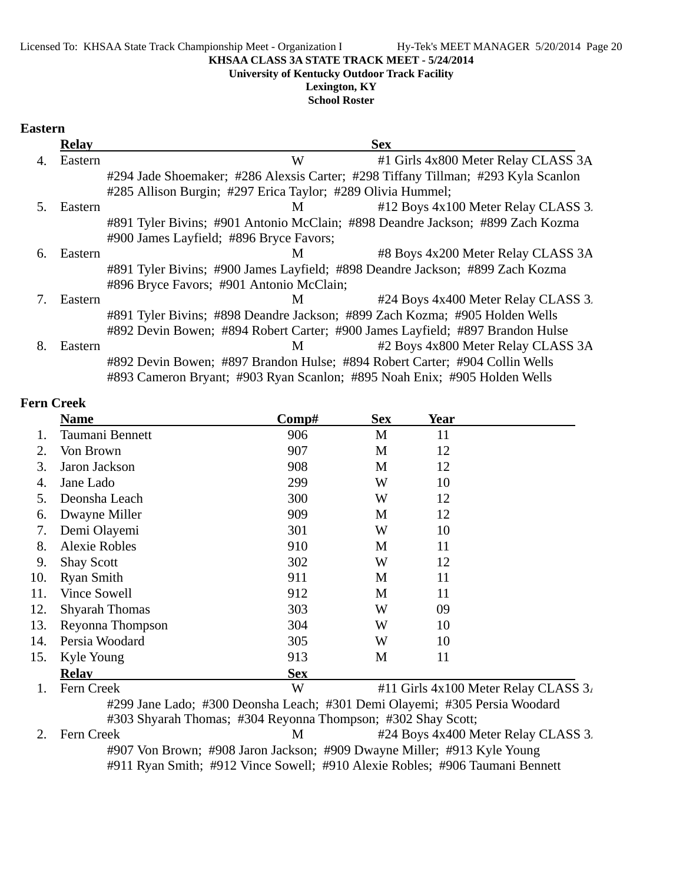KHSAA CLASS 3A STATE TRACK MEET - 5/24/2014
University of Kentucky Outdoor Track Facility
Lexington, KY
School Roster

**Eastern**

| | Relay | Sex | |
|---|---|---|---|
| 4. | Eastern | W | #1 Girls 4x800 Meter Relay CLASS 3A |
| | #294 Jade Shoemaker; #286 Alexsis Carter; #298 Tiffany Tillman; #293 Kyla Scanlon | | |
| | #285 Allison Burgin; #297 Erica Taylor; #289 Olivia Hummel; | | |
| 5. | Eastern | M | #12 Boys 4x100 Meter Relay CLASS 3. |
| | #891 Tyler Bivins; #901 Antonio McClain; #898 Deandre Jackson; #899 Zach Kozma | | |
| | #900 James Layfield; #896 Bryce Favors; | | |
| 6. | Eastern | M | #8 Boys 4x200 Meter Relay CLASS 3A |
| | #891 Tyler Bivins; #900 James Layfield; #898 Deandre Jackson; #899 Zach Kozma | | |
| | #896 Bryce Favors; #901 Antonio McClain; | | |
| 7. | Eastern | M | #24 Boys 4x400 Meter Relay CLASS 3. |
| | #891 Tyler Bivins; #898 Deandre Jackson; #899 Zach Kozma; #905 Holden Wells | | |
| | #892 Devin Bowen; #894 Robert Carter; #900 James Layfield; #897 Brandon Hulse | | |
| 8. | Eastern | M | #2 Boys 4x800 Meter Relay CLASS 3A |
| | #892 Devin Bowen; #897 Brandon Hulse; #894 Robert Carter; #904 Collin Wells | | |
| | #893 Cameron Bryant; #903 Ryan Scanlon; #895 Noah Enix; #905 Holden Wells | | |

**Fern Creek**

| | Name | Comp# | Sex | Year |
|---|---|---|---|---|
| 1. | Taumani Bennett | 906 | M | 11 |
| 2. | Von Brown | 907 | M | 12 |
| 3. | Jaron Jackson | 908 | M | 12 |
| 4. | Jane Lado | 299 | W | 10 |
| 5. | Deonsha Leach | 300 | W | 12 |
| 6. | Dwayne Miller | 909 | M | 12 |
| 7. | Demi Olayemi | 301 | W | 10 |
| 8. | Alexie Robles | 910 | M | 11 |
| 9. | Shay Scott | 302 | W | 12 |
| 10. | Ryan Smith | 911 | M | 11 |
| 11. | Vince Sowell | 912 | M | 11 |
| 12. | Shyarah Thomas | 303 | W | 09 |
| 13. | Reyonna Thompson | 304 | W | 10 |
| 14. | Persia Woodard | 305 | W | 10 |
| 15. | Kyle Young | 913 | M | 11 |

| | Relay | Sex | |
|---|---|---|---|
| 1. | Fern Creek | W | #11 Girls 4x100 Meter Relay CLASS 3. |
| | #299 Jane Lado; #300 Deonsha Leach; #301 Demi Olayemi; #305 Persia Woodard | | |
| | #303 Shyarah Thomas; #304 Reyonna Thompson; #302 Shay Scott; | | |
| 2. | Fern Creek | M | #24 Boys 4x400 Meter Relay CLASS 3. |
| | #907 Von Brown; #908 Jaron Jackson; #909 Dwayne Miller; #913 Kyle Young | | |
| | #911 Ryan Smith; #912 Vince Sowell; #910 Alexie Robles; #906 Taumani Bennett | | |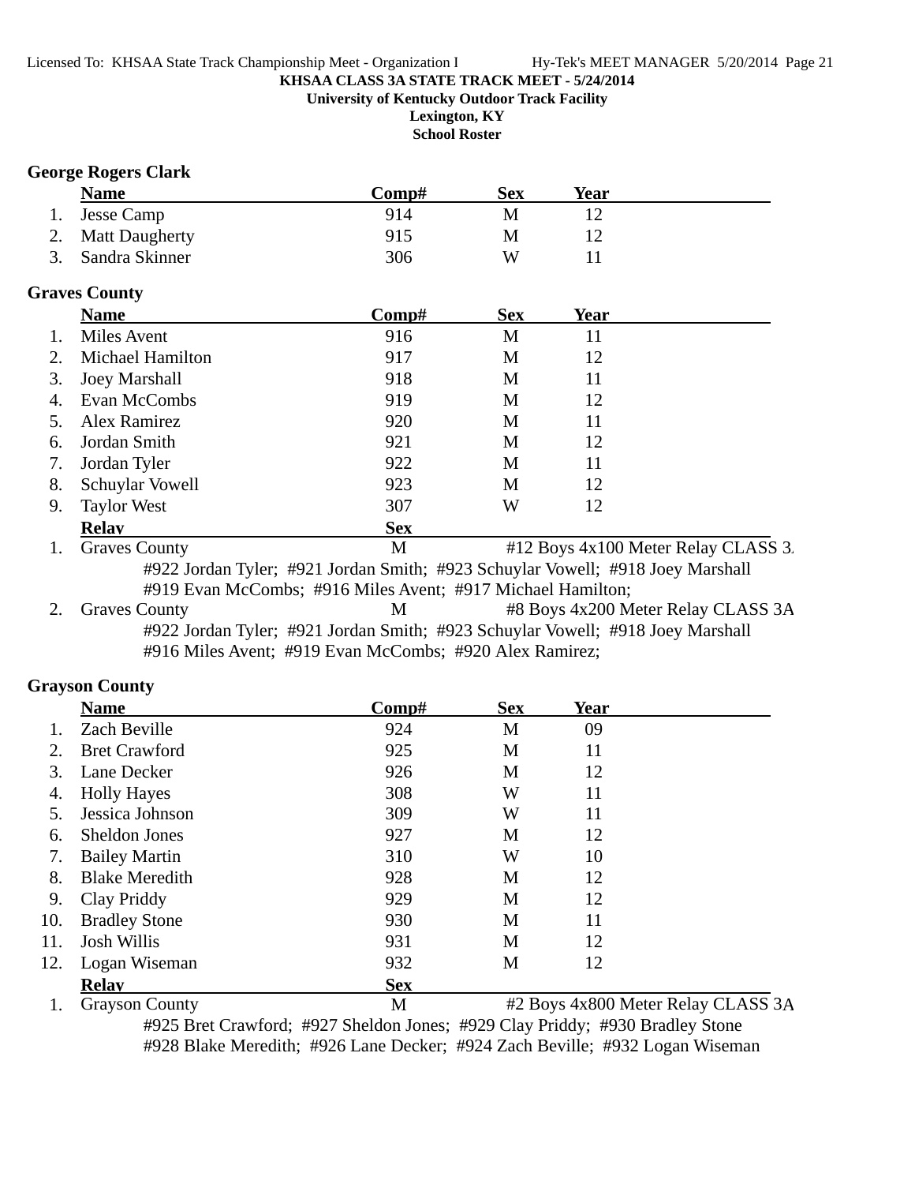KHSAA CLASS 3A STATE TRACK MEET - 5/24/2014
University of Kentucky Outdoor Track Facility
Lexington, KY
School Roster

## George Rogers Clark

| | Name | Comp# | Sex | Year |
|---|---|---|---|---|
| 1. | Jesse Camp | 914 | M | 12 |
| 2. | Matt Daugherty | 915 | M | 12 |
| 3. | Sandra Skinner | 306 | W | 11 |

## Graves County

| | Name | Comp# | Sex | Year |
|---|---|---|---|---|
| 1. | Miles Avent | 916 | M | 11 |
| 2. | Michael Hamilton | 917 | M | 12 |
| 3. | Joey Marshall | 918 | M | 11 |
| 4. | Evan McCombs | 919 | M | 12 |
| 5. | Alex Ramirez | 920 | M | 11 |
| 6. | Jordan Smith | 921 | M | 12 |
| 7. | Jordan Tyler | 922 | M | 11 |
| 8. | Schuylar Vowell | 923 | M | 12 |
| 9. | Taylor West | 307 | W | 12 |

| | Relay | Sex | Event |
|---|---|---|---|
| 1. | Graves County | M | #12 Boys 4x100 Meter Relay CLASS 3. |
| | #922 Jordan Tyler; #921 Jordan Smith; #923 Schuylar Vowell; #918 Joey Marshall; #919 Evan McCombs; #916 Miles Avent; #917 Michael Hamilton; | | |
| 2. | Graves County | M | #8 Boys 4x200 Meter Relay CLASS 3A |
| | #922 Jordan Tyler; #921 Jordan Smith; #923 Schuylar Vowell; #918 Joey Marshall; #916 Miles Avent; #919 Evan McCombs; #920 Alex Ramirez; | | |

## Grayson County

| | Name | Comp# | Sex | Year |
|---|---|---|---|---|
| 1. | Zach Beville | 924 | M | 09 |
| 2. | Bret Crawford | 925 | M | 11 |
| 3. | Lane Decker | 926 | M | 12 |
| 4. | Holly Hayes | 308 | W | 11 |
| 5. | Jessica Johnson | 309 | W | 11 |
| 6. | Sheldon Jones | 927 | M | 12 |
| 7. | Bailey Martin | 310 | W | 10 |
| 8. | Blake Meredith | 928 | M | 12 |
| 9. | Clay Priddy | 929 | M | 12 |
| 10. | Bradley Stone | 930 | M | 11 |
| 11. | Josh Willis | 931 | M | 12 |
| 12. | Logan Wiseman | 932 | M | 12 |

| | Relay | Sex | Event |
|---|---|---|---|
| 1. | Grayson County | M | #2 Boys 4x800 Meter Relay CLASS 3A |
| | #925 Bret Crawford; #927 Sheldon Jones; #929 Clay Priddy; #930 Bradley Stone; #928 Blake Meredith; #926 Lane Decker; #924 Zach Beville; #932 Logan Wiseman | | |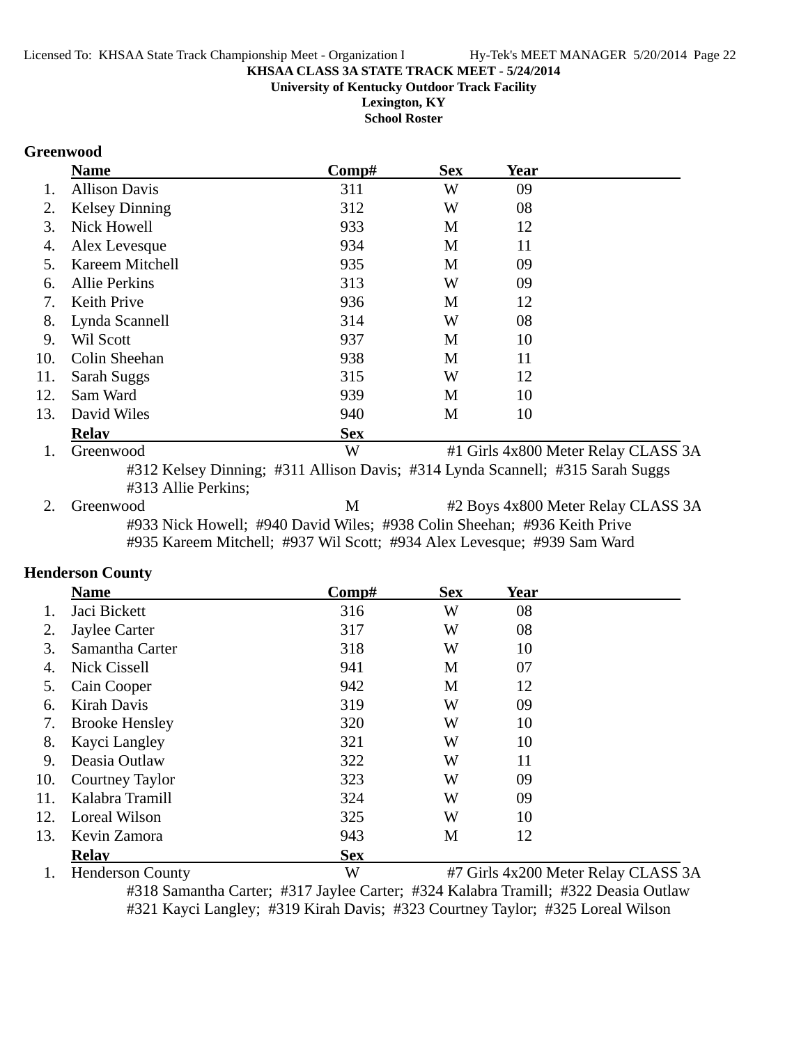**KHSAA CLASS 3A STATE TRACK MEET - 5/24/2014**
**University of Kentucky Outdoor Track Facility**
**Lexington, KY**
**School Roster**

### Greenwood

| | Name | Comp# | Sex | Year |
|---|---|---|---|---|
| 1. | Allison Davis | 311 | W | 09 |
| 2. | Kelsey Dinning | 312 | W | 08 |
| 3. | Nick Howell | 933 | M | 12 |
| 4. | Alex Levesque | 934 | M | 11 |
| 5. | Kareem Mitchell | 935 | M | 09 |
| 6. | Allie Perkins | 313 | W | 09 |
| 7. | Keith Prive | 936 | M | 12 |
| 8. | Lynda Scannell | 314 | W | 08 |
| 9. | Wil Scott | 937 | M | 10 |
| 10. | Colin Sheehan | 938 | M | 11 |
| 11. | Sarah Suggs | 315 | W | 12 |
| 12. | Sam Ward | 939 | M | 10 |
| 13. | David Wiles | 940 | M | 10 |

| | Relay | Sex | Event |
|---|---|---|---|
| 1. | Greenwood | W | #1 Girls 4x800 Meter Relay CLASS 3A |
| | #312 Kelsey Dinning; #311 Allison Davis; #314 Lynda Scannell; #315 Sarah Suggs #313 Allie Perkins; | | |
| 2. | Greenwood | M | #2 Boys 4x800 Meter Relay CLASS 3A |
| | #933 Nick Howell; #940 David Wiles; #938 Colin Sheehan; #936 Keith Prive #935 Kareem Mitchell; #937 Wil Scott; #934 Alex Levesque; #939 Sam Ward | | |

### Henderson County

| | Name | Comp# | Sex | Year |
|---|---|---|---|---|
| 1. | Jaci Bickett | 316 | W | 08 |
| 2. | Jaylee Carter | 317 | W | 08 |
| 3. | Samantha Carter | 318 | W | 10 |
| 4. | Nick Cissell | 941 | M | 07 |
| 5. | Cain Cooper | 942 | M | 12 |
| 6. | Kirah Davis | 319 | W | 09 |
| 7. | Brooke Hensley | 320 | W | 10 |
| 8. | Kayci Langley | 321 | W | 10 |
| 9. | Deasia Outlaw | 322 | W | 11 |
| 10. | Courtney Taylor | 323 | W | 09 |
| 11. | Kalabra Tramill | 324 | W | 09 |
| 12. | Loreal Wilson | 325 | W | 10 |
| 13. | Kevin Zamora | 943 | M | 12 |

| | Relay | Sex | Event |
|---|---|---|---|
| 1. | Henderson County | W | #7 Girls 4x200 Meter Relay CLASS 3A |
| | #318 Samantha Carter; #317 Jaylee Carter; #324 Kalabra Tramill; #322 Deasia Outlaw #321 Kayci Langley; #319 Kirah Davis; #323 Courtney Taylor; #325 Loreal Wilson | | |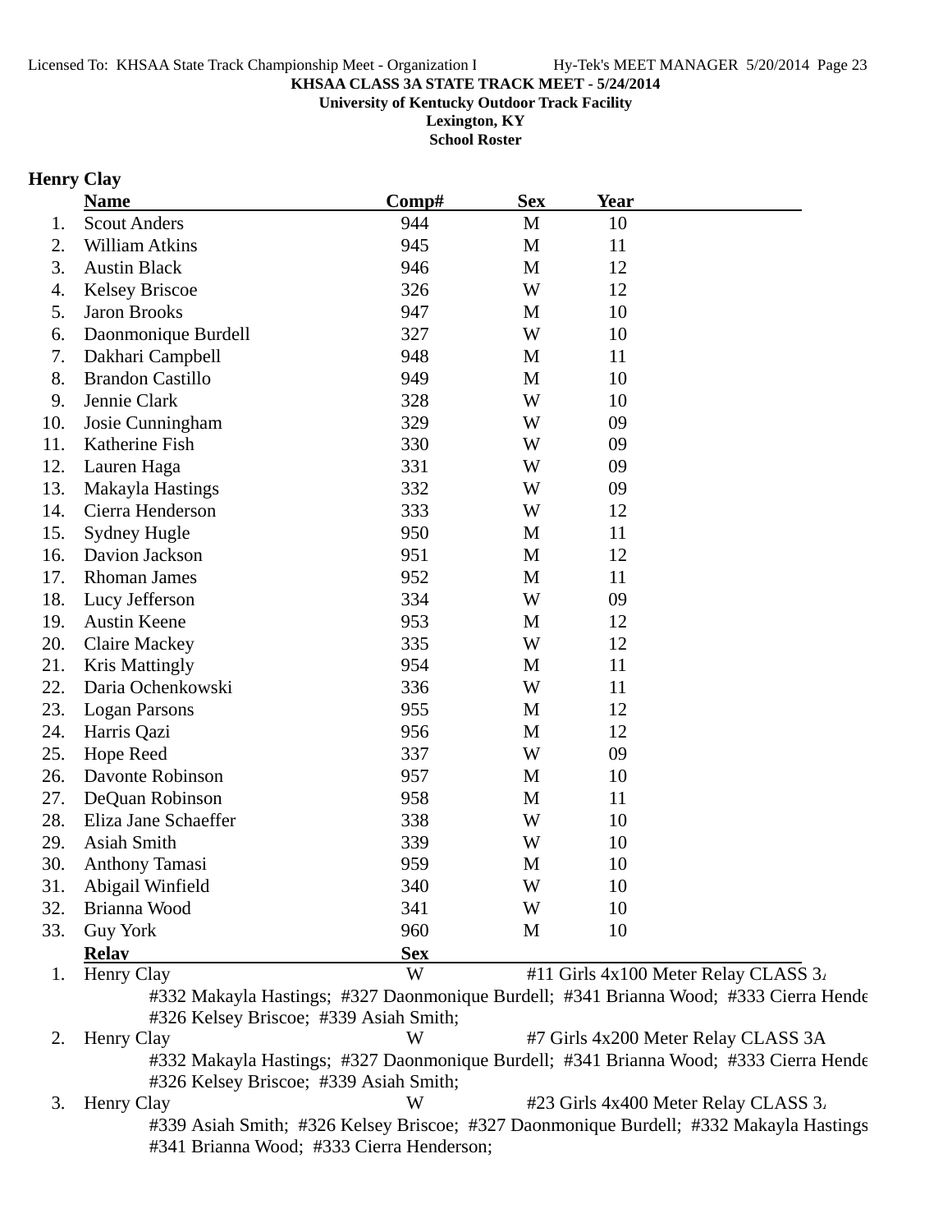**KHSAA CLASS 3A STATE TRACK MEET - 5/24/2014**
**University of Kentucky Outdoor Track Facility**
**Lexington, KY**
**School Roster**

## Henry Clay

| | Name | Comp# | Sex | Year |
|---|---|---|---|---|
| 1. | Scout Anders | 944 | M | 10 |
| 2. | William Atkins | 945 | M | 11 |
| 3. | Austin Black | 946 | M | 12 |
| 4. | Kelsey Briscoe | 326 | W | 12 |
| 5. | Jaron Brooks | 947 | M | 10 |
| 6. | Daonmonique Burdell | 327 | W | 10 |
| 7. | Dakhari Campbell | 948 | M | 11 |
| 8. | Brandon Castillo | 949 | M | 10 |
| 9. | Jennie Clark | 328 | W | 10 |
| 10. | Josie Cunningham | 329 | W | 09 |
| 11. | Katherine Fish | 330 | W | 09 |
| 12. | Lauren Haga | 331 | W | 09 |
| 13. | Makayla Hastings | 332 | W | 09 |
| 14. | Cierra Henderson | 333 | W | 12 |
| 15. | Sydney Hugle | 950 | M | 11 |
| 16. | Davion Jackson | 951 | M | 12 |
| 17. | Rhoman James | 952 | M | 11 |
| 18. | Lucy Jefferson | 334 | W | 09 |
| 19. | Austin Keene | 953 | M | 12 |
| 20. | Claire Mackey | 335 | W | 12 |
| 21. | Kris Mattingly | 954 | M | 11 |
| 22. | Daria Ochenkowski | 336 | W | 11 |
| 23. | Logan Parsons | 955 | M | 12 |
| 24. | Harris Qazi | 956 | M | 12 |
| 25. | Hope Reed | 337 | W | 09 |
| 26. | Davonte Robinson | 957 | M | 10 |
| 27. | DeQuan Robinson | 958 | M | 11 |
| 28. | Eliza Jane Schaeffer | 338 | W | 10 |
| 29. | Asiah Smith | 339 | W | 10 |
| 30. | Anthony Tamasi | 959 | M | 10 |
| 31. | Abigail Winfield | 340 | W | 10 |
| 32. | Brianna Wood | 341 | W | 10 |
| 33. | Guy York | 960 | M | 10 |

| | Relay | Sex | Event |
|---|---|---|---|
| 1. | Henry Clay | W | #11 Girls 4x100 Meter Relay CLASS 3A |
| | #332 Makayla Hastings; #327 Daonmonique Burdell; #341 Brianna Wood; #333 Cierra Henderson; #326 Kelsey Briscoe; #339 Asiah Smith; | | |
| 2. | Henry Clay | W | #7 Girls 4x200 Meter Relay CLASS 3A |
| | #332 Makayla Hastings; #327 Daonmonique Burdell; #341 Brianna Wood; #333 Cierra Henderson; #326 Kelsey Briscoe; #339 Asiah Smith; | | |
| 3. | Henry Clay | W | #23 Girls 4x400 Meter Relay CLASS 3A |
| | #339 Asiah Smith; #326 Kelsey Briscoe; #327 Daonmonique Burdell; #332 Makayla Hastings; #341 Brianna Wood; #333 Cierra Henderson; | | |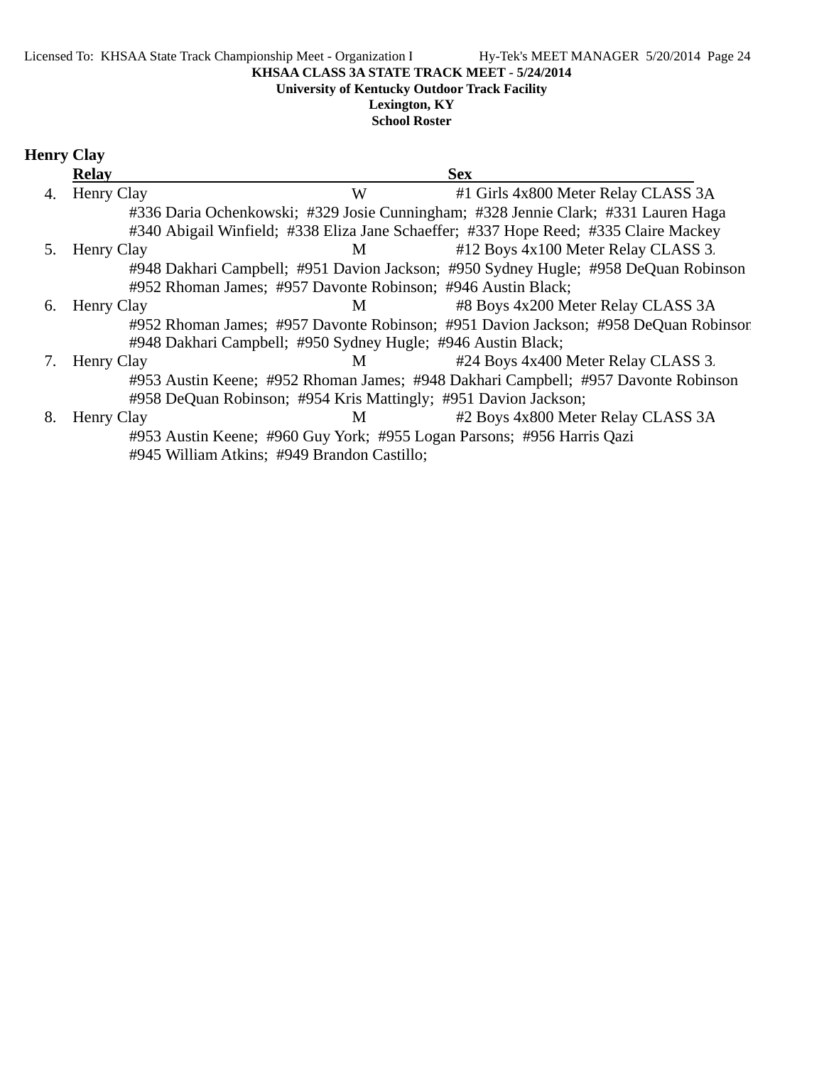**KHSAA CLASS 3A STATE TRACK MEET - 5/24/2014**

**University of Kentucky Outdoor Track Facility**

**Lexington, KY**

**School Roster**

## Henry Clay

| | Relay | Sex | |
|---|---|---|---|
| 4. | Henry Clay | W | #1 Girls 4x800 Meter Relay CLASS 3A |
| | #336 Daria Ochenkowski; #329 Josie Cunningham; #328 Jennie Clark; #331 Lauren Haga<br>#340 Abigail Winfield; #338 Eliza Jane Schaeffer; #337 Hope Reed; #335 Claire Mackey | | |
| 5. | Henry Clay | M | #12 Boys 4x100 Meter Relay CLASS 3A |
| | #948 Dakhari Campbell; #951 Davion Jackson; #950 Sydney Hugle; #958 DeQuan Robinson<br>#952 Rhoman James; #957 Davonte Robinson; #946 Austin Black; | | |
| 6. | Henry Clay | M | #8 Boys 4x200 Meter Relay CLASS 3A |
| | #952 Rhoman James; #957 Davonte Robinson; #951 Davion Jackson; #958 DeQuan Robinson<br>#948 Dakhari Campbell; #950 Sydney Hugle; #946 Austin Black; | | |
| 7. | Henry Clay | M | #24 Boys 4x400 Meter Relay CLASS 3A |
| | #953 Austin Keene; #952 Rhoman James; #948 Dakhari Campbell; #957 Davonte Robinson<br>#958 DeQuan Robinson; #954 Kris Mattingly; #951 Davion Jackson; | | |
| 8. | Henry Clay | M | #2 Boys 4x800 Meter Relay CLASS 3A |
| | #953 Austin Keene; #960 Guy York; #955 Logan Parsons; #956 Harris Qazi<br>#945 William Atkins; #949 Brandon Castillo; | | |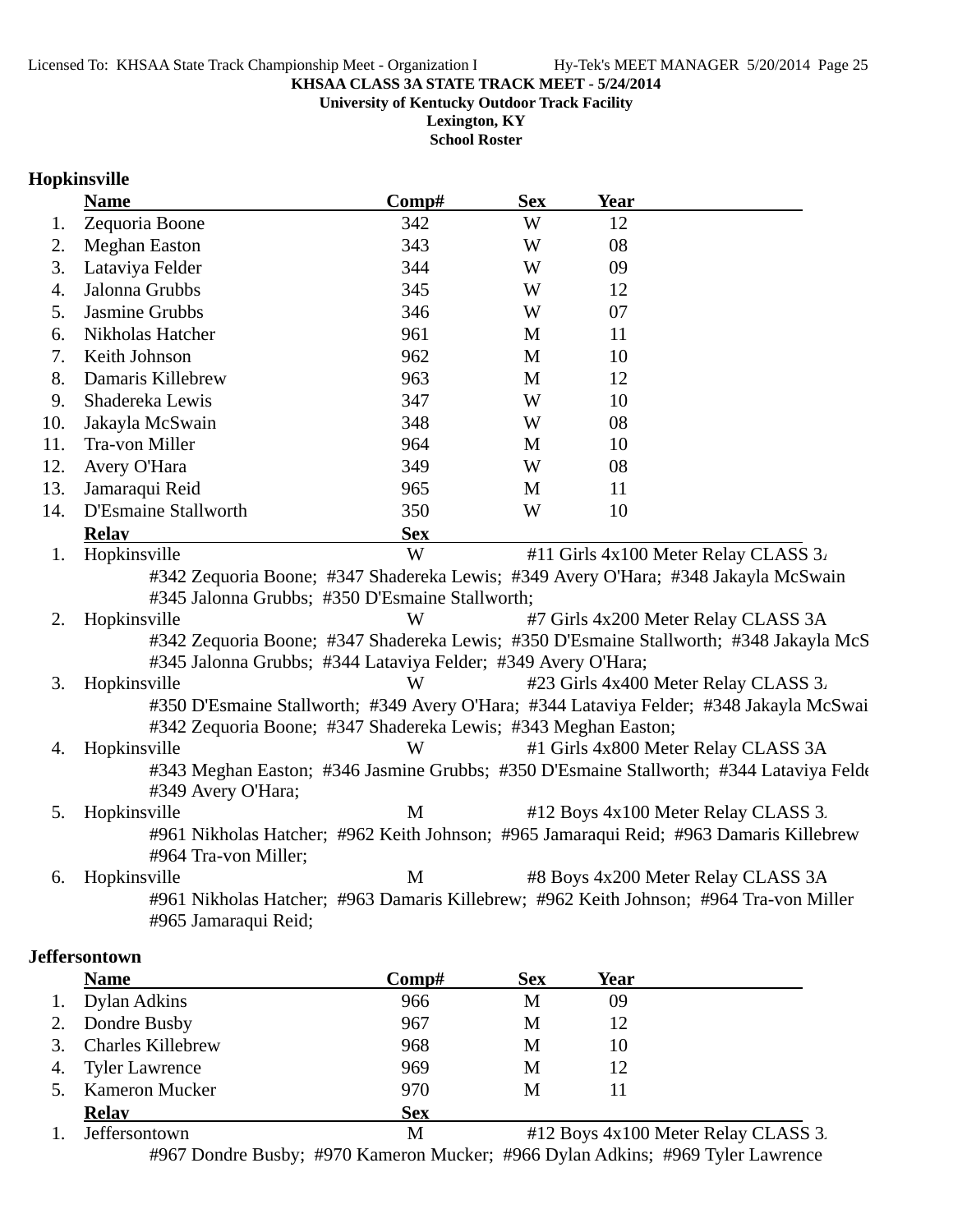**KHSAA CLASS 3A STATE TRACK MEET - 5/24/2014**
**University of Kentucky Outdoor Track Facility**
**Lexington, KY**
**School Roster**

## Hopkinsville

| | Name | Comp# | Sex | Year |
|---|---|---|---|---|
| 1. | Zequoria Boone | 342 | W | 12 |
| 2. | Meghan Easton | 343 | W | 08 |
| 3. | Lataviya Felder | 344 | W | 09 |
| 4. | Jalonna Grubbs | 345 | W | 12 |
| 5. | Jasmine Grubbs | 346 | W | 07 |
| 6. | Nikholas Hatcher | 961 | M | 11 |
| 7. | Keith Johnson | 962 | M | 10 |
| 8. | Damaris Killebrew | 963 | M | 12 |
| 9. | Shadereka Lewis | 347 | W | 10 |
| 10. | Jakayla McSwain | 348 | W | 08 |
| 11. | Tra-von Miller | 964 | M | 10 |
| 12. | Avery O'Hara | 349 | W | 08 |
| 13. | Jamaraqui Reid | 965 | M | 11 |
| 14. | D'Esmaine Stallworth | 350 | W | 10 |

| | Relay | Sex | Event |
|---|---|---|---|
| 1. | Hopkinsville | W | #11 Girls 4x100 Meter Relay CLASS 3A |
| | #342 Zequoria Boone; #347 Shadereka Lewis; #349 Avery O'Hara; #348 Jakayla McSwain #345 Jalonna Grubbs; #350 D'Esmaine Stallworth; | | |
| 2. | Hopkinsville | W | #7 Girls 4x200 Meter Relay CLASS 3A |
| | #342 Zequoria Boone; #347 Shadereka Lewis; #350 D'Esmaine Stallworth; #348 Jakayla McS #345 Jalonna Grubbs; #344 Lataviya Felder; #349 Avery O'Hara; | | |
| 3. | Hopkinsville | W | #23 Girls 4x400 Meter Relay CLASS 3A |
| | #350 D'Esmaine Stallworth; #349 Avery O'Hara; #344 Lataviya Felder; #348 Jakayla McSwai #342 Zequoria Boone; #347 Shadereka Lewis; #343 Meghan Easton; | | |
| 4. | Hopkinsville | W | #1 Girls 4x800 Meter Relay CLASS 3A |
| | #343 Meghan Easton; #346 Jasmine Grubbs; #350 D'Esmaine Stallworth; #344 Lataviya Feld #349 Avery O'Hara; | | |
| 5. | Hopkinsville | M | #12 Boys 4x100 Meter Relay CLASS 3A |
| | #961 Nikholas Hatcher; #962 Keith Johnson; #965 Jamaraqui Reid; #963 Damaris Killebrew #964 Tra-von Miller; | | |
| 6. | Hopkinsville | M | #8 Boys 4x200 Meter Relay CLASS 3A |
| | #961 Nikholas Hatcher; #963 Damaris Killebrew; #962 Keith Johnson; #964 Tra-von Miller #965 Jamaraqui Reid; | | |

## Jeffersontown

| | Name | Comp# | Sex | Year |
|---|---|---|---|---|
| 1. | Dylan Adkins | 966 | M | 09 |
| 2. | Dondre Busby | 967 | M | 12 |
| 3. | Charles Killebrew | 968 | M | 10 |
| 4. | Tyler Lawrence | 969 | M | 12 |
| 5. | Kameron Mucker | 970 | M | 11 |

| | Relay | Sex | Event |
|---|---|---|---|
| 1. | Jeffersontown | M | #12 Boys 4x100 Meter Relay CLASS 3A |
| | #967 Dondre Busby; #970 Kameron Mucker; #966 Dylan Adkins; #969 Tyler Lawrence | | |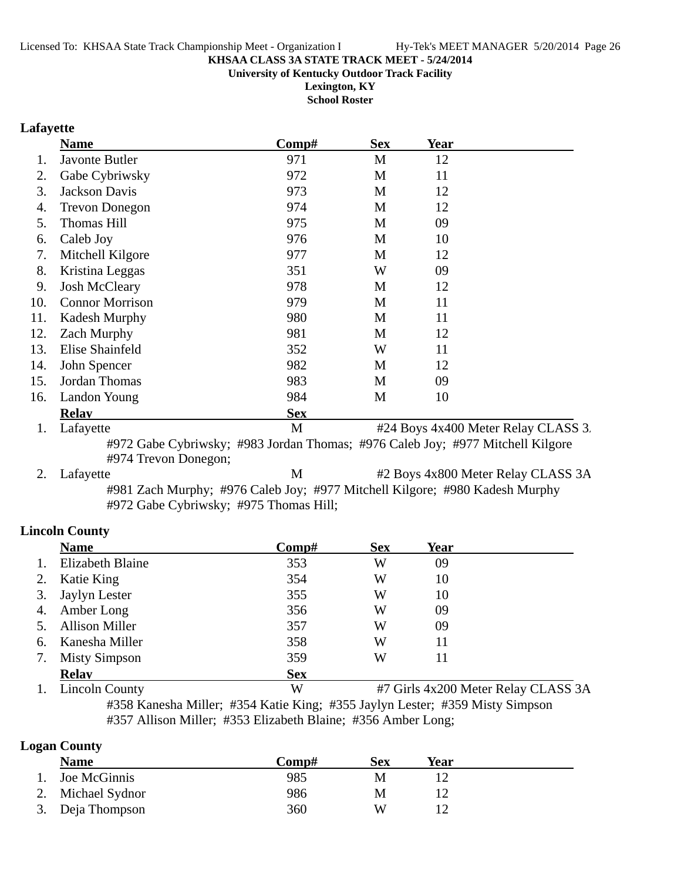**KHSAA CLASS 3A STATE TRACK MEET - 5/24/2014**
**University of Kentucky Outdoor Track Facility**
**Lexington, KY**
**School Roster**

## Lafayette

| | Name | Comp# | Sex | Year |
|---|---|---|---|---|
| 1. | Javonte Butler | 971 | M | 12 |
| 2. | Gabe Cybriwsky | 972 | M | 11 |
| 3. | Jackson Davis | 973 | M | 12 |
| 4. | Trevon Donegon | 974 | M | 12 |
| 5. | Thomas Hill | 975 | M | 09 |
| 6. | Caleb Joy | 976 | M | 10 |
| 7. | Mitchell Kilgore | 977 | M | 12 |
| 8. | Kristina Leggas | 351 | W | 09 |
| 9. | Josh McCleary | 978 | M | 12 |
| 10. | Connor Morrison | 979 | M | 11 |
| 11. | Kadesh Murphy | 980 | M | 11 |
| 12. | Zach Murphy | 981 | M | 12 |
| 13. | Elise Shainfeld | 352 | W | 11 |
| 14. | John Spencer | 982 | M | 12 |
| 15. | Jordan Thomas | 983 | M | 09 |
| 16. | Landon Young | 984 | M | 10 |

| | Relay | Sex | |
|---|---|---|---|
| 1. | Lafayette | M | #24 Boys 4x400 Meter Relay CLASS 3. |
| | #972 Gabe Cybriwsky; #983 Jordan Thomas; #976 Caleb Joy; #977 Mitchell Kilgore #974 Trevon Donegon; | | |
| 2. | Lafayette | M | #2 Boys 4x800 Meter Relay CLASS 3A |
| | #981 Zach Murphy; #976 Caleb Joy; #977 Mitchell Kilgore; #980 Kadesh Murphy #972 Gabe Cybriwsky; #975 Thomas Hill; | | |

## Lincoln County

| | Name | Comp# | Sex | Year |
|---|---|---|---|---|
| 1. | Elizabeth Blaine | 353 | W | 09 |
| 2. | Katie King | 354 | W | 10 |
| 3. | Jaylyn Lester | 355 | W | 10 |
| 4. | Amber Long | 356 | W | 09 |
| 5. | Allison Miller | 357 | W | 09 |
| 6. | Kanesha Miller | 358 | W | 11 |
| 7. | Misty Simpson | 359 | W | 11 |

| | Relay | Sex | |
|---|---|---|---|
| 1. | Lincoln County | W | #7 Girls 4x200 Meter Relay CLASS 3A |
| | #358 Kanesha Miller; #354 Katie King; #355 Jaylyn Lester; #359 Misty Simpson #357 Allison Miller; #353 Elizabeth Blaine; #356 Amber Long; | | |

## Logan County

| | Name | Comp# | Sex | Year |
|---|---|---|---|---|
| 1. | Joe McGinnis | 985 | M | 12 |
| 2. | Michael Sydnor | 986 | M | 12 |
| 3. | Deja Thompson | 360 | W | 12 |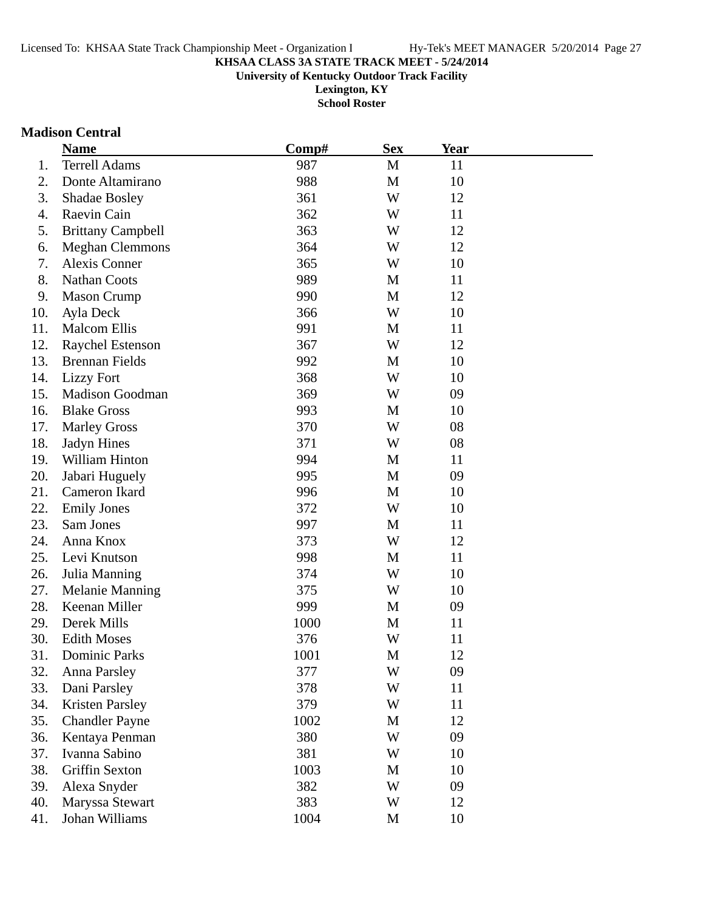# KHSAA CLASS 3A STATE TRACK MEET - 5/24/2014

**University of Kentucky Outdoor Track Facility**

**Lexington, KY**

**School Roster**

## Madison Central

| | Name | Comp# | Sex | Year |
|---|---|---|---|---|
| 1. | Terrell Adams | 987 | M | 11 |
| 2. | Donte Altamirano | 988 | M | 10 |
| 3. | Shadae Bosley | 361 | W | 12 |
| 4. | Raevin Cain | 362 | W | 11 |
| 5. | Brittany Campbell | 363 | W | 12 |
| 6. | Meghan Clemmons | 364 | W | 12 |
| 7. | Alexis Conner | 365 | W | 10 |
| 8. | Nathan Coots | 989 | M | 11 |
| 9. | Mason Crump | 990 | M | 12 |
| 10. | Ayla Deck | 366 | W | 10 |
| 11. | Malcom Ellis | 991 | M | 11 |
| 12. | Raychel Estenson | 367 | W | 12 |
| 13. | Brennan Fields | 992 | M | 10 |
| 14. | Lizzy Fort | 368 | W | 10 |
| 15. | Madison Goodman | 369 | W | 09 |
| 16. | Blake Gross | 993 | M | 10 |
| 17. | Marley Gross | 370 | W | 08 |
| 18. | Jadyn Hines | 371 | W | 08 |
| 19. | William Hinton | 994 | M | 11 |
| 20. | Jabari Huguely | 995 | M | 09 |
| 21. | Cameron Ikard | 996 | M | 10 |
| 22. | Emily Jones | 372 | W | 10 |
| 23. | Sam Jones | 997 | M | 11 |
| 24. | Anna Knox | 373 | W | 12 |
| 25. | Levi Knutson | 998 | M | 11 |
| 26. | Julia Manning | 374 | W | 10 |
| 27. | Melanie Manning | 375 | W | 10 |
| 28. | Keenan Miller | 999 | M | 09 |
| 29. | Derek Mills | 1000 | M | 11 |
| 30. | Edith Moses | 376 | W | 11 |
| 31. | Dominic Parks | 1001 | M | 12 |
| 32. | Anna Parsley | 377 | W | 09 |
| 33. | Dani Parsley | 378 | W | 11 |
| 34. | Kristen Parsley | 379 | W | 11 |
| 35. | Chandler Payne | 1002 | M | 12 |
| 36. | Kentaya Penman | 380 | W | 09 |
| 37. | Ivanna Sabino | 381 | W | 10 |
| 38. | Griffin Sexton | 1003 | M | 10 |
| 39. | Alexa Snyder | 382 | W | 09 |
| 40. | Maryssa Stewart | 383 | W | 12 |
| 41. | Johan Williams | 1004 | M | 10 |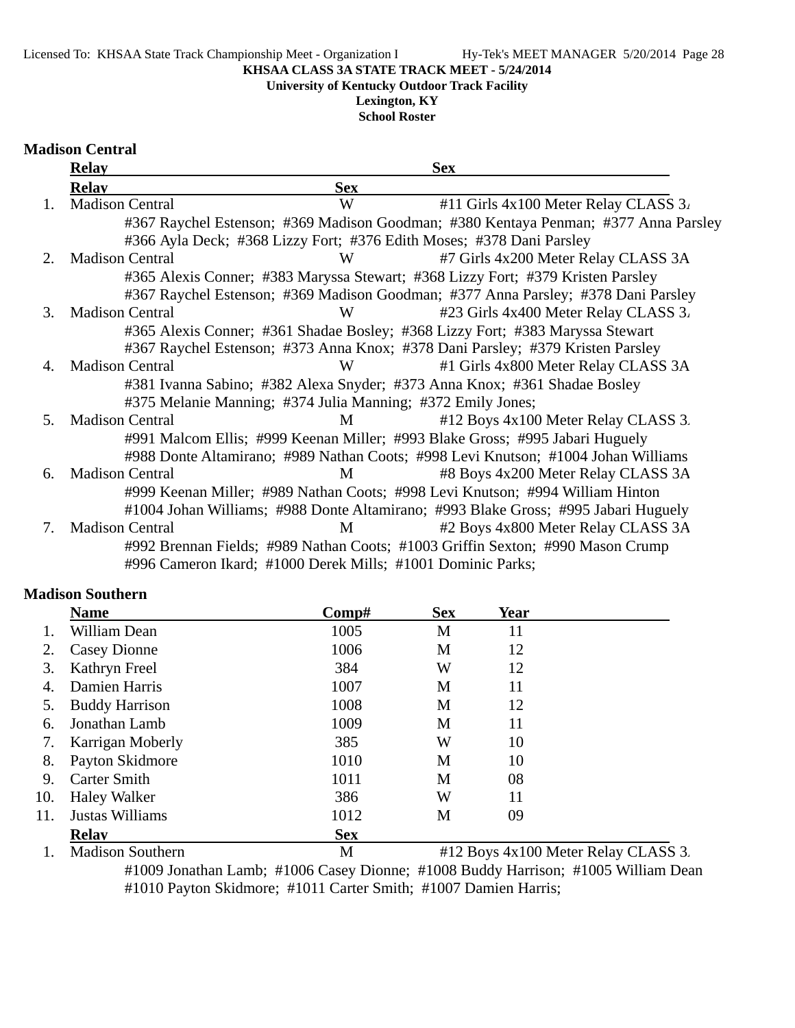KHSAA CLASS 3A STATE TRACK MEET - 5/24/2014

University of Kentucky Outdoor Track Facility

Lexington, KY

School Roster

## Madison Central

| | Relay | Sex | |
|---|---|---|---|
| 1. | Madison Central | W | #11 Girls 4x100 Meter Relay CLASS 3A |
| | #367 Raychel Estenson; #369 Madison Goodman; #380 Kentaya Penman; #377 Anna Parsley<br>#366 Ayla Deck; #368 Lizzy Fort; #376 Edith Moses; #378 Dani Parsley | | |
| 2. | Madison Central | W | #7 Girls 4x200 Meter Relay CLASS 3A |
| | #365 Alexis Conner; #383 Maryssa Stewart; #368 Lizzy Fort; #379 Kristen Parsley<br>#367 Raychel Estenson; #369 Madison Goodman; #377 Anna Parsley; #378 Dani Parsley | | |
| 3. | Madison Central | W | #23 Girls 4x400 Meter Relay CLASS 3A |
| | #365 Alexis Conner; #361 Shadae Bosley; #368 Lizzy Fort; #383 Maryssa Stewart<br>#367 Raychel Estenson; #373 Anna Knox; #378 Dani Parsley; #379 Kristen Parsley | | |
| 4. | Madison Central | W | #1 Girls 4x800 Meter Relay CLASS 3A |
| | #381 Ivanna Sabino; #382 Alexa Snyder; #373 Anna Knox; #361 Shadae Bosley<br>#375 Melanie Manning; #374 Julia Manning; #372 Emily Jones; | | |
| 5. | Madison Central | M | #12 Boys 4x100 Meter Relay CLASS 3A |
| | #991 Malcom Ellis; #999 Keenan Miller; #993 Blake Gross; #995 Jabari Huguely<br>#988 Donte Altamirano; #989 Nathan Coots; #998 Levi Knutson; #1004 Johan Williams | | |
| 6. | Madison Central | M | #8 Boys 4x200 Meter Relay CLASS 3A |
| | #999 Keenan Miller; #989 Nathan Coots; #998 Levi Knutson; #994 William Hinton<br>#1004 Johan Williams; #988 Donte Altamirano; #993 Blake Gross; #995 Jabari Huguely | | |
| 7. | Madison Central | M | #2 Boys 4x800 Meter Relay CLASS 3A |
| | #992 Brennan Fields; #989 Nathan Coots; #1003 Griffin Sexton; #990 Mason Crump<br>#996 Cameron Ikard; #1000 Derek Mills; #1001 Dominic Parks; | | |

## Madison Southern

| | Name | Comp# | Sex | Year |
|---|---|---|---|---|
| 1. | William Dean | 1005 | M | 11 |
| 2. | Casey Dionne | 1006 | M | 12 |
| 3. | Kathryn Freel | 384 | W | 12 |
| 4. | Damien Harris | 1007 | M | 11 |
| 5. | Buddy Harrison | 1008 | M | 12 |
| 6. | Jonathan Lamb | 1009 | M | 11 |
| 7. | Karrigan Moberly | 385 | W | 10 |
| 8. | Payton Skidmore | 1010 | M | 10 |
| 9. | Carter Smith | 1011 | M | 08 |
| 10. | Haley Walker | 386 | W | 11 |
| 11. | Justas Williams | 1012 | M | 09 |

| | Relay | Sex | |
|---|---|---|---|
| 1. | Madison Southern | M | #12 Boys 4x100 Meter Relay CLASS 3A |
| | #1009 Jonathan Lamb; #1006 Casey Dionne; #1008 Buddy Harrison; #1005 William Dean<br>#1010 Payton Skidmore; #1011 Carter Smith; #1007 Damien Harris; | | |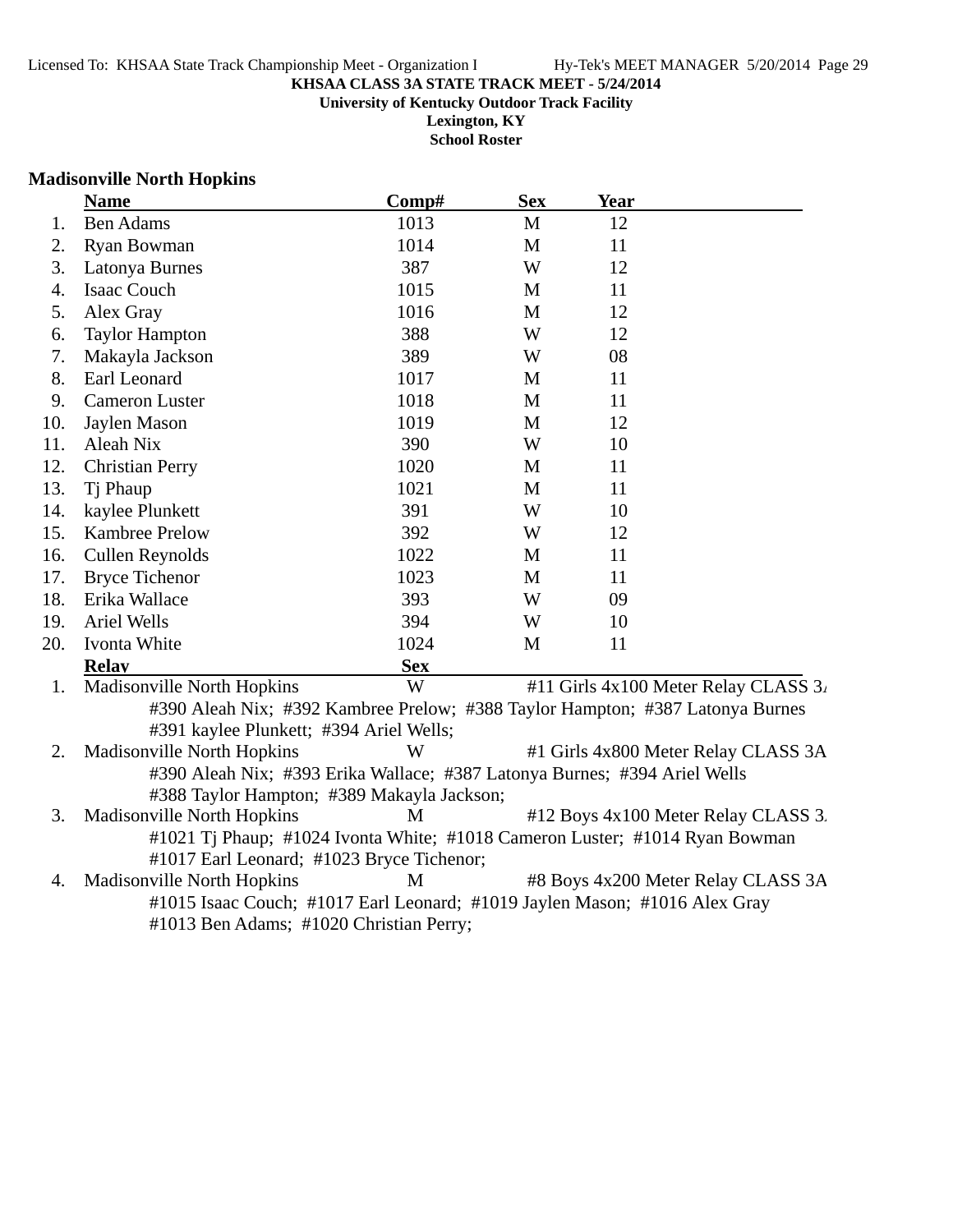**KHSAA CLASS 3A STATE TRACK MEET - 5/24/2014**
**University of Kentucky Outdoor Track Facility**
**Lexington, KY**
**School Roster**

## Madisonville North Hopkins

| | Name | Comp# | Sex | Year |
|---|---|---|---|---|
| 1. | Ben Adams | 1013 | M | 12 |
| 2. | Ryan Bowman | 1014 | M | 11 |
| 3. | Latonya Burnes | 387 | W | 12 |
| 4. | Isaac Couch | 1015 | M | 11 |
| 5. | Alex Gray | 1016 | M | 12 |
| 6. | Taylor Hampton | 388 | W | 12 |
| 7. | Makayla Jackson | 389 | W | 08 |
| 8. | Earl Leonard | 1017 | M | 11 |
| 9. | Cameron Luster | 1018 | M | 11 |
| 10. | Jaylen Mason | 1019 | M | 12 |
| 11. | Aleah Nix | 390 | W | 10 |
| 12. | Christian Perry | 1020 | M | 11 |
| 13. | Tj Phaup | 1021 | M | 11 |
| 14. | kaylee Plunkett | 391 | W | 10 |
| 15. | Kambree Prelow | 392 | W | 12 |
| 16. | Cullen Reynolds | 1022 | M | 11 |
| 17. | Bryce Tichenor | 1023 | M | 11 |
| 18. | Erika Wallace | 393 | W | 09 |
| 19. | Ariel Wells | 394 | W | 10 |
| 20. | Ivonta White | 1024 | M | 11 |

| | Relay | Sex | Event |
|---|---|---|---|
| 1. | Madisonville North Hopkins | W | #11 Girls 4x100 Meter Relay CLASS 3A |
| | #390 Aleah Nix; #392 Kambree Prelow; #388 Taylor Hampton; #387 Latonya Burnes; #391 kaylee Plunkett; #394 Ariel Wells; | | |
| 2. | Madisonville North Hopkins | W | #1 Girls 4x800 Meter Relay CLASS 3A |
| | #390 Aleah Nix; #393 Erika Wallace; #387 Latonya Burnes; #394 Ariel Wells; #388 Taylor Hampton; #389 Makayla Jackson; | | |
| 3. | Madisonville North Hopkins | M | #12 Boys 4x100 Meter Relay CLASS 3A |
| | #1021 Tj Phaup; #1024 Ivonta White; #1018 Cameron Luster; #1014 Ryan Bowman; #1017 Earl Leonard; #1023 Bryce Tichenor; | | |
| 4. | Madisonville North Hopkins | M | #8 Boys 4x200 Meter Relay CLASS 3A |
| | #1015 Isaac Couch; #1017 Earl Leonard; #1019 Jaylen Mason; #1016 Alex Gray; #1013 Ben Adams; #1020 Christian Perry; | | |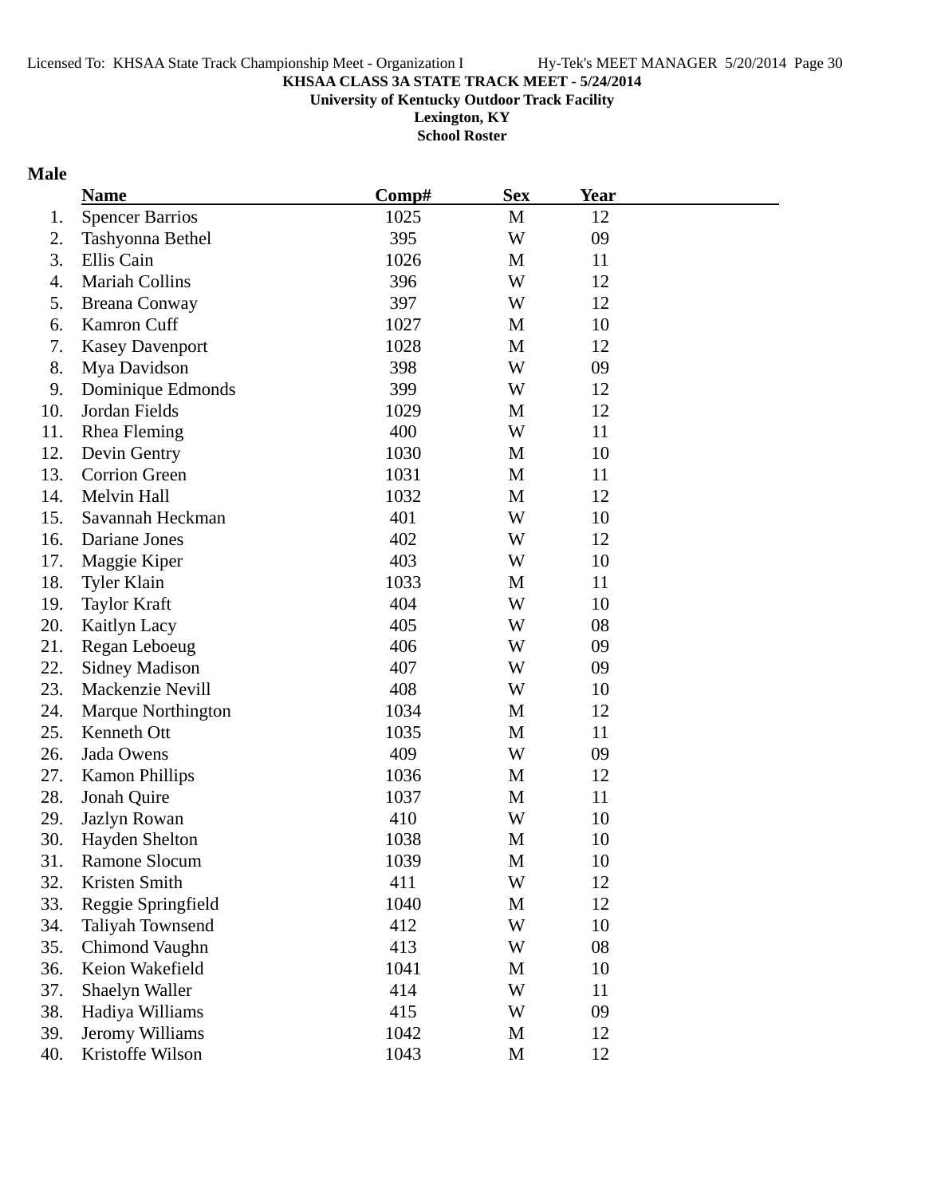**KHSAA CLASS 3A STATE TRACK MEET - 5/24/2014**
**University of Kentucky Outdoor Track Facility**
**Lexington, KY**
**School Roster**

**Male**

| | Name | Comp# | Sex | Year |
|---|---|---|---|---|
| 1. | Spencer Barrios | 1025 | M | 12 |
| 2. | Tashyonna Bethel | 395 | W | 09 |
| 3. | Ellis Cain | 1026 | M | 11 |
| 4. | Mariah Collins | 396 | W | 12 |
| 5. | Breana Conway | 397 | W | 12 |
| 6. | Kamron Cuff | 1027 | M | 10 |
| 7. | Kasey Davenport | 1028 | M | 12 |
| 8. | Mya Davidson | 398 | W | 09 |
| 9. | Dominique Edmonds | 399 | W | 12 |
| 10. | Jordan Fields | 1029 | M | 12 |
| 11. | Rhea Fleming | 400 | W | 11 |
| 12. | Devin Gentry | 1030 | M | 10 |
| 13. | Corrion Green | 1031 | M | 11 |
| 14. | Melvin Hall | 1032 | M | 12 |
| 15. | Savannah Heckman | 401 | W | 10 |
| 16. | Dariane Jones | 402 | W | 12 |
| 17. | Maggie Kiper | 403 | W | 10 |
| 18. | Tyler Klain | 1033 | M | 11 |
| 19. | Taylor Kraft | 404 | W | 10 |
| 20. | Kaitlyn Lacy | 405 | W | 08 |
| 21. | Regan Leboeug | 406 | W | 09 |
| 22. | Sidney Madison | 407 | W | 09 |
| 23. | Mackenzie Nevill | 408 | W | 10 |
| 24. | Marque Northington | 1034 | M | 12 |
| 25. | Kenneth Ott | 1035 | M | 11 |
| 26. | Jada Owens | 409 | W | 09 |
| 27. | Kamon Phillips | 1036 | M | 12 |
| 28. | Jonah Quire | 1037 | M | 11 |
| 29. | Jazlyn Rowan | 410 | W | 10 |
| 30. | Hayden Shelton | 1038 | M | 10 |
| 31. | Ramone Slocum | 1039 | M | 10 |
| 32. | Kristen Smith | 411 | W | 12 |
| 33. | Reggie Springfield | 1040 | M | 12 |
| 34. | Taliyah Townsend | 412 | W | 10 |
| 35. | Chimond Vaughn | 413 | W | 08 |
| 36. | Keion Wakefield | 1041 | M | 10 |
| 37. | Shaelyn Waller | 414 | W | 11 |
| 38. | Hadiya Williams | 415 | W | 09 |
| 39. | Jeromy Williams | 1042 | M | 12 |
| 40. | Kristoffe Wilson | 1043 | M | 12 |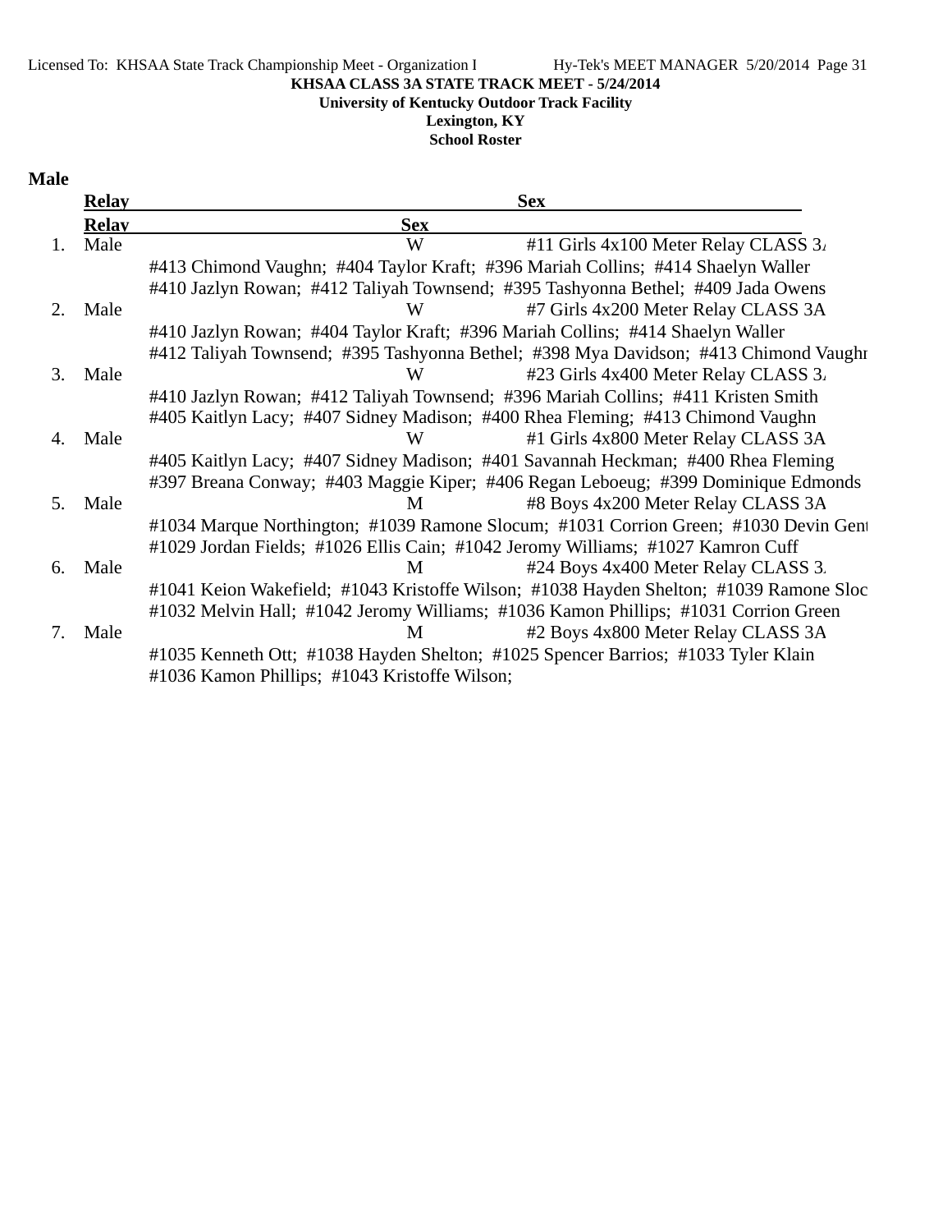KHSAA CLASS 3A STATE TRACK MEET - 5/24/2014
University of Kentucky Outdoor Track Facility
Lexington, KY
School Roster

**Male**

| | Relay | Sex | |
|---|---|---|---|
| | **Relay** | **Sex** | |
| 1. | Male | W | #11 Girls 4x100 Meter Relay CLASS 3A |
| | #413 Chimond Vaughn; #404 Taylor Kraft; #396 Mariah Collins; #414 Shaelyn Waller | | |
| | #410 Jazlyn Rowan; #412 Taliyah Townsend; #395 Tashyonna Bethel; #409 Jada Owens | | |
| 2. | Male | W | #7 Girls 4x200 Meter Relay CLASS 3A |
| | #410 Jazlyn Rowan; #404 Taylor Kraft; #396 Mariah Collins; #414 Shaelyn Waller | | |
| | #412 Taliyah Townsend; #395 Tashyonna Bethel; #398 Mya Davidson; #413 Chimond Vaughn | | |
| 3. | Male | W | #23 Girls 4x400 Meter Relay CLASS 3A |
| | #410 Jazlyn Rowan; #412 Taliyah Townsend; #396 Mariah Collins; #411 Kristen Smith | | |
| | #405 Kaitlyn Lacy; #407 Sidney Madison; #400 Rhea Fleming; #413 Chimond Vaughn | | |
| 4. | Male | W | #1 Girls 4x800 Meter Relay CLASS 3A |
| | #405 Kaitlyn Lacy; #407 Sidney Madison; #401 Savannah Heckman; #400 Rhea Fleming | | |
| | #397 Breana Conway; #403 Maggie Kiper; #406 Regan Leboeug; #399 Dominique Edmonds | | |
| 5. | Male | M | #8 Boys 4x200 Meter Relay CLASS 3A |
| | #1034 Marque Northington; #1039 Ramone Slocum; #1031 Corrion Green; #1030 Devin Gent | | |
| | #1029 Jordan Fields; #1026 Ellis Cain; #1042 Jeromy Williams; #1027 Kamron Cuff | | |
| 6. | Male | M | #24 Boys 4x400 Meter Relay CLASS 3A |
| | #1041 Keion Wakefield; #1043 Kristoffe Wilson; #1038 Hayden Shelton; #1039 Ramone Sloc | | |
| | #1032 Melvin Hall; #1042 Jeromy Williams; #1036 Kamon Phillips; #1031 Corrion Green | | |
| 7. | Male | M | #2 Boys 4x800 Meter Relay CLASS 3A |
| | #1035 Kenneth Ott; #1038 Hayden Shelton; #1025 Spencer Barrios; #1033 Tyler Klain | | |
| | #1036 Kamon Phillips; #1043 Kristoffe Wilson; | | |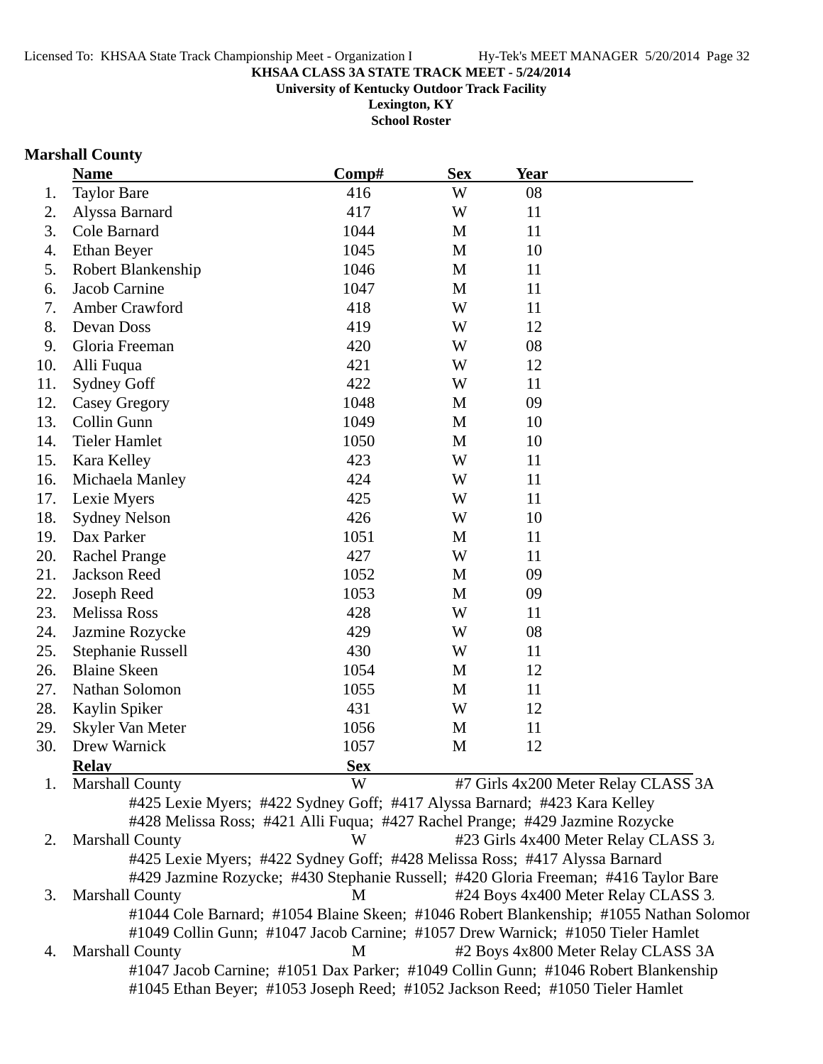**KHSAA CLASS 3A STATE TRACK MEET - 5/24/2014**
**University of Kentucky Outdoor Track Facility**
**Lexington, KY**
**School Roster**

## Marshall County

| | Name | Comp# | Sex | Year |
|---|---|---|---|---|
| 1. | Taylor Bare | 416 | W | 08 |
| 2. | Alyssa Barnard | 417 | W | 11 |
| 3. | Cole Barnard | 1044 | M | 11 |
| 4. | Ethan Beyer | 1045 | M | 10 |
| 5. | Robert Blankenship | 1046 | M | 11 |
| 6. | Jacob Carnine | 1047 | M | 11 |
| 7. | Amber Crawford | 418 | W | 11 |
| 8. | Devan Doss | 419 | W | 12 |
| 9. | Gloria Freeman | 420 | W | 08 |
| 10. | Alli Fuqua | 421 | W | 12 |
| 11. | Sydney Goff | 422 | W | 11 |
| 12. | Casey Gregory | 1048 | M | 09 |
| 13. | Collin Gunn | 1049 | M | 10 |
| 14. | Tieler Hamlet | 1050 | M | 10 |
| 15. | Kara Kelley | 423 | W | 11 |
| 16. | Michaela Manley | 424 | W | 11 |
| 17. | Lexie Myers | 425 | W | 11 |
| 18. | Sydney Nelson | 426 | W | 10 |
| 19. | Dax Parker | 1051 | M | 11 |
| 20. | Rachel Prange | 427 | W | 11 |
| 21. | Jackson Reed | 1052 | M | 09 |
| 22. | Joseph Reed | 1053 | M | 09 |
| 23. | Melissa Ross | 428 | W | 11 |
| 24. | Jazmine Rozycke | 429 | W | 08 |
| 25. | Stephanie Russell | 430 | W | 11 |
| 26. | Blaine Skeen | 1054 | M | 12 |
| 27. | Nathan Solomon | 1055 | M | 11 |
| 28. | Kaylin Spiker | 431 | W | 12 |
| 29. | Skyler Van Meter | 1056 | M | 11 |
| 30. | Drew Warnick | 1057 | M | 12 |

| | Relay | Sex | |
|---|---|---|---|
| 1. | Marshall County | W | #7 Girls 4x200 Meter Relay CLASS 3A |
| | #425 Lexie Myers; #422 Sydney Goff; #417 Alyssa Barnard; #423 Kara Kelley<br>#428 Melissa Ross; #421 Alli Fuqua; #427 Rachel Prange; #429 Jazmine Rozycke | | |
| 2. | Marshall County | W | #23 Girls 4x400 Meter Relay CLASS 3A |
| | #425 Lexie Myers; #422 Sydney Goff; #428 Melissa Ross; #417 Alyssa Barnard<br>#429 Jazmine Rozycke; #430 Stephanie Russell; #420 Gloria Freeman; #416 Taylor Bare | | |
| 3. | Marshall County | M | #24 Boys 4x400 Meter Relay CLASS 3A |
| | #1044 Cole Barnard; #1054 Blaine Skeen; #1046 Robert Blankenship; #1055 Nathan Solomon<br>#1049 Collin Gunn; #1047 Jacob Carnine; #1057 Drew Warnick; #1050 Tieler Hamlet | | |
| 4. | Marshall County | M | #2 Boys 4x800 Meter Relay CLASS 3A |
| | #1047 Jacob Carnine; #1051 Dax Parker; #1049 Collin Gunn; #1046 Robert Blankenship<br>#1045 Ethan Beyer; #1053 Joseph Reed; #1052 Jackson Reed; #1050 Tieler Hamlet | | |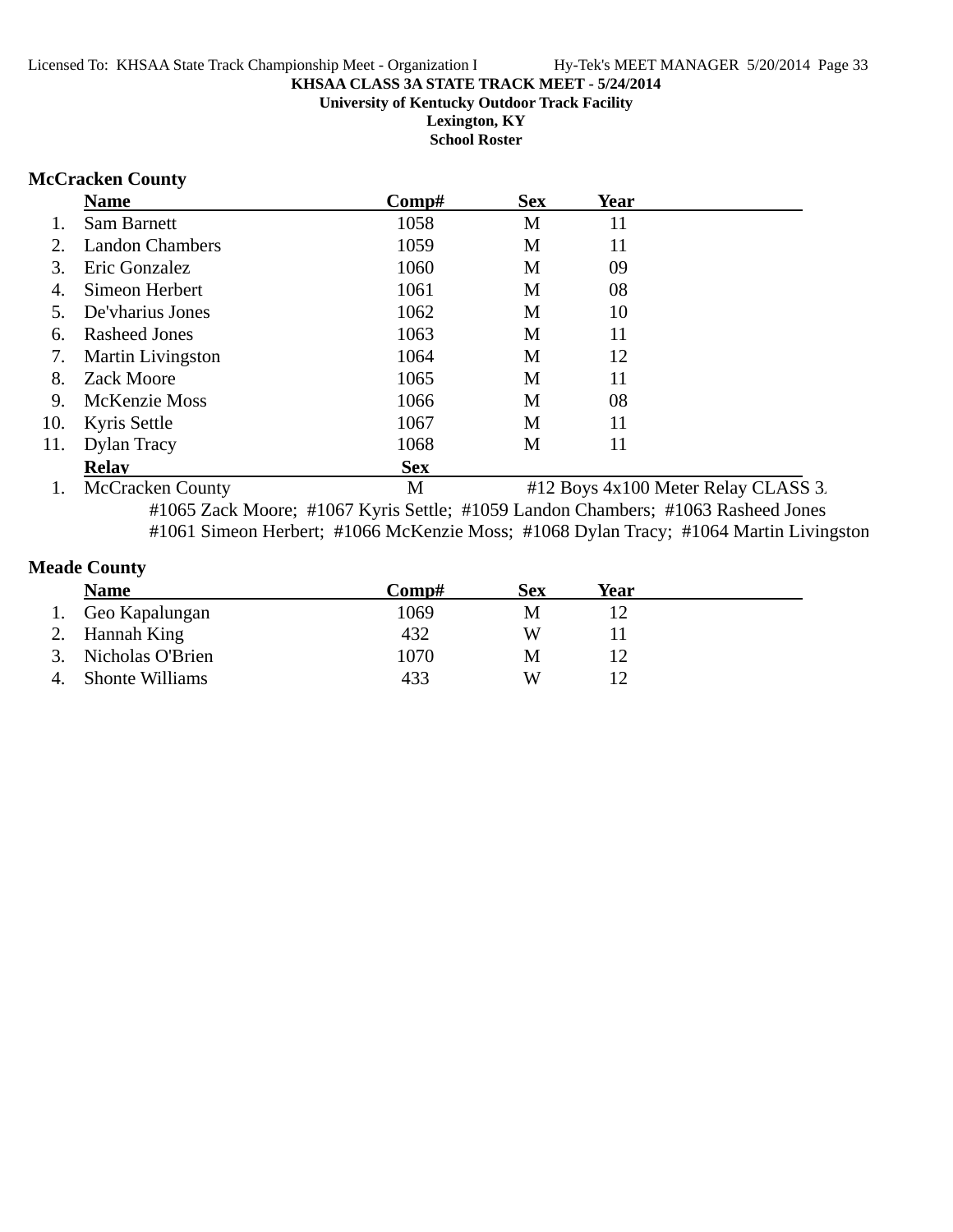KHSAA CLASS 3A STATE TRACK MEET - 5/24/2014

University of Kentucky Outdoor Track Facility

Lexington, KY

School Roster

### McCracken County

| | Name | Comp# | Sex | Year |
|---|---|---|---|---|
| 1. | Sam Barnett | 1058 | M | 11 |
| 2. | Landon Chambers | 1059 | M | 11 |
| 3. | Eric Gonzalez | 1060 | M | 09 |
| 4. | Simeon Herbert | 1061 | M | 08 |
| 5. | De'vharius Jones | 1062 | M | 10 |
| 6. | Rasheed Jones | 1063 | M | 11 |
| 7. | Martin Livingston | 1064 | M | 12 |
| 8. | Zack Moore | 1065 | M | 11 |
| 9. | McKenzie Moss | 1066 | M | 08 |
| 10. | Kyris Settle | 1067 | M | 11 |
| 11. | Dylan Tracy | 1068 | M | 11 |

| | Relay | Sex | |
|---|---|---|---|
| 1. | McCracken County | M | #12 Boys 4x100 Meter Relay CLASS 3. |

#1065 Zack Moore; #1067 Kyris Settle; #1059 Landon Chambers; #1063 Rasheed Jones
#1061 Simeon Herbert; #1066 McKenzie Moss; #1068 Dylan Tracy; #1064 Martin Livingston

### Meade County

| | Name | Comp# | Sex | Year |
|---|---|---|---|---|
| 1. | Geo Kapalungan | 1069 | M | 12 |
| 2. | Hannah King | 432 | W | 11 |
| 3. | Nicholas O'Brien | 1070 | M | 12 |
| 4. | Shonte Williams | 433 | W | 12 |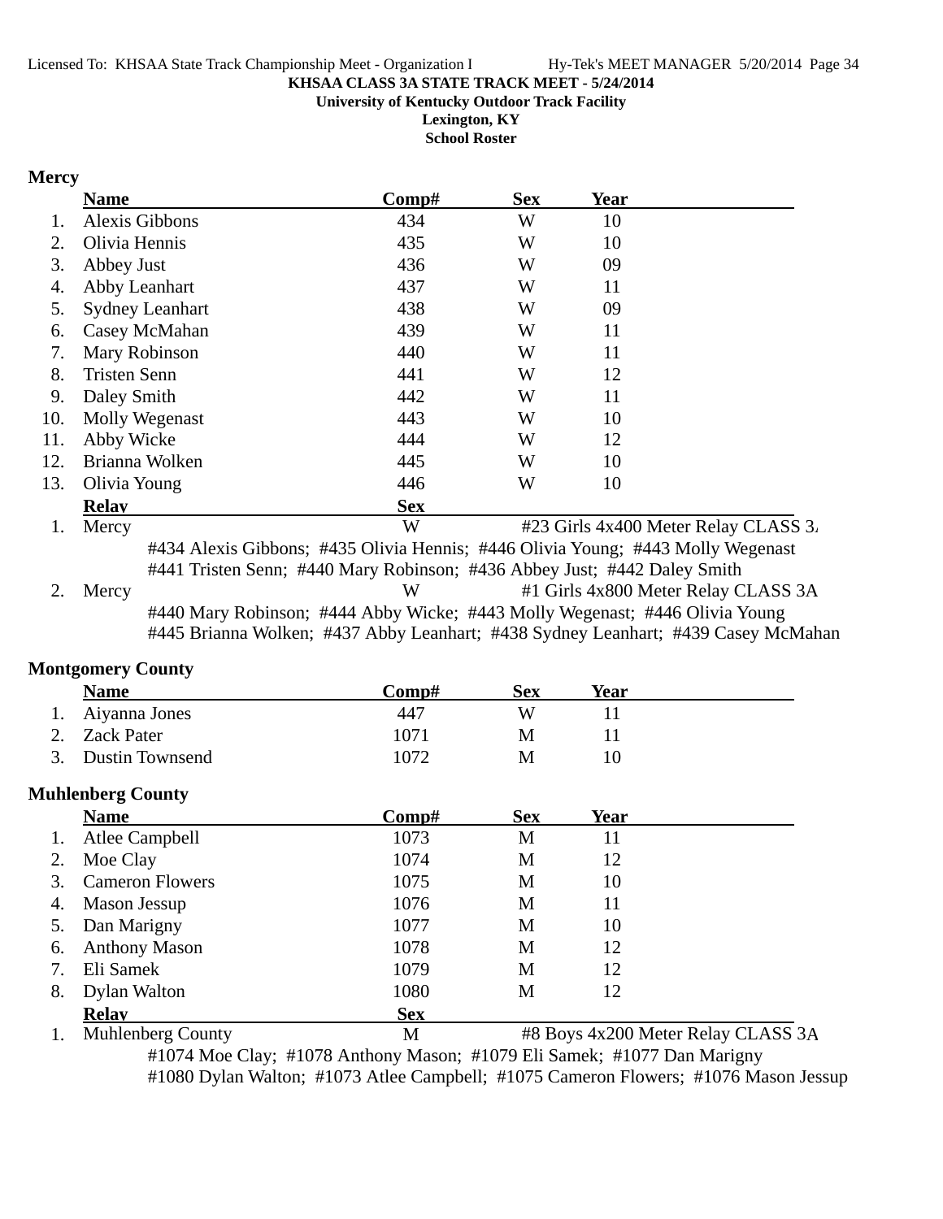KHSAA CLASS 3A STATE TRACK MEET - 5/24/2014
University of Kentucky Outdoor Track Facility
Lexington, KY
School Roster

## Mercy

| | Name | Comp# | Sex | Year |
|---|---|---|---|---|
| 1. | Alexis Gibbons | 434 | W | 10 |
| 2. | Olivia Hennis | 435 | W | 10 |
| 3. | Abbey Just | 436 | W | 09 |
| 4. | Abby Leanhart | 437 | W | 11 |
| 5. | Sydney Leanhart | 438 | W | 09 |
| 6. | Casey McMahan | 439 | W | 11 |
| 7. | Mary Robinson | 440 | W | 11 |
| 8. | Tristen Senn | 441 | W | 12 |
| 9. | Daley Smith | 442 | W | 11 |
| 10. | Molly Wegenast | 443 | W | 10 |
| 11. | Abby Wicke | 444 | W | 12 |
| 12. | Brianna Wolken | 445 | W | 10 |
| 13. | Olivia Young | 446 | W | 10 |

| | Relay | Sex | |
|---|---|---|---|
| 1. | Mercy | W | #23 Girls 4x400 Meter Relay CLASS 3A |

#434 Alexis Gibbons; #435 Olivia Hennis; #446 Olivia Young; #443 Molly Wegenast
#441 Tristen Senn; #440 Mary Robinson; #436 Abbey Just; #442 Daley Smith

| | Relay | Sex | |
|---|---|---|---|
| 2. | Mercy | W | #1 Girls 4x800 Meter Relay CLASS 3A |

#440 Mary Robinson; #444 Abby Wicke; #443 Molly Wegenast; #446 Olivia Young
#445 Brianna Wolken; #437 Abby Leanhart; #438 Sydney Leanhart; #439 Casey McMahan

## Montgomery County

| | Name | Comp# | Sex | Year |
|---|---|---|---|---|
| 1. | Aiyanna Jones | 447 | W | 11 |
| 2. | Zack Pater | 1071 | M | 11 |
| 3. | Dustin Townsend | 1072 | M | 10 |

## Muhlenberg County

| | Name | Comp# | Sex | Year |
|---|---|---|---|---|
| 1. | Atlee Campbell | 1073 | M | 11 |
| 2. | Moe Clay | 1074 | M | 12 |
| 3. | Cameron Flowers | 1075 | M | 10 |
| 4. | Mason Jessup | 1076 | M | 11 |
| 5. | Dan Marigny | 1077 | M | 10 |
| 6. | Anthony Mason | 1078 | M | 12 |
| 7. | Eli Samek | 1079 | M | 12 |
| 8. | Dylan Walton | 1080 | M | 12 |

| | Relay | Sex | |
|---|---|---|---|
| 1. | Muhlenberg County | M | #8 Boys 4x200 Meter Relay CLASS 3A |

#1074 Moe Clay; #1078 Anthony Mason; #1079 Eli Samek; #1077 Dan Marigny
#1080 Dylan Walton; #1073 Atlee Campbell; #1075 Cameron Flowers; #1076 Mason Jessup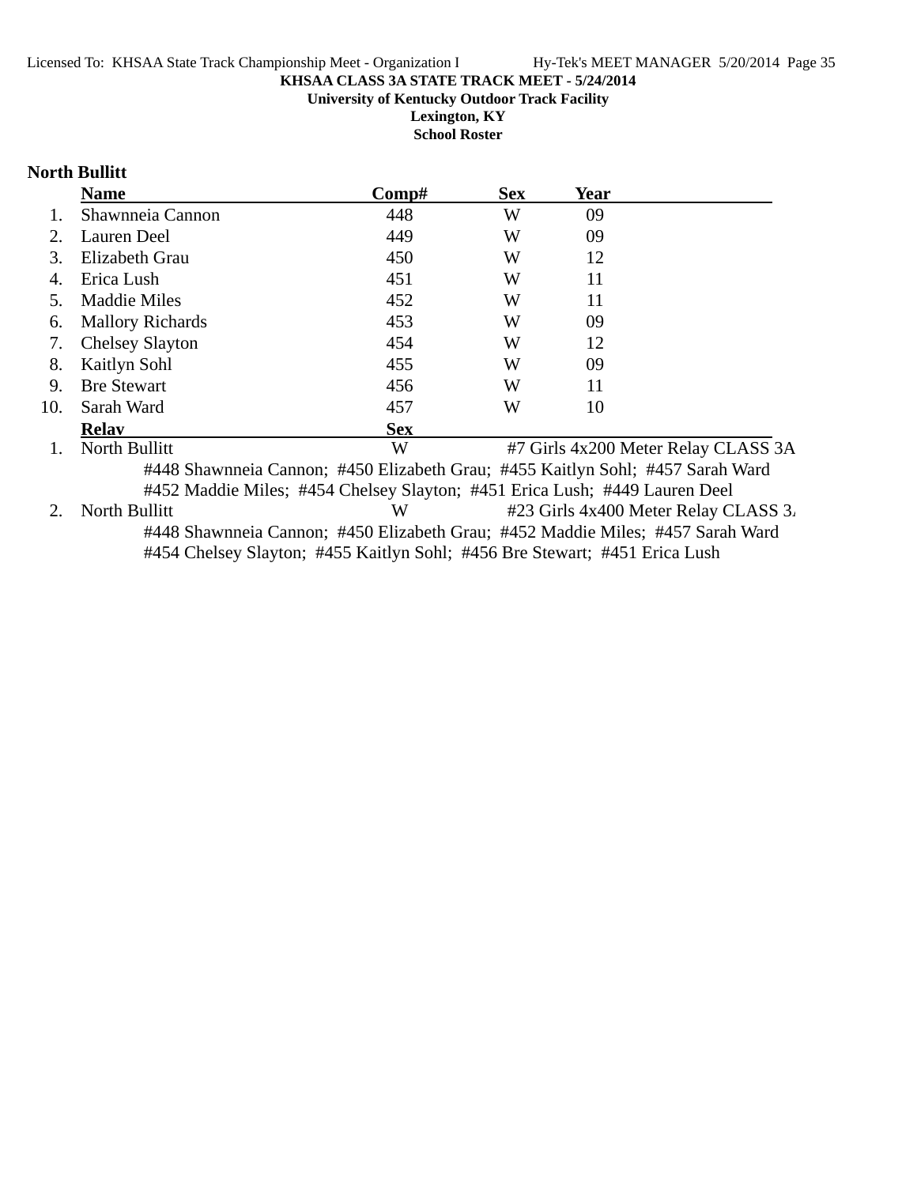**KHSAA CLASS 3A STATE TRACK MEET - 5/24/2014**

**University of Kentucky Outdoor Track Facility**

**Lexington, KY**

**School Roster**

### North Bullitt

| | Name | Comp# | Sex | Year |
|---|---|---|---|---|
| 1. | Shawnneia Cannon | 448 | W | 09 |
| 2. | Lauren Deel | 449 | W | 09 |
| 3. | Elizabeth Grau | 450 | W | 12 |
| 4. | Erica Lush | 451 | W | 11 |
| 5. | Maddie Miles | 452 | W | 11 |
| 6. | Mallory Richards | 453 | W | 09 |
| 7. | Chelsey Slayton | 454 | W | 12 |
| 8. | Kaitlyn Sohl | 455 | W | 09 |
| 9. | Bre Stewart | 456 | W | 11 |
| 10. | Sarah Ward | 457 | W | 10 |

| | Relay | Sex | Event |
|---|---|---|---|
| 1. | North Bullitt | W | #7 Girls 4x200 Meter Relay CLASS 3A |
| | #448 Shawnneia Cannon; #450 Elizabeth Grau; #455 Kaitlyn Sohl; #457 Sarah Ward<br>#452 Maddie Miles; #454 Chelsey Slayton; #451 Erica Lush; #449 Lauren Deel | | |
| 2. | North Bullitt | W | #23 Girls 4x400 Meter Relay CLASS 3A |
| | #448 Shawnneia Cannon; #450 Elizabeth Grau; #452 Maddie Miles; #457 Sarah Ward<br>#454 Chelsey Slayton; #455 Kaitlyn Sohl; #456 Bre Stewart; #451 Erica Lush | | |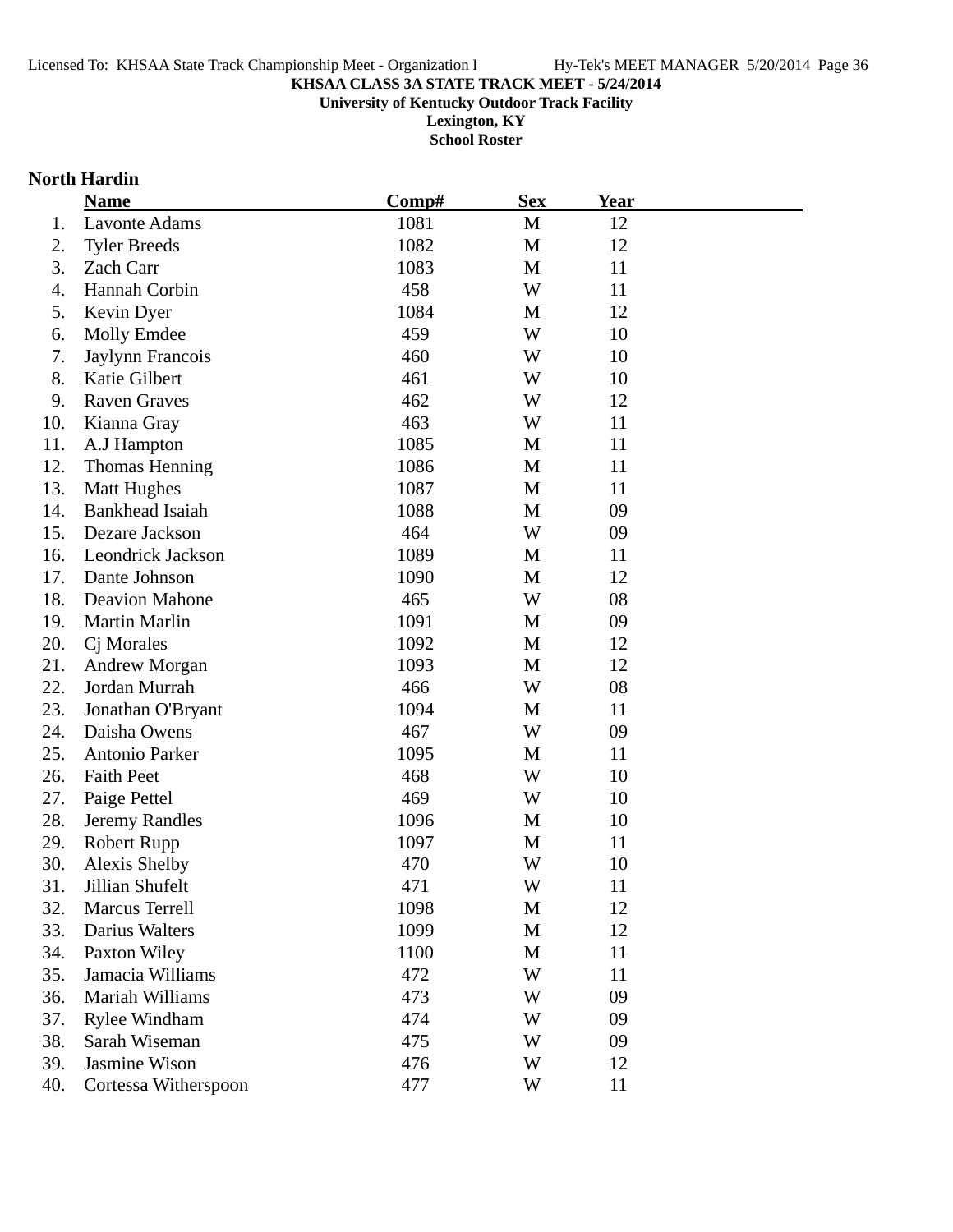**KHSAA CLASS 3A STATE TRACK MEET - 5/24/2014**

**University of Kentucky Outdoor Track Facility**

**Lexington, KY**

**School Roster**

## North Hardin

| | Name | Comp# | Sex | Year |
|---|---|---|---|---|
| 1. | Lavonte Adams | 1081 | M | 12 |
| 2. | Tyler Breeds | 1082 | M | 12 |
| 3. | Zach Carr | 1083 | M | 11 |
| 4. | Hannah Corbin | 458 | W | 11 |
| 5. | Kevin Dyer | 1084 | M | 12 |
| 6. | Molly Emdee | 459 | W | 10 |
| 7. | Jaylynn Francois | 460 | W | 10 |
| 8. | Katie Gilbert | 461 | W | 10 |
| 9. | Raven Graves | 462 | W | 12 |
| 10. | Kianna Gray | 463 | W | 11 |
| 11. | A.J Hampton | 1085 | M | 11 |
| 12. | Thomas Henning | 1086 | M | 11 |
| 13. | Matt Hughes | 1087 | M | 11 |
| 14. | Bankhead Isaiah | 1088 | M | 09 |
| 15. | Dezare Jackson | 464 | W | 09 |
| 16. | Leondrick Jackson | 1089 | M | 11 |
| 17. | Dante Johnson | 1090 | M | 12 |
| 18. | Deavion Mahone | 465 | W | 08 |
| 19. | Martin Marlin | 1091 | M | 09 |
| 20. | Cj Morales | 1092 | M | 12 |
| 21. | Andrew Morgan | 1093 | M | 12 |
| 22. | Jordan Murrah | 466 | W | 08 |
| 23. | Jonathan O'Bryant | 1094 | M | 11 |
| 24. | Daisha Owens | 467 | W | 09 |
| 25. | Antonio Parker | 1095 | M | 11 |
| 26. | Faith Peet | 468 | W | 10 |
| 27. | Paige Pettel | 469 | W | 10 |
| 28. | Jeremy Randles | 1096 | M | 10 |
| 29. | Robert Rupp | 1097 | M | 11 |
| 30. | Alexis Shelby | 470 | W | 10 |
| 31. | Jillian Shufelt | 471 | W | 11 |
| 32. | Marcus Terrell | 1098 | M | 12 |
| 33. | Darius Walters | 1099 | M | 12 |
| 34. | Paxton Wiley | 1100 | M | 11 |
| 35. | Jamacia Williams | 472 | W | 11 |
| 36. | Mariah Williams | 473 | W | 09 |
| 37. | Rylee Windham | 474 | W | 09 |
| 38. | Sarah Wiseman | 475 | W | 09 |
| 39. | Jasmine Wison | 476 | W | 12 |
| 40. | Cortessa Witherspoon | 477 | W | 11 |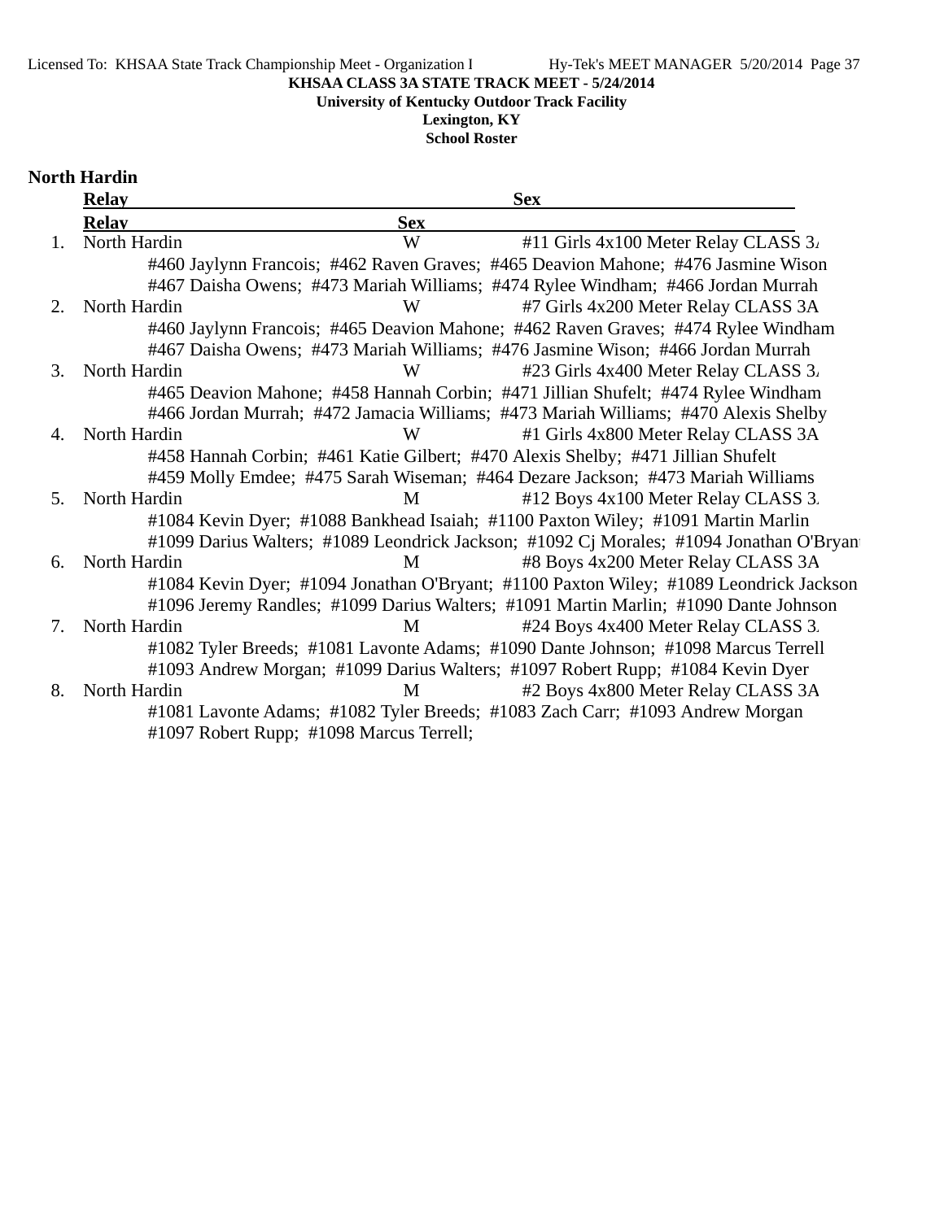**KHSAA CLASS 3A STATE TRACK MEET - 5/24/2014**

**University of Kentucky Outdoor Track Facility**

**Lexington, KY**

**School Roster**

## North Hardin

| | Relay | Sex | |
|---|---|---|---|
| 1. | North Hardin | W | #11 Girls 4x100 Meter Relay CLASS 3A |
| | #460 Jaylynn Francois; #462 Raven Graves; #465 Deavion Mahone; #476 Jasmine Wison<br>#467 Daisha Owens; #473 Mariah Williams; #474 Rylee Windham; #466 Jordan Murrah | | |
| 2. | North Hardin | W | #7 Girls 4x200 Meter Relay CLASS 3A |
| | #460 Jaylynn Francois; #465 Deavion Mahone; #462 Raven Graves; #474 Rylee Windham<br>#467 Daisha Owens; #473 Mariah Williams; #476 Jasmine Wison; #466 Jordan Murrah | | |
| 3. | North Hardin | W | #23 Girls 4x400 Meter Relay CLASS 3A |
| | #465 Deavion Mahone; #458 Hannah Corbin; #471 Jillian Shufelt; #474 Rylee Windham<br>#466 Jordan Murrah; #472 Jamacia Williams; #473 Mariah Williams; #470 Alexis Shelby | | |
| 4. | North Hardin | W | #1 Girls 4x800 Meter Relay CLASS 3A |
| | #458 Hannah Corbin; #461 Katie Gilbert; #470 Alexis Shelby; #471 Jillian Shufelt<br>#459 Molly Emdee; #475 Sarah Wiseman; #464 Dezare Jackson; #473 Mariah Williams | | |
| 5. | North Hardin | M | #12 Boys 4x100 Meter Relay CLASS 3A |
| | #1084 Kevin Dyer; #1088 Bankhead Isaiah; #1100 Paxton Wiley; #1091 Martin Marlin<br>#1099 Darius Walters; #1089 Leondrick Jackson; #1092 Cj Morales; #1094 Jonathan O'Bryant | | |
| 6. | North Hardin | M | #8 Boys 4x200 Meter Relay CLASS 3A |
| | #1084 Kevin Dyer; #1094 Jonathan O'Bryant; #1100 Paxton Wiley; #1089 Leondrick Jackson<br>#1096 Jeremy Randles; #1099 Darius Walters; #1091 Martin Marlin; #1090 Dante Johnson | | |
| 7. | North Hardin | M | #24 Boys 4x400 Meter Relay CLASS 3A |
| | #1082 Tyler Breeds; #1081 Lavonte Adams; #1090 Dante Johnson; #1098 Marcus Terrell<br>#1093 Andrew Morgan; #1099 Darius Walters; #1097 Robert Rupp; #1084 Kevin Dyer | | |
| 8. | North Hardin | M | #2 Boys 4x800 Meter Relay CLASS 3A |
| | #1081 Lavonte Adams; #1082 Tyler Breeds; #1083 Zach Carr; #1093 Andrew Morgan<br>#1097 Robert Rupp; #1098 Marcus Terrell; | | |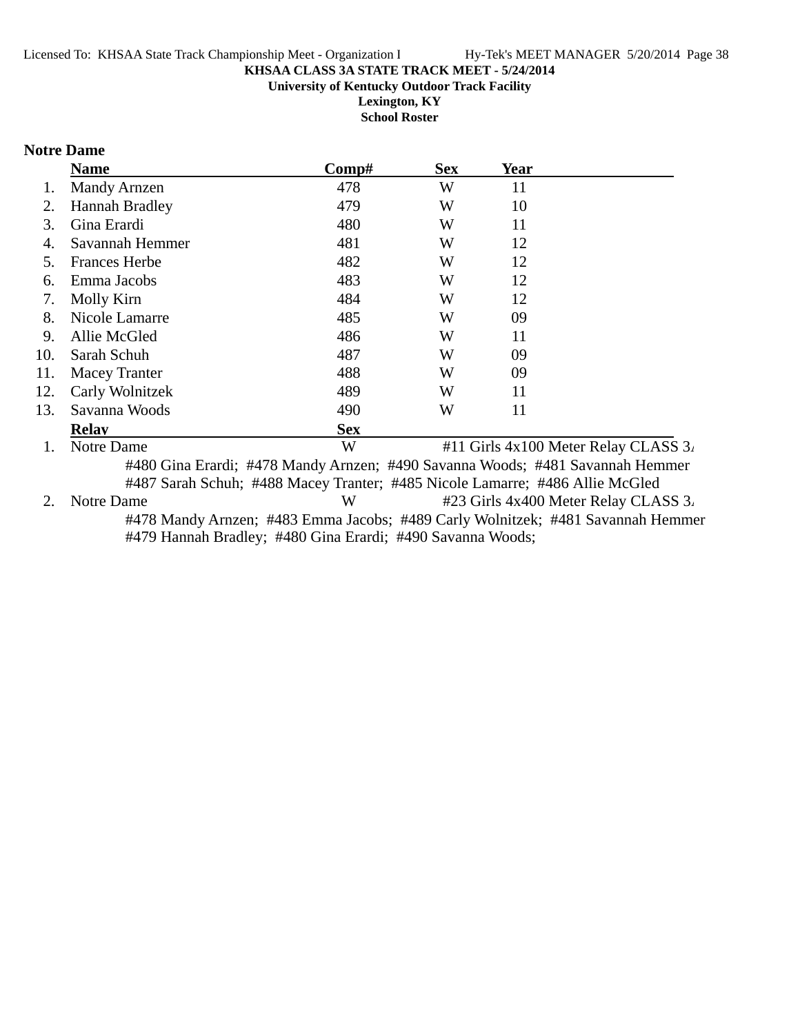**KHSAA CLASS 3A STATE TRACK MEET - 5/24/2014**

**University of Kentucky Outdoor Track Facility**

**Lexington, KY**

**School Roster**

## Notre Dame

| | Name | Comp# | Sex | Year |
|---|---|---|---|---|
| 1. | Mandy Arnzen | 478 | W | 11 |
| 2. | Hannah Bradley | 479 | W | 10 |
| 3. | Gina Erardi | 480 | W | 11 |
| 4. | Savannah Hemmer | 481 | W | 12 |
| 5. | Frances Herbe | 482 | W | 12 |
| 6. | Emma Jacobs | 483 | W | 12 |
| 7. | Molly Kirn | 484 | W | 12 |
| 8. | Nicole Lamarre | 485 | W | 09 |
| 9. | Allie McGled | 486 | W | 11 |
| 10. | Sarah Schuh | 487 | W | 09 |
| 11. | Macey Tranter | 488 | W | 09 |
| 12. | Carly Wolnitzek | 489 | W | 11 |
| 13. | Savanna Woods | 490 | W | 11 |

| | Relay | Sex | |
|---|---|---|---|
| 1. | Notre Dame | W | #11 Girls 4x100 Meter Relay CLASS 3A |
| | #480 Gina Erardi; #478 Mandy Arnzen; #490 Savanna Woods; #481 Savannah Hemmer | | |
| | #487 Sarah Schuh; #488 Macey Tranter; #485 Nicole Lamarre; #486 Allie McGled | | |
| 2. | Notre Dame | W | #23 Girls 4x400 Meter Relay CLASS 3A |
| | #478 Mandy Arnzen; #483 Emma Jacobs; #489 Carly Wolnitzek; #481 Savannah Hemmer | | |
| | #479 Hannah Bradley; #480 Gina Erardi; #490 Savanna Woods; | | |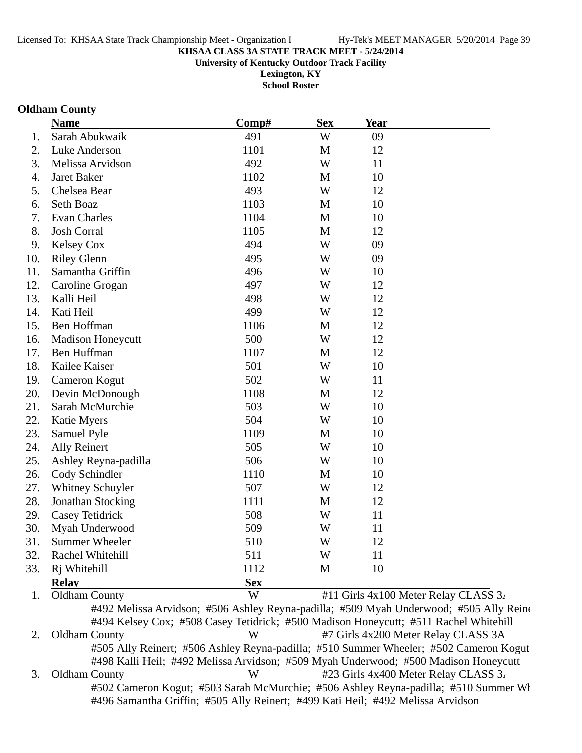KHSAA CLASS 3A STATE TRACK MEET - 5/24/2014

University of Kentucky Outdoor Track Facility

Lexington, KY

School Roster

**Oldham County**

| | Name | Comp# | Sex | Year |
|---|---|---|---|---|
| 1. | Sarah Abukwaik | 491 | W | 09 |
| 2. | Luke Anderson | 1101 | M | 12 |
| 3. | Melissa Arvidson | 492 | W | 11 |
| 4. | Jaret Baker | 1102 | M | 10 |
| 5. | Chelsea Bear | 493 | W | 12 |
| 6. | Seth Boaz | 1103 | M | 10 |
| 7. | Evan Charles | 1104 | M | 10 |
| 8. | Josh Corral | 1105 | M | 12 |
| 9. | Kelsey Cox | 494 | W | 09 |
| 10. | Riley Glenn | 495 | W | 09 |
| 11. | Samantha Griffin | 496 | W | 10 |
| 12. | Caroline Grogan | 497 | W | 12 |
| 13. | Kalli Heil | 498 | W | 12 |
| 14. | Kati Heil | 499 | W | 12 |
| 15. | Ben Hoffman | 1106 | M | 12 |
| 16. | Madison Honeycutt | 500 | W | 12 |
| 17. | Ben Huffman | 1107 | M | 12 |
| 18. | Kailee Kaiser | 501 | W | 10 |
| 19. | Cameron Kogut | 502 | W | 11 |
| 20. | Devin McDonough | 1108 | M | 12 |
| 21. | Sarah McMurchie | 503 | W | 10 |
| 22. | Katie Myers | 504 | W | 10 |
| 23. | Samuel Pyle | 1109 | M | 10 |
| 24. | Ally Reinert | 505 | W | 10 |
| 25. | Ashley Reyna-padilla | 506 | W | 10 |
| 26. | Cody Schindler | 1110 | M | 10 |
| 27. | Whitney Schuyler | 507 | W | 12 |
| 28. | Jonathan Stocking | 1111 | M | 12 |
| 29. | Casey Tetidrick | 508 | W | 11 |
| 30. | Myah Underwood | 509 | W | 11 |
| 31. | Summer Wheeler | 510 | W | 12 |
| 32. | Rachel Whitehill | 511 | W | 11 |
| 33. | Rj Whitehill | 1112 | M | 10 |

| | Relay | Sex | |
|---|---|---|---|
| 1. | Oldham County | W | #11 Girls 4x100 Meter Relay CLASS 3A |
| | #492 Melissa Arvidson; #506 Ashley Reyna-padilla; #509 Myah Underwood; #505 Ally Reinert | | |
| | #494 Kelsey Cox; #508 Casey Tetidrick; #500 Madison Honeycutt; #511 Rachel Whitehill | | |
| 2. | Oldham County | W | #7 Girls 4x200 Meter Relay CLASS 3A |
| | #505 Ally Reinert; #506 Ashley Reyna-padilla; #510 Summer Wheeler; #502 Cameron Kogut | | |
| | #498 Kalli Heil; #492 Melissa Arvidson; #509 Myah Underwood; #500 Madison Honeycutt | | |
| 3. | Oldham County | W | #23 Girls 4x400 Meter Relay CLASS 3A |
| | #502 Cameron Kogut; #503 Sarah McMurchie; #506 Ashley Reyna-padilla; #510 Summer Wheeler | | |
| | #496 Samantha Griffin; #505 Ally Reinert; #499 Kati Heil; #492 Melissa Arvidson | | |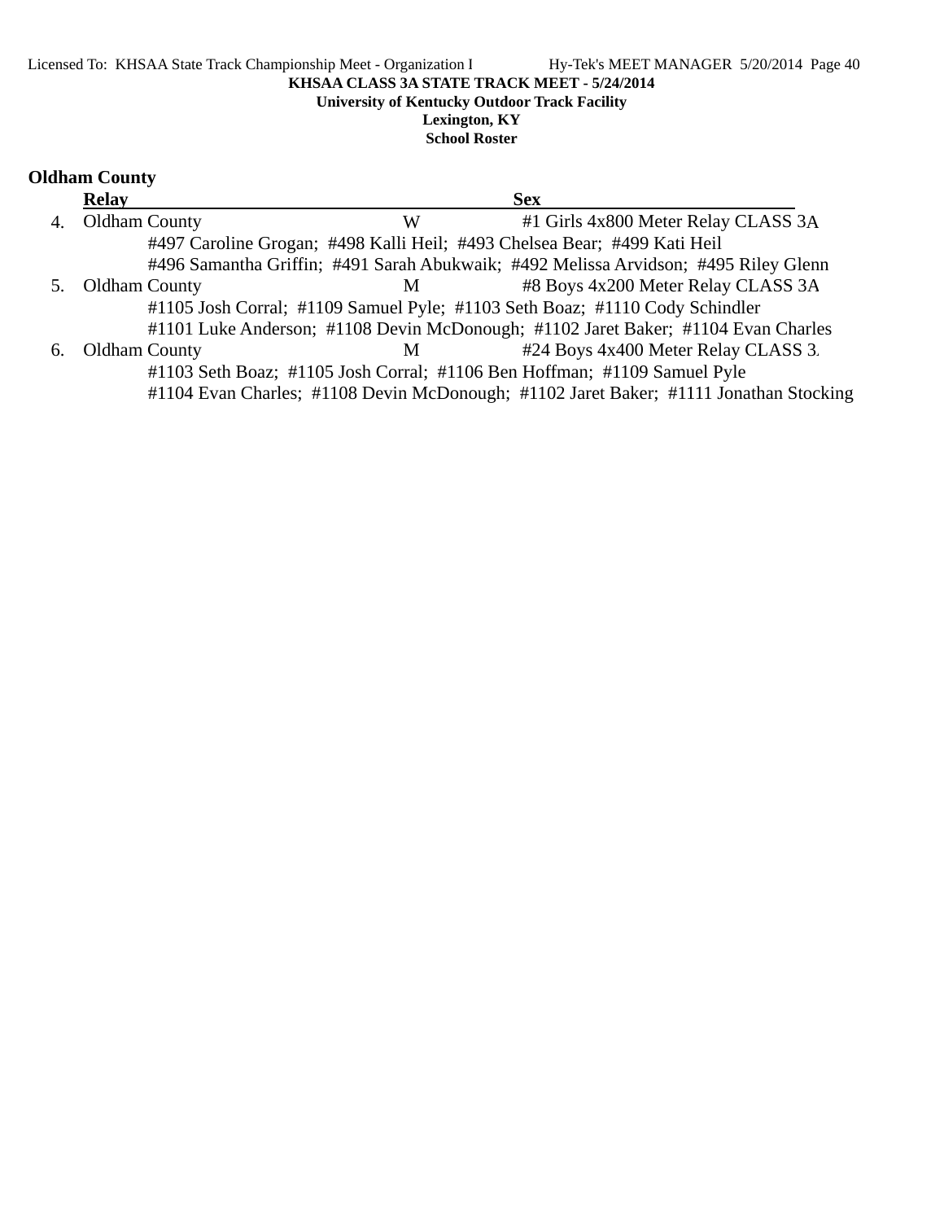**KHSAA CLASS 3A STATE TRACK MEET - 5/24/2014**
**University of Kentucky Outdoor Track Facility**
**Lexington, KY**
**School Roster**

## Oldham County

| | Relay | Sex | Event |
|---|---|---|---|
| 4. | Oldham County | W | #1 Girls 4x800 Meter Relay CLASS 3A |

#497 Caroline Grogan; #498 Kalli Heil; #493 Chelsea Bear; #499 Kati Heil
#496 Samantha Griffin; #491 Sarah Abukwaik; #492 Melissa Arvidson; #495 Riley Glenn

| | Relay | Sex | Event |
|---|---|---|---|
| 5. | Oldham County | M | #8 Boys 4x200 Meter Relay CLASS 3A |

#1105 Josh Corral; #1109 Samuel Pyle; #1103 Seth Boaz; #1110 Cody Schindler
#1101 Luke Anderson; #1108 Devin McDonough; #1102 Jaret Baker; #1104 Evan Charles

| | Relay | Sex | Event |
|---|---|---|---|
| 6. | Oldham County | M | #24 Boys 4x400 Meter Relay CLASS 3A |

#1103 Seth Boaz; #1105 Josh Corral; #1106 Ben Hoffman; #1109 Samuel Pyle
#1104 Evan Charles; #1108 Devin McDonough; #1102 Jaret Baker; #1111 Jonathan Stocking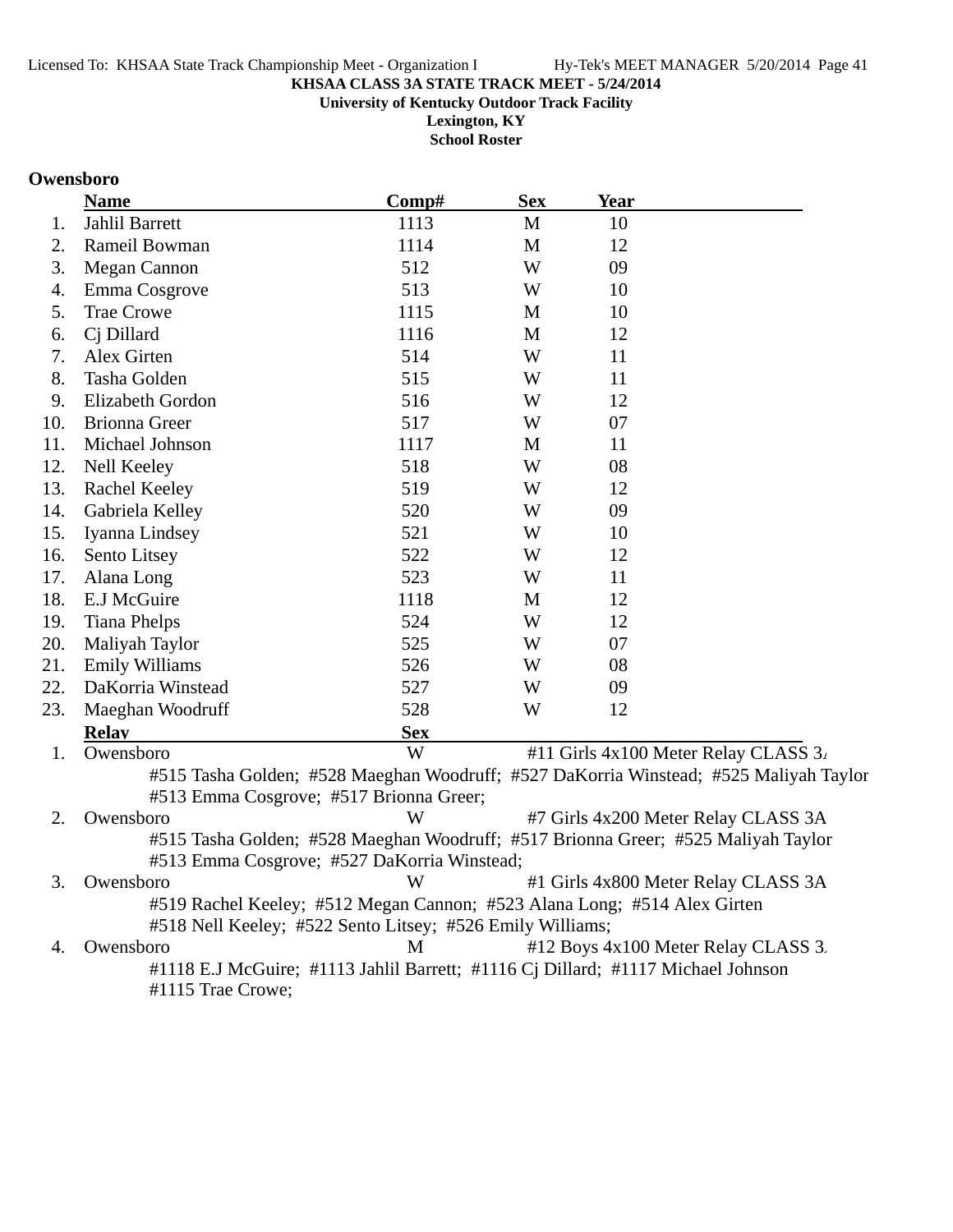**KHSAA CLASS 3A STATE TRACK MEET - 5/24/2014**
**University of Kentucky Outdoor Track Facility**
**Lexington, KY**
**School Roster**

### Owensboro

| | Name | Comp# | Sex | Year |
|---|---|---|---|---|
| 1. | Jahlil Barrett | 1113 | M | 10 |
| 2. | Rameil Bowman | 1114 | M | 12 |
| 3. | Megan Cannon | 512 | W | 09 |
| 4. | Emma Cosgrove | 513 | W | 10 |
| 5. | Trae Crowe | 1115 | M | 10 |
| 6. | Cj Dillard | 1116 | M | 12 |
| 7. | Alex Girten | 514 | W | 11 |
| 8. | Tasha Golden | 515 | W | 11 |
| 9. | Elizabeth Gordon | 516 | W | 12 |
| 10. | Brionna Greer | 517 | W | 07 |
| 11. | Michael Johnson | 1117 | M | 11 |
| 12. | Nell Keeley | 518 | W | 08 |
| 13. | Rachel Keeley | 519 | W | 12 |
| 14. | Gabriela Kelley | 520 | W | 09 |
| 15. | Iyanna Lindsey | 521 | W | 10 |
| 16. | Sento Litsey | 522 | W | 12 |
| 17. | Alana Long | 523 | W | 11 |
| 18. | E.J McGuire | 1118 | M | 12 |
| 19. | Tiana Phelps | 524 | W | 12 |
| 20. | Maliyah Taylor | 525 | W | 07 |
| 21. | Emily Williams | 526 | W | 08 |
| 22. | DaKorria Winstead | 527 | W | 09 |
| 23. | Maeghan Woodruff | 528 | W | 12 |

| | Relay | Sex | Event |
|---|---|---|---|
| 1. | Owensboro | W | #11 Girls 4x100 Meter Relay CLASS 3A |
| 2. | Owensboro | W | #7 Girls 4x200 Meter Relay CLASS 3A |
| 3. | Owensboro | W | #1 Girls 4x800 Meter Relay CLASS 3A |
| 4. | Owensboro | M | #12 Boys 4x100 Meter Relay CLASS 3A |

1. Owensboro — W — #11 Girls 4x100 Meter Relay CLASS 3A
   #515 Tasha Golden; #528 Maeghan Woodruff; #527 DaKorria Winstead; #525 Maliyah Taylor
   #513 Emma Cosgrove; #517 Brionna Greer;
2. Owensboro — W — #7 Girls 4x200 Meter Relay CLASS 3A
   #515 Tasha Golden; #528 Maeghan Woodruff; #517 Brionna Greer; #525 Maliyah Taylor
   #513 Emma Cosgrove; #527 DaKorria Winstead;
3. Owensboro — W — #1 Girls 4x800 Meter Relay CLASS 3A
   #519 Rachel Keeley; #512 Megan Cannon; #523 Alana Long; #514 Alex Girten
   #518 Nell Keeley; #522 Sento Litsey; #526 Emily Williams;
4. Owensboro — M — #12 Boys 4x100 Meter Relay CLASS 3A
   #1118 E.J McGuire; #1113 Jahlil Barrett; #1116 Cj Dillard; #1117 Michael Johnson
   #1115 Trae Crowe;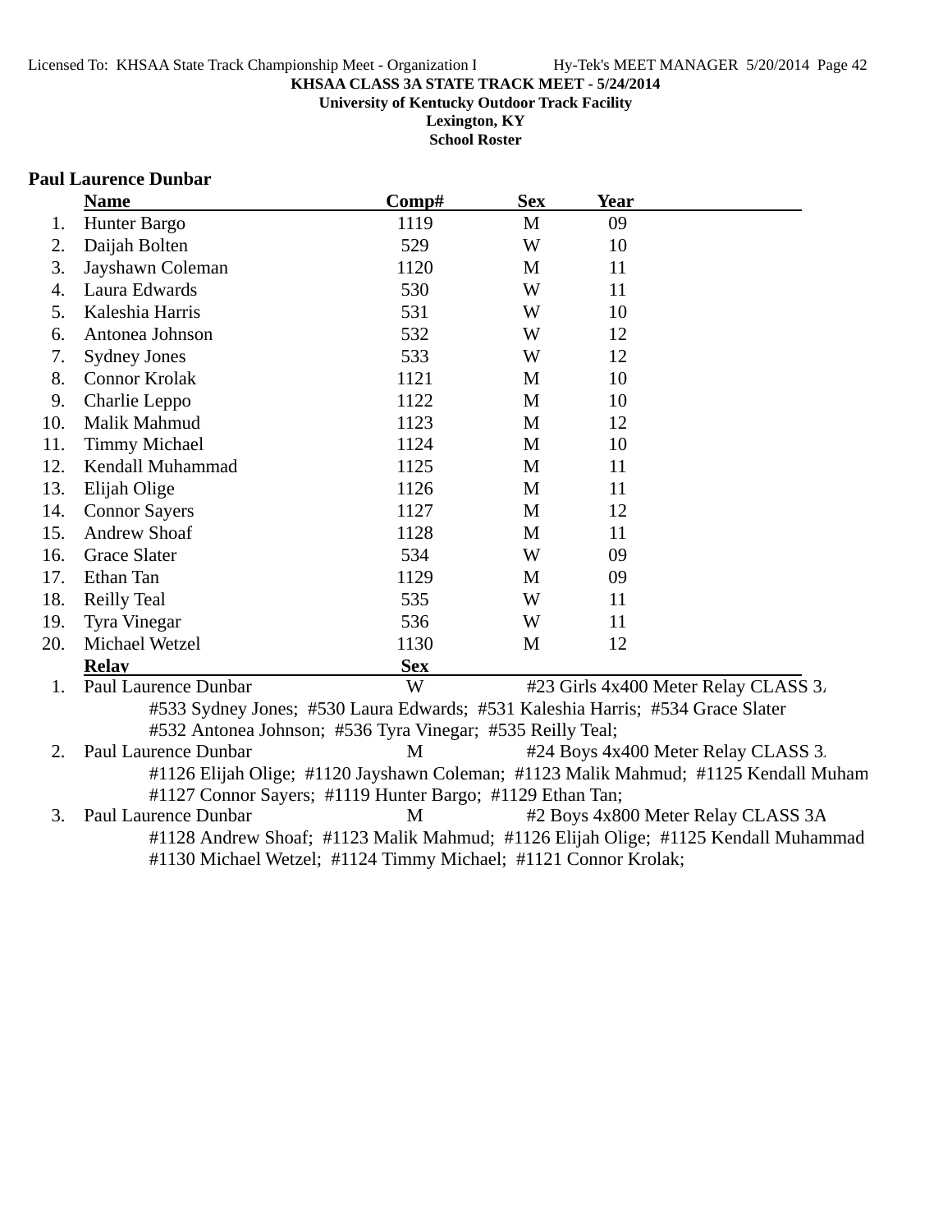**KHSAA CLASS 3A STATE TRACK MEET - 5/24/2014**
**University of Kentucky Outdoor Track Facility**
**Lexington, KY**
**School Roster**

## Paul Laurence Dunbar

| | Name | Comp# | Sex | Year |
|---|---|---|---|---|
| 1. | Hunter Bargo | 1119 | M | 09 |
| 2. | Daijah Bolten | 529 | W | 10 |
| 3. | Jayshawn Coleman | 1120 | M | 11 |
| 4. | Laura Edwards | 530 | W | 11 |
| 5. | Kaleshia Harris | 531 | W | 10 |
| 6. | Antonea Johnson | 532 | W | 12 |
| 7. | Sydney Jones | 533 | W | 12 |
| 8. | Connor Krolak | 1121 | M | 10 |
| 9. | Charlie Leppo | 1122 | M | 10 |
| 10. | Malik Mahmud | 1123 | M | 12 |
| 11. | Timmy Michael | 1124 | M | 10 |
| 12. | Kendall Muhammad | 1125 | M | 11 |
| 13. | Elijah Olige | 1126 | M | 11 |
| 14. | Connor Sayers | 1127 | M | 12 |
| 15. | Andrew Shoaf | 1128 | M | 11 |
| 16. | Grace Slater | 534 | W | 09 |
| 17. | Ethan Tan | 1129 | M | 09 |
| 18. | Reilly Teal | 535 | W | 11 |
| 19. | Tyra Vinegar | 536 | W | 11 |
| 20. | Michael Wetzel | 1130 | M | 12 |

| | Relay | Sex | |
|---|---|---|---|
| 1. | Paul Laurence Dunbar | W | #23 Girls 4x400 Meter Relay CLASS 3A |
| | #533 Sydney Jones; #530 Laura Edwards; #531 Kaleshia Harris; #534 Grace Slater #532 Antonea Johnson; #536 Tyra Vinegar; #535 Reilly Teal; | | |
| 2. | Paul Laurence Dunbar | M | #24 Boys 4x400 Meter Relay CLASS 3A |
| | #1126 Elijah Olige; #1120 Jayshawn Coleman; #1123 Malik Mahmud; #1125 Kendall Muhammad #1127 Connor Sayers; #1119 Hunter Bargo; #1129 Ethan Tan; | | |
| 3. | Paul Laurence Dunbar | M | #2 Boys 4x800 Meter Relay CLASS 3A |
| | #1128 Andrew Shoaf; #1123 Malik Mahmud; #1126 Elijah Olige; #1125 Kendall Muhammad #1130 Michael Wetzel; #1124 Timmy Michael; #1121 Connor Krolak; | | |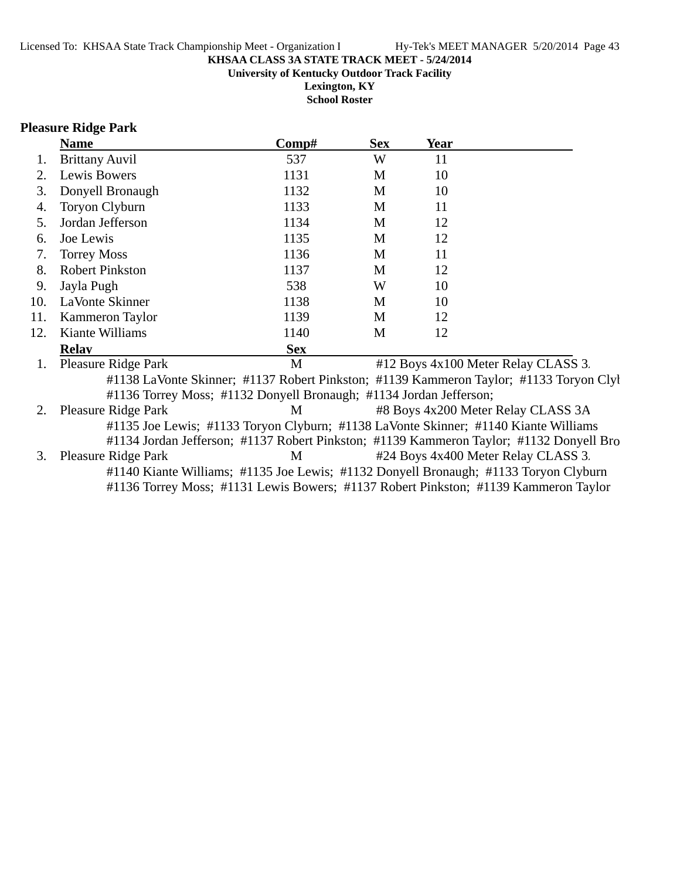**KHSAA CLASS 3A STATE TRACK MEET - 5/24/2014**

**University of Kentucky Outdoor Track Facility**

**Lexington, KY**

**School Roster**

## Pleasure Ridge Park

| | Name | Comp# | Sex | Year |
|---|---|---|---|---|
| 1. | Brittany Auvil | 537 | W | 11 |
| 2. | Lewis Bowers | 1131 | M | 10 |
| 3. | Donyell Bronaugh | 1132 | M | 10 |
| 4. | Toryon Clyburn | 1133 | M | 11 |
| 5. | Jordan Jefferson | 1134 | M | 12 |
| 6. | Joe Lewis | 1135 | M | 12 |
| 7. | Torrey Moss | 1136 | M | 11 |
| 8. | Robert Pinkston | 1137 | M | 12 |
| 9. | Jayla Pugh | 538 | W | 10 |
| 10. | LaVonte Skinner | 1138 | M | 10 |
| 11. | Kammeron Taylor | 1139 | M | 12 |
| 12. | Kiante Williams | 1140 | M | 12 |

| | Relay | Sex | |
|---|---|---|---|
| 1. | Pleasure Ridge Park | M | #12 Boys 4x100 Meter Relay CLASS 3. |

#1138 LaVonte Skinner; #1137 Robert Pinkston; #1139 Kammeron Taylor; #1133 Toryon Clyl
#1136 Torrey Moss; #1132 Donyell Bronaugh; #1134 Jordan Jefferson;

| | Relay | Sex | |
|---|---|---|---|
| 2. | Pleasure Ridge Park | M | #8 Boys 4x200 Meter Relay CLASS 3A |

#1135 Joe Lewis; #1133 Toryon Clyburn; #1138 LaVonte Skinner; #1140 Kiante Williams
#1134 Jordan Jefferson; #1137 Robert Pinkston; #1139 Kammeron Taylor; #1132 Donyell Bro

| | Relay | Sex | |
|---|---|---|---|
| 3. | Pleasure Ridge Park | M | #24 Boys 4x400 Meter Relay CLASS 3. |

#1140 Kiante Williams; #1135 Joe Lewis; #1132 Donyell Bronaugh; #1133 Toryon Clyburn
#1136 Torrey Moss; #1131 Lewis Bowers; #1137 Robert Pinkston; #1139 Kammeron Taylor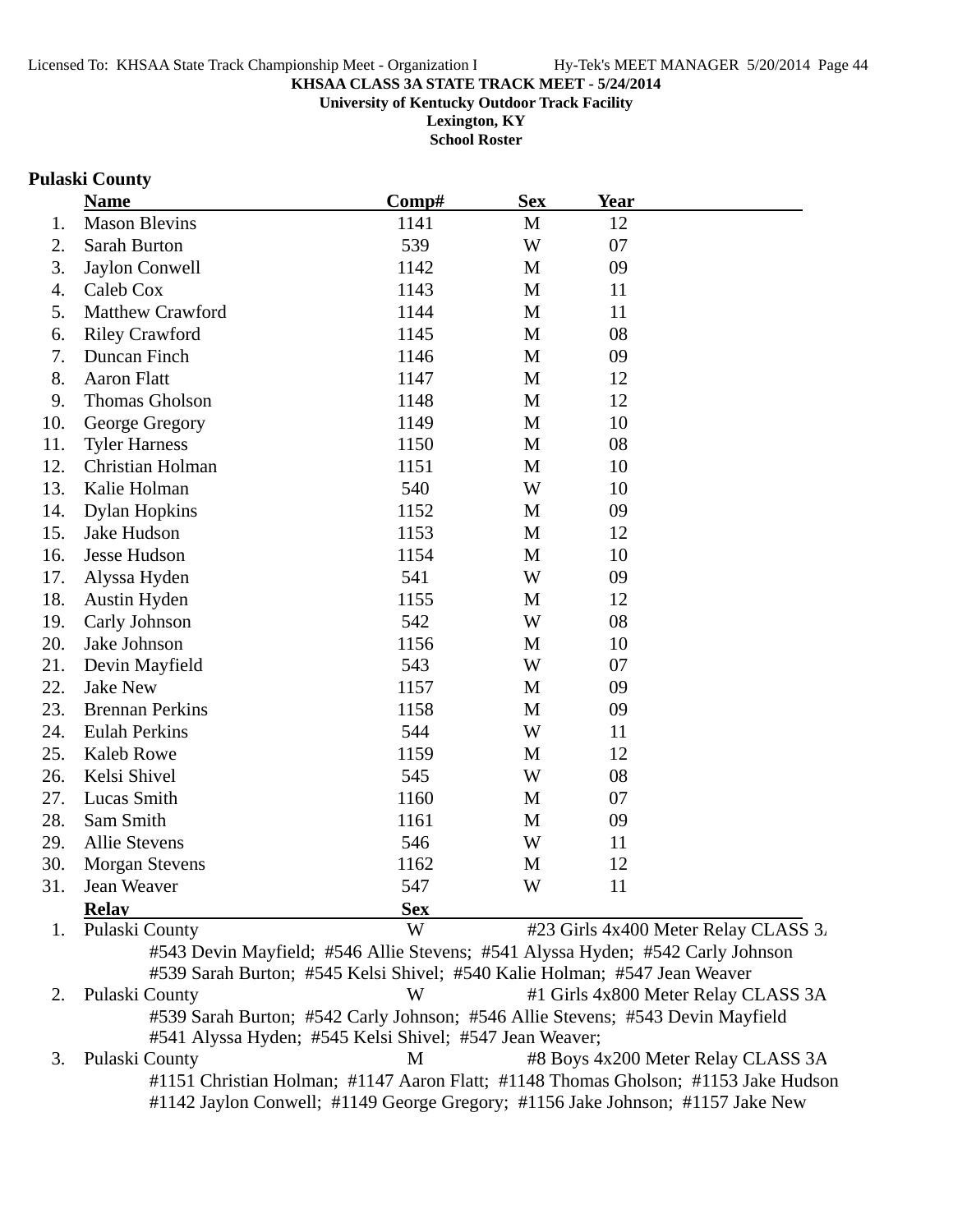KHSAA CLASS 3A STATE TRACK MEET - 5/24/2014
University of Kentucky Outdoor Track Facility
Lexington, KY
School Roster

## Pulaski County

| | Name | Comp# | Sex | Year |
|---|---|---|---|---|
| 1. | Mason Blevins | 1141 | M | 12 |
| 2. | Sarah Burton | 539 | W | 07 |
| 3. | Jaylon Conwell | 1142 | M | 09 |
| 4. | Caleb Cox | 1143 | M | 11 |
| 5. | Matthew Crawford | 1144 | M | 11 |
| 6. | Riley Crawford | 1145 | M | 08 |
| 7. | Duncan Finch | 1146 | M | 09 |
| 8. | Aaron Flatt | 1147 | M | 12 |
| 9. | Thomas Gholson | 1148 | M | 12 |
| 10. | George Gregory | 1149 | M | 10 |
| 11. | Tyler Harness | 1150 | M | 08 |
| 12. | Christian Holman | 1151 | M | 10 |
| 13. | Kalie Holman | 540 | W | 10 |
| 14. | Dylan Hopkins | 1152 | M | 09 |
| 15. | Jake Hudson | 1153 | M | 12 |
| 16. | Jesse Hudson | 1154 | M | 10 |
| 17. | Alyssa Hyden | 541 | W | 09 |
| 18. | Austin Hyden | 1155 | M | 12 |
| 19. | Carly Johnson | 542 | W | 08 |
| 20. | Jake Johnson | 1156 | M | 10 |
| 21. | Devin Mayfield | 543 | W | 07 |
| 22. | Jake New | 1157 | M | 09 |
| 23. | Brennan Perkins | 1158 | M | 09 |
| 24. | Eulah Perkins | 544 | W | 11 |
| 25. | Kaleb Rowe | 1159 | M | 12 |
| 26. | Kelsi Shivel | 545 | W | 08 |
| 27. | Lucas Smith | 1160 | M | 07 |
| 28. | Sam Smith | 1161 | M | 09 |
| 29. | Allie Stevens | 546 | W | 11 |
| 30. | Morgan Stevens | 1162 | M | 12 |
| 31. | Jean Weaver | 547 | W | 11 |

| | Relay | Sex | Event |
|---|---|---|---|
| 1. | Pulaski County | W | #23 Girls 4x400 Meter Relay CLASS 3A |
| 2. | Pulaski County | W | #1 Girls 4x800 Meter Relay CLASS 3A |
| 3. | Pulaski County | M | #8 Boys 4x200 Meter Relay CLASS 3A |

1. Pulaski County — W — #23 Girls 4x400 Meter Relay CLASS 3A
   #543 Devin Mayfield; #546 Allie Stevens; #541 Alyssa Hyden; #542 Carly Johnson
   #539 Sarah Burton; #545 Kelsi Shivel; #540 Kalie Holman; #547 Jean Weaver
2. Pulaski County — W — #1 Girls 4x800 Meter Relay CLASS 3A
   #539 Sarah Burton; #542 Carly Johnson; #546 Allie Stevens; #543 Devin Mayfield
   #541 Alyssa Hyden; #545 Kelsi Shivel; #547 Jean Weaver;
3. Pulaski County — M — #8 Boys 4x200 Meter Relay CLASS 3A
   #1151 Christian Holman; #1147 Aaron Flatt; #1148 Thomas Gholson; #1153 Jake Hudson
   #1142 Jaylon Conwell; #1149 George Gregory; #1156 Jake Johnson; #1157 Jake New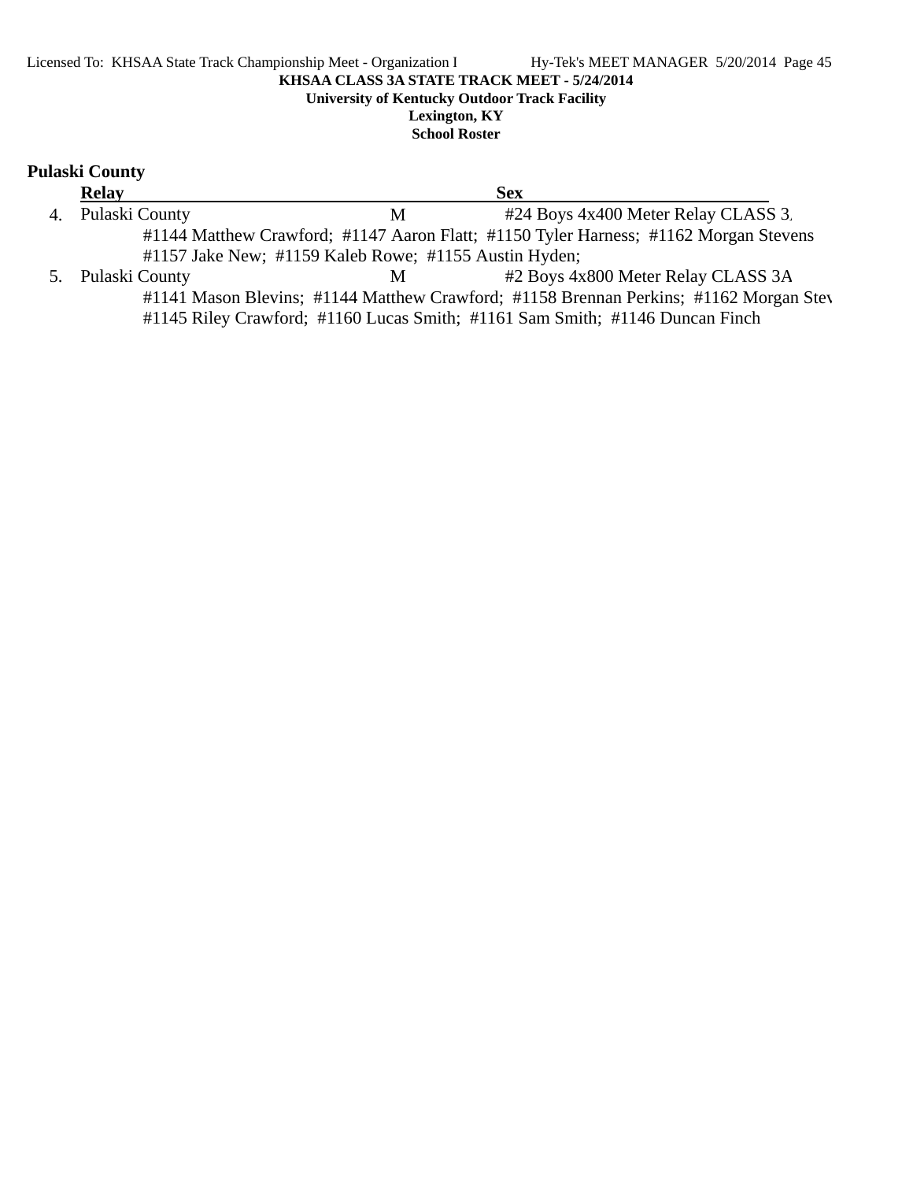**KHSAA CLASS 3A STATE TRACK MEET - 5/24/2014**

**University of Kentucky Outdoor Track Facility**

**Lexington, KY**

**School Roster**

## Pulaski County

| | Relay | Sex | |
|---|---|---|---|
| 4. | Pulaski County | M | #24 Boys 4x400 Meter Relay CLASS 3. |
| | #1144 Matthew Crawford; #1147 Aaron Flatt; #1150 Tyler Harness; #1162 Morgan Stevens | | |
| | #1157 Jake New; #1159 Kaleb Rowe; #1155 Austin Hyden; | | |
| 5. | Pulaski County | M | #2 Boys 4x800 Meter Relay CLASS 3A |
| | #1141 Mason Blevins; #1144 Matthew Crawford; #1158 Brennan Perkins; #1162 Morgan Stev | | |
| | #1145 Riley Crawford; #1160 Lucas Smith; #1161 Sam Smith; #1146 Duncan Finch | | |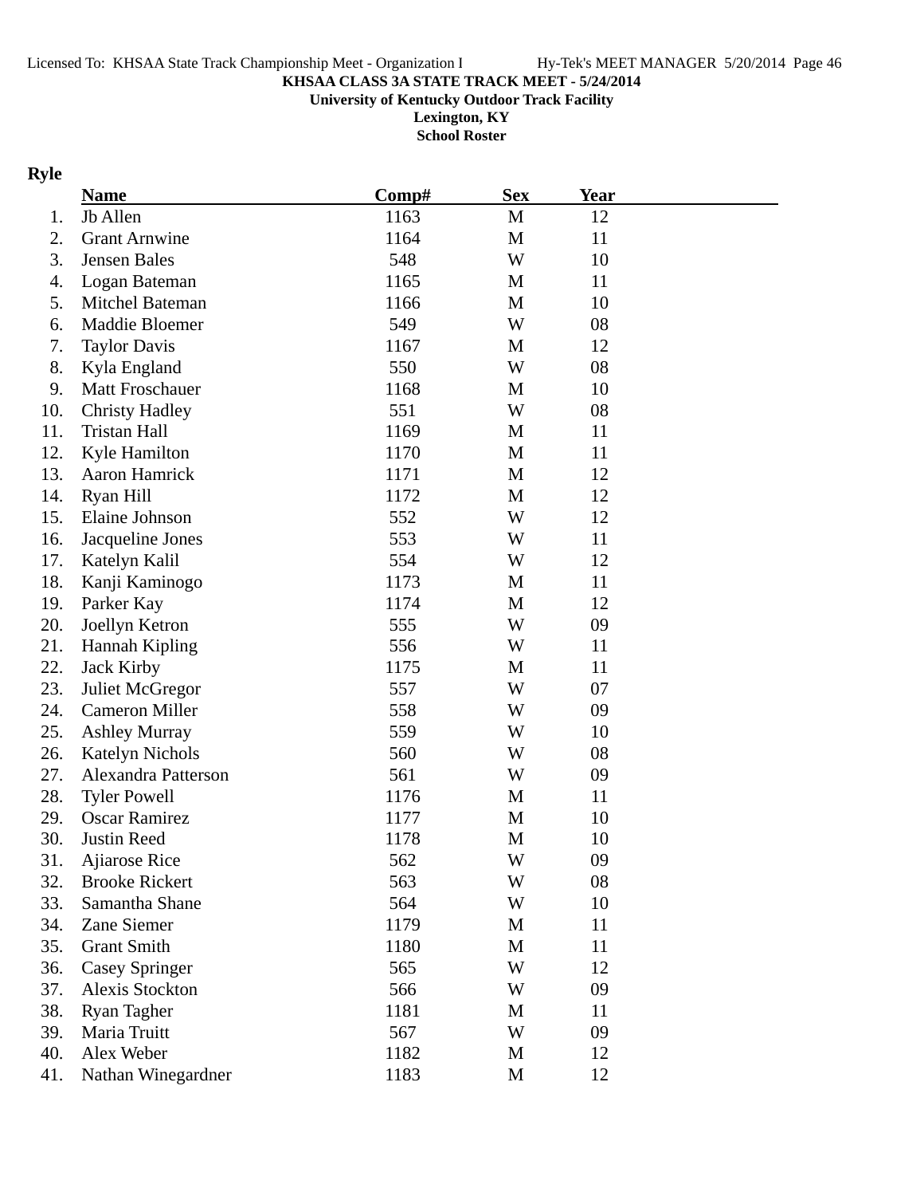**KHSAA CLASS 3A STATE TRACK MEET - 5/24/2014**
**University of Kentucky Outdoor Track Facility**
**Lexington, KY**
**School Roster**

## Ryle

| | Name | Comp# | Sex | Year |
|---|---|---|---|---|
| 1. | Jb Allen | 1163 | M | 12 |
| 2. | Grant Arnwine | 1164 | M | 11 |
| 3. | Jensen Bales | 548 | W | 10 |
| 4. | Logan Bateman | 1165 | M | 11 |
| 5. | Mitchel Bateman | 1166 | M | 10 |
| 6. | Maddie Bloemer | 549 | W | 08 |
| 7. | Taylor Davis | 1167 | M | 12 |
| 8. | Kyla England | 550 | W | 08 |
| 9. | Matt Froschauer | 1168 | M | 10 |
| 10. | Christy Hadley | 551 | W | 08 |
| 11. | Tristan Hall | 1169 | M | 11 |
| 12. | Kyle Hamilton | 1170 | M | 11 |
| 13. | Aaron Hamrick | 1171 | M | 12 |
| 14. | Ryan Hill | 1172 | M | 12 |
| 15. | Elaine Johnson | 552 | W | 12 |
| 16. | Jacqueline Jones | 553 | W | 11 |
| 17. | Katelyn Kalil | 554 | W | 12 |
| 18. | Kanji Kaminogo | 1173 | M | 11 |
| 19. | Parker Kay | 1174 | M | 12 |
| 20. | Joellyn Ketron | 555 | W | 09 |
| 21. | Hannah Kipling | 556 | W | 11 |
| 22. | Jack Kirby | 1175 | M | 11 |
| 23. | Juliet McGregor | 557 | W | 07 |
| 24. | Cameron Miller | 558 | W | 09 |
| 25. | Ashley Murray | 559 | W | 10 |
| 26. | Katelyn Nichols | 560 | W | 08 |
| 27. | Alexandra Patterson | 561 | W | 09 |
| 28. | Tyler Powell | 1176 | M | 11 |
| 29. | Oscar Ramirez | 1177 | M | 10 |
| 30. | Justin Reed | 1178 | M | 10 |
| 31. | Ajiarose Rice | 562 | W | 09 |
| 32. | Brooke Rickert | 563 | W | 08 |
| 33. | Samantha Shane | 564 | W | 10 |
| 34. | Zane Siemer | 1179 | M | 11 |
| 35. | Grant Smith | 1180 | M | 11 |
| 36. | Casey Springer | 565 | W | 12 |
| 37. | Alexis Stockton | 566 | W | 09 |
| 38. | Ryan Tagher | 1181 | M | 11 |
| 39. | Maria Truitt | 567 | W | 09 |
| 40. | Alex Weber | 1182 | M | 12 |
| 41. | Nathan Winegardner | 1183 | M | 12 |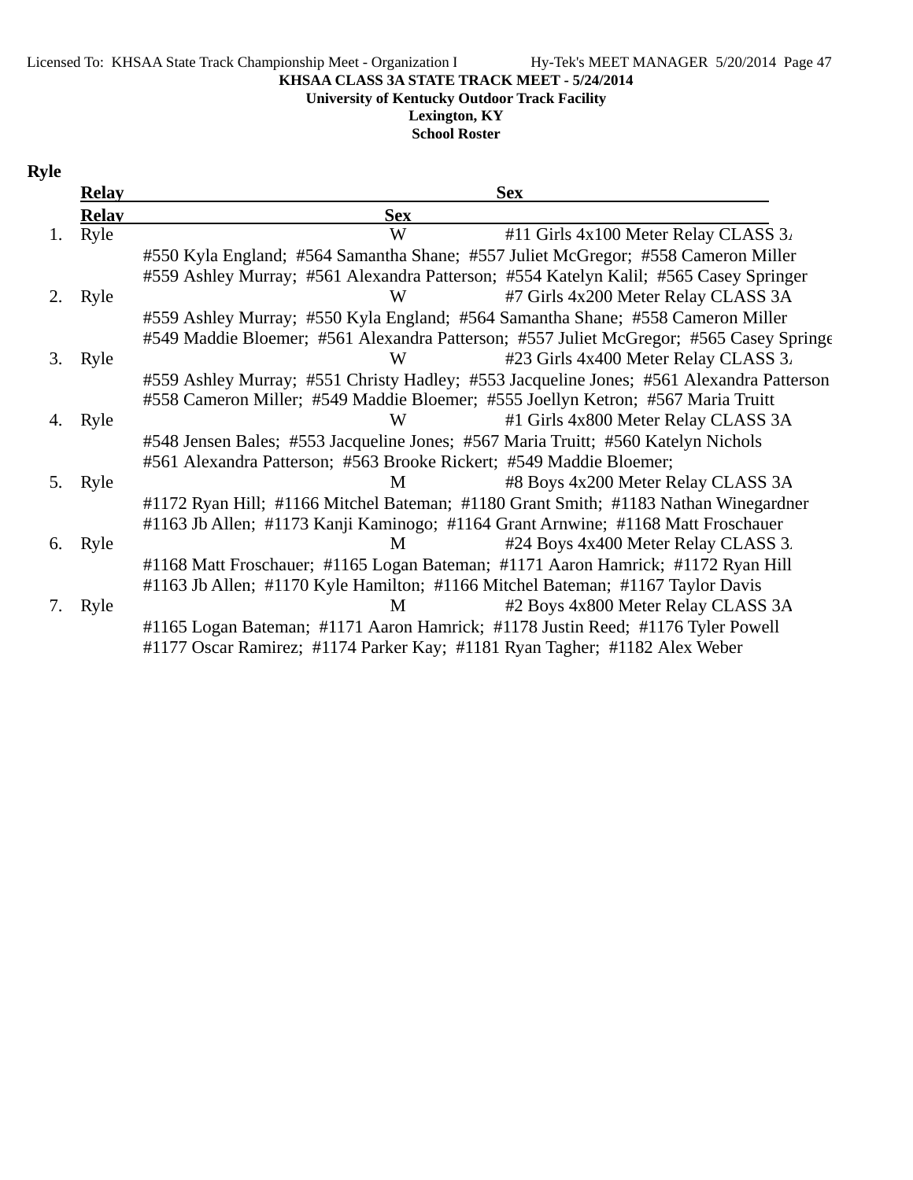**KHSAA CLASS 3A STATE TRACK MEET - 5/24/2014**

**University of Kentucky Outdoor Track Facility**

**Lexington, KY**

**School Roster**

## Ryle

| | Relay | Sex | |
|---|---|---|---|
| 1. | Ryle | W | #11 Girls 4x100 Meter Relay CLASS 3A |
| | #550 Kyla England; #564 Samantha Shane; #557 Juliet McGregor; #558 Cameron Miller<br>#559 Ashley Murray; #561 Alexandra Patterson; #554 Katelyn Kalil; #565 Casey Springer | | |
| 2. | Ryle | W | #7 Girls 4x200 Meter Relay CLASS 3A |
| | #559 Ashley Murray; #550 Kyla England; #564 Samantha Shane; #558 Cameron Miller<br>#549 Maddie Bloemer; #561 Alexandra Patterson; #557 Juliet McGregor; #565 Casey Springer | | |
| 3. | Ryle | W | #23 Girls 4x400 Meter Relay CLASS 3A |
| | #559 Ashley Murray; #551 Christy Hadley; #553 Jacqueline Jones; #561 Alexandra Patterson<br>#558 Cameron Miller; #549 Maddie Bloemer; #555 Joellyn Ketron; #567 Maria Truitt | | |
| 4. | Ryle | W | #1 Girls 4x800 Meter Relay CLASS 3A |
| | #548 Jensen Bales; #553 Jacqueline Jones; #567 Maria Truitt; #560 Katelyn Nichols<br>#561 Alexandra Patterson; #563 Brooke Rickert; #549 Maddie Bloemer; | | |
| 5. | Ryle | M | #8 Boys 4x200 Meter Relay CLASS 3A |
| | #1172 Ryan Hill; #1166 Mitchel Bateman; #1180 Grant Smith; #1183 Nathan Winegardner<br>#1163 Jb Allen; #1173 Kanji Kaminogo; #1164 Grant Arnwine; #1168 Matt Froschauer | | |
| 6. | Ryle | M | #24 Boys 4x400 Meter Relay CLASS 3A |
| | #1168 Matt Froschauer; #1165 Logan Bateman; #1171 Aaron Hamrick; #1172 Ryan Hill<br>#1163 Jb Allen; #1170 Kyle Hamilton; #1166 Mitchel Bateman; #1167 Taylor Davis | | |
| 7. | Ryle | M | #2 Boys 4x800 Meter Relay CLASS 3A |
| | #1165 Logan Bateman; #1171 Aaron Hamrick; #1178 Justin Reed; #1176 Tyler Powell<br>#1177 Oscar Ramirez; #1174 Parker Kay; #1181 Ryan Tagher; #1182 Alex Weber | | |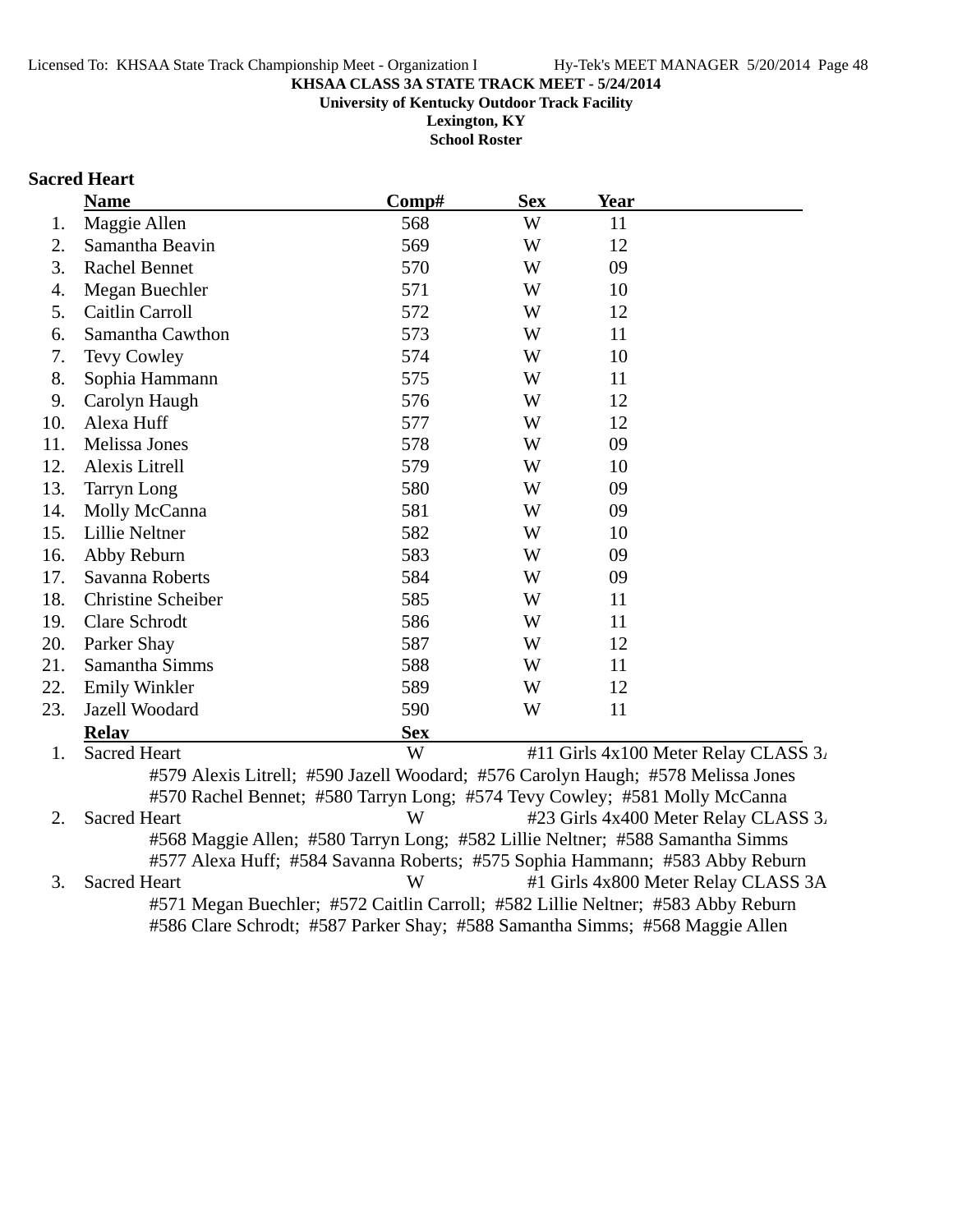**KHSAA CLASS 3A STATE TRACK MEET - 5/24/2014**
**University of Kentucky Outdoor Track Facility**
**Lexington, KY**
**School Roster**

### Sacred Heart

| | Name | Comp# | Sex | Year |
|---|---|---|---|---|
| 1. | Maggie Allen | 568 | W | 11 |
| 2. | Samantha Beavin | 569 | W | 12 |
| 3. | Rachel Bennet | 570 | W | 09 |
| 4. | Megan Buechler | 571 | W | 10 |
| 5. | Caitlin Carroll | 572 | W | 12 |
| 6. | Samantha Cawthon | 573 | W | 11 |
| 7. | Tevy Cowley | 574 | W | 10 |
| 8. | Sophia Hammann | 575 | W | 11 |
| 9. | Carolyn Haugh | 576 | W | 12 |
| 10. | Alexa Huff | 577 | W | 12 |
| 11. | Melissa Jones | 578 | W | 09 |
| 12. | Alexis Litrell | 579 | W | 10 |
| 13. | Tarryn Long | 580 | W | 09 |
| 14. | Molly McCanna | 581 | W | 09 |
| 15. | Lillie Neltner | 582 | W | 10 |
| 16. | Abby Reburn | 583 | W | 09 |
| 17. | Savanna Roberts | 584 | W | 09 |
| 18. | Christine Scheiber | 585 | W | 11 |
| 19. | Clare Schrodt | 586 | W | 11 |
| 20. | Parker Shay | 587 | W | 12 |
| 21. | Samantha Simms | 588 | W | 11 |
| 22. | Emily Winkler | 589 | W | 12 |
| 23. | Jazell Woodard | 590 | W | 11 |

| | Relay | Sex | Event |
|---|---|---|---|
| 1. | Sacred Heart | W | #11 Girls 4x100 Meter Relay CLASS 3A |
| | #579 Alexis Litrell; #590 Jazell Woodard; #576 Carolyn Haugh; #578 Melissa Jones<br>#570 Rachel Bennet; #580 Tarryn Long; #574 Tevy Cowley; #581 Molly McCanna | | |
| 2. | Sacred Heart | W | #23 Girls 4x400 Meter Relay CLASS 3A |
| | #568 Maggie Allen; #580 Tarryn Long; #582 Lillie Neltner; #588 Samantha Simms<br>#577 Alexa Huff; #584 Savanna Roberts; #575 Sophia Hammann; #583 Abby Reburn | | |
| 3. | Sacred Heart | W | #1 Girls 4x800 Meter Relay CLASS 3A |
| | #571 Megan Buechler; #572 Caitlin Carroll; #582 Lillie Neltner; #583 Abby Reburn<br>#586 Clare Schrodt; #587 Parker Shay; #588 Samantha Simms; #568 Maggie Allen | | |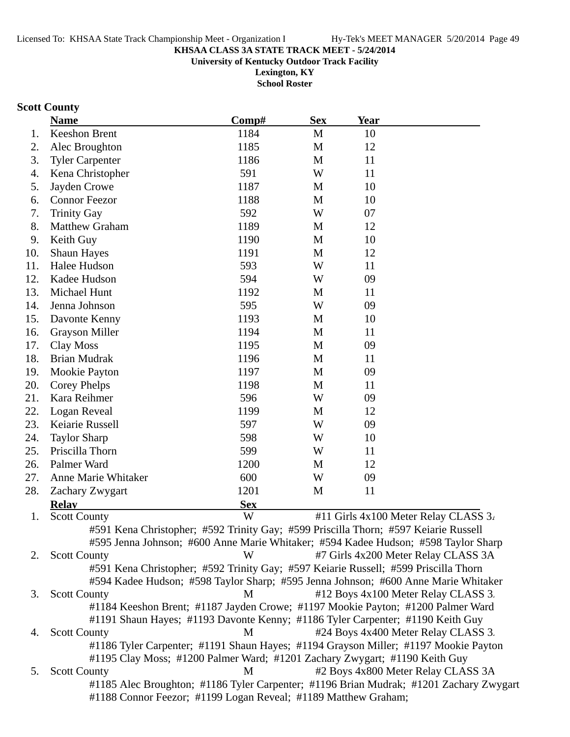**KHSAA CLASS 3A STATE TRACK MEET - 5/24/2014**
**University of Kentucky Outdoor Track Facility**
**Lexington, KY**
**School Roster**

### Scott County

| | Name | Comp# | Sex | Year |
|---|---|---|---|---|
| 1. | Keeshon Brent | 1184 | M | 10 |
| 2. | Alec Broughton | 1185 | M | 12 |
| 3. | Tyler Carpenter | 1186 | M | 11 |
| 4. | Kena Christopher | 591 | W | 11 |
| 5. | Jayden Crowe | 1187 | M | 10 |
| 6. | Connor Feezor | 1188 | M | 10 |
| 7. | Trinity Gay | 592 | W | 07 |
| 8. | Matthew Graham | 1189 | M | 12 |
| 9. | Keith Guy | 1190 | M | 10 |
| 10. | Shaun Hayes | 1191 | M | 12 |
| 11. | Halee Hudson | 593 | W | 11 |
| 12. | Kadee Hudson | 594 | W | 09 |
| 13. | Michael Hunt | 1192 | M | 11 |
| 14. | Jenna Johnson | 595 | W | 09 |
| 15. | Davonte Kenny | 1193 | M | 10 |
| 16. | Grayson Miller | 1194 | M | 11 |
| 17. | Clay Moss | 1195 | M | 09 |
| 18. | Brian Mudrak | 1196 | M | 11 |
| 19. | Mookie Payton | 1197 | M | 09 |
| 20. | Corey Phelps | 1198 | M | 11 |
| 21. | Kara Reihmer | 596 | W | 09 |
| 22. | Logan Reveal | 1199 | M | 12 |
| 23. | Keiarie Russell | 597 | W | 09 |
| 24. | Taylor Sharp | 598 | W | 10 |
| 25. | Priscilla Thorn | 599 | W | 11 |
| 26. | Palmer Ward | 1200 | M | 12 |
| 27. | Anne Marie Whitaker | 600 | W | 09 |
| 28. | Zachary Zwygart | 1201 | M | 11 |

| | Relay | Sex | Event |
|---|---|---|---|
| 1. | Scott County | W | #11 Girls 4x100 Meter Relay CLASS 3A |
| | #591 Kena Christopher; #592 Trinity Gay; #599 Priscilla Thorn; #597 Keiarie Russell<br>#595 Jenna Johnson; #600 Anne Marie Whitaker; #594 Kadee Hudson; #598 Taylor Sharp | | |
| 2. | Scott County | W | #7 Girls 4x200 Meter Relay CLASS 3A |
| | #591 Kena Christopher; #592 Trinity Gay; #597 Keiarie Russell; #599 Priscilla Thorn<br>#594 Kadee Hudson; #598 Taylor Sharp; #595 Jenna Johnson; #600 Anne Marie Whitaker | | |
| 3. | Scott County | M | #12 Boys 4x100 Meter Relay CLASS 3A |
| | #1184 Keeshon Brent; #1187 Jayden Crowe; #1197 Mookie Payton; #1200 Palmer Ward<br>#1191 Shaun Hayes; #1193 Davonte Kenny; #1186 Tyler Carpenter; #1190 Keith Guy | | |
| 4. | Scott County | M | #24 Boys 4x400 Meter Relay CLASS 3A |
| | #1186 Tyler Carpenter; #1191 Shaun Hayes; #1194 Grayson Miller; #1197 Mookie Payton<br>#1195 Clay Moss; #1200 Palmer Ward; #1201 Zachary Zwygart; #1190 Keith Guy | | |
| 5. | Scott County | M | #2 Boys 4x800 Meter Relay CLASS 3A |
| | #1185 Alec Broughton; #1186 Tyler Carpenter; #1196 Brian Mudrak; #1201 Zachary Zwygart<br>#1188 Connor Feezor; #1199 Logan Reveal; #1189 Matthew Graham; | | |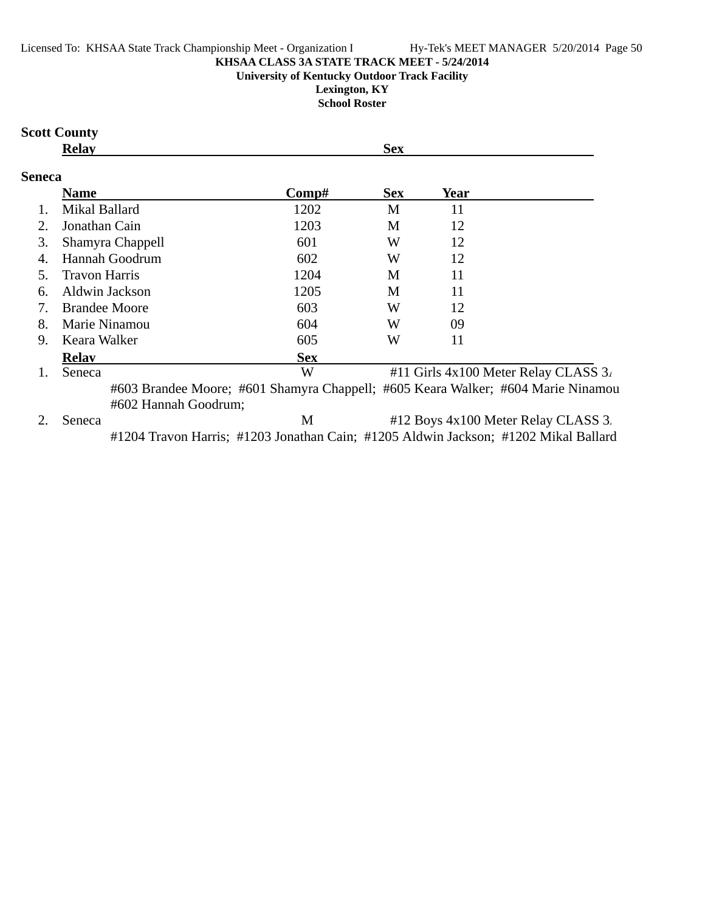**KHSAA CLASS 3A STATE TRACK MEET - 5/24/2014**

**University of Kentucky Outdoor Track Facility**

**Lexington, KY**

**School Roster**

## Scott County

| | Relay | Sex |
|---|---|---|

## Seneca

| | Name | Comp# | Sex | Year |
|---|---|---|---|---|
| 1. | Mikal Ballard | 1202 | M | 11 |
| 2. | Jonathan Cain | 1203 | M | 12 |
| 3. | Shamyra Chappell | 601 | W | 12 |
| 4. | Hannah Goodrum | 602 | W | 12 |
| 5. | Travon Harris | 1204 | M | 11 |
| 6. | Aldwin Jackson | 1205 | M | 11 |
| 7. | Brandee Moore | 603 | W | 12 |
| 8. | Marie Ninamou | 604 | W | 09 |
| 9. | Keara Walker | 605 | W | 11 |

| | Relay | Sex | |
|---|---|---|---|
| 1. | Seneca | W | #11 Girls 4x100 Meter Relay CLASS 3A |
| | #603 Brandee Moore; #601 Shamyra Chappell; #605 Keara Walker; #604 Marie Ninamou; #602 Hannah Goodrum; | | |
| 2. | Seneca | M | #12 Boys 4x100 Meter Relay CLASS 3A |
| | #1204 Travon Harris; #1203 Jonathan Cain; #1205 Aldwin Jackson; #1202 Mikal Ballard | | |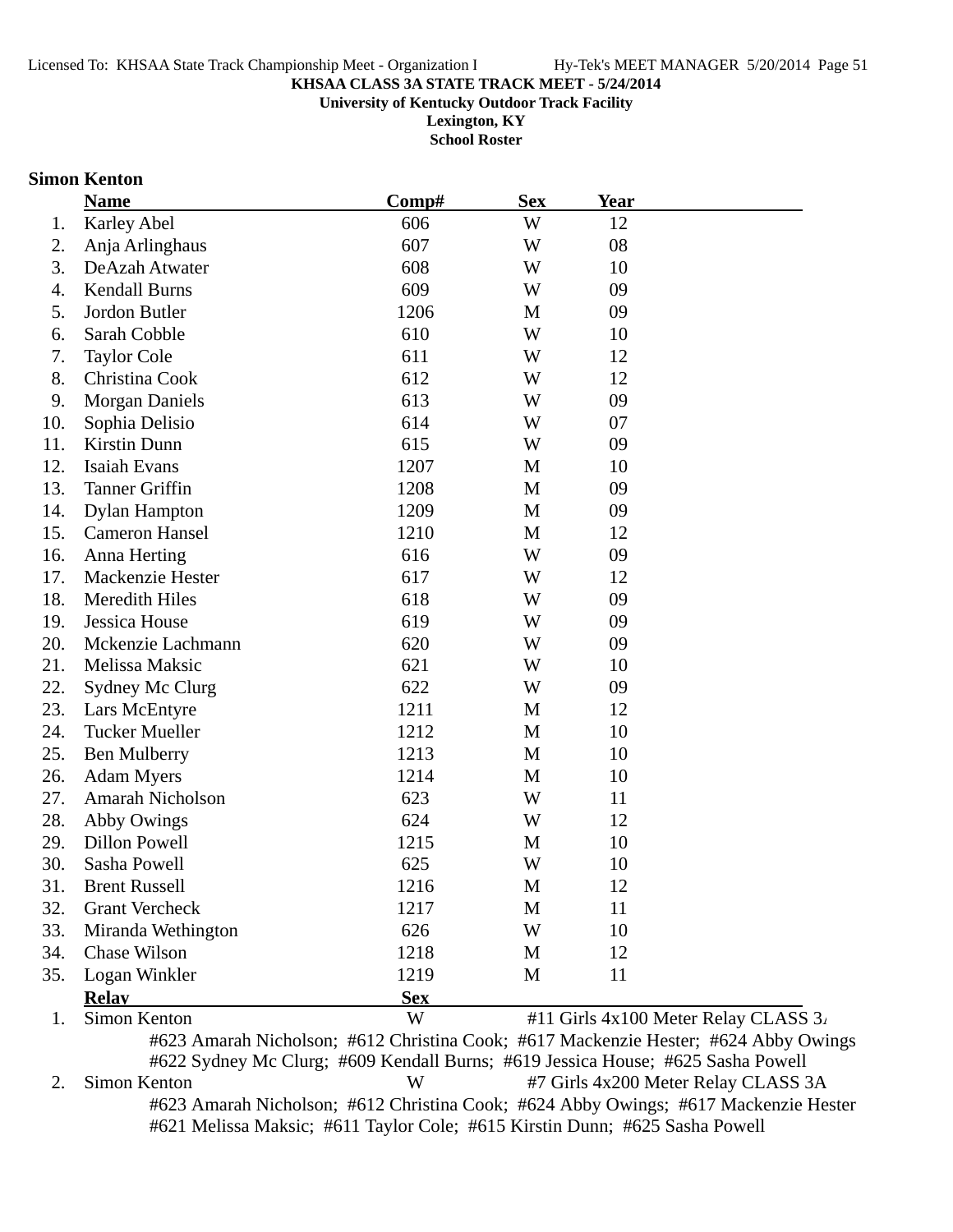**KHSAA CLASS 3A STATE TRACK MEET - 5/24/2014**
**University of Kentucky Outdoor Track Facility**
**Lexington, KY**
**School Roster**

## Simon Kenton

| | Name | Comp# | Sex | Year |
|---|---|---|---|---|
| 1. | Karley Abel | 606 | W | 12 |
| 2. | Anja Arlinghaus | 607 | W | 08 |
| 3. | DeAzah Atwater | 608 | W | 10 |
| 4. | Kendall Burns | 609 | W | 09 |
| 5. | Jordon Butler | 1206 | M | 09 |
| 6. | Sarah Cobble | 610 | W | 10 |
| 7. | Taylor Cole | 611 | W | 12 |
| 8. | Christina Cook | 612 | W | 12 |
| 9. | Morgan Daniels | 613 | W | 09 |
| 10. | Sophia Delisio | 614 | W | 07 |
| 11. | Kirstin Dunn | 615 | W | 09 |
| 12. | Isaiah Evans | 1207 | M | 10 |
| 13. | Tanner Griffin | 1208 | M | 09 |
| 14. | Dylan Hampton | 1209 | M | 09 |
| 15. | Cameron Hansel | 1210 | M | 12 |
| 16. | Anna Herting | 616 | W | 09 |
| 17. | Mackenzie Hester | 617 | W | 12 |
| 18. | Meredith Hiles | 618 | W | 09 |
| 19. | Jessica House | 619 | W | 09 |
| 20. | Mckenzie Lachmann | 620 | W | 09 |
| 21. | Melissa Maksic | 621 | W | 10 |
| 22. | Sydney Mc Clurg | 622 | W | 09 |
| 23. | Lars McEntyre | 1211 | M | 12 |
| 24. | Tucker Mueller | 1212 | M | 10 |
| 25. | Ben Mulberry | 1213 | M | 10 |
| 26. | Adam Myers | 1214 | M | 10 |
| 27. | Amarah Nicholson | 623 | W | 11 |
| 28. | Abby Owings | 624 | W | 12 |
| 29. | Dillon Powell | 1215 | M | 10 |
| 30. | Sasha Powell | 625 | W | 10 |
| 31. | Brent Russell | 1216 | M | 12 |
| 32. | Grant Vercheck | 1217 | M | 11 |
| 33. | Miranda Wethington | 626 | W | 10 |
| 34. | Chase Wilson | 1218 | M | 12 |
| 35. | Logan Winkler | 1219 | M | 11 |

| | Relay | Sex | |
|---|---|---|---|
| 1. | Simon Kenton | W | #11 Girls 4x100 Meter Relay CLASS 3A |
| 2. | Simon Kenton | W | #7 Girls 4x200 Meter Relay CLASS 3A |

1. Simon Kenton — W — #11 Girls 4x100 Meter Relay CLASS 3A
   #623 Amarah Nicholson; #612 Christina Cook; #617 Mackenzie Hester; #624 Abby Owings
   #622 Sydney Mc Clurg; #609 Kendall Burns; #619 Jessica House; #625 Sasha Powell
2. Simon Kenton — W — #7 Girls 4x200 Meter Relay CLASS 3A
   #623 Amarah Nicholson; #612 Christina Cook; #624 Abby Owings; #617 Mackenzie Hester
   #621 Melissa Maksic; #611 Taylor Cole; #615 Kirstin Dunn; #625 Sasha Powell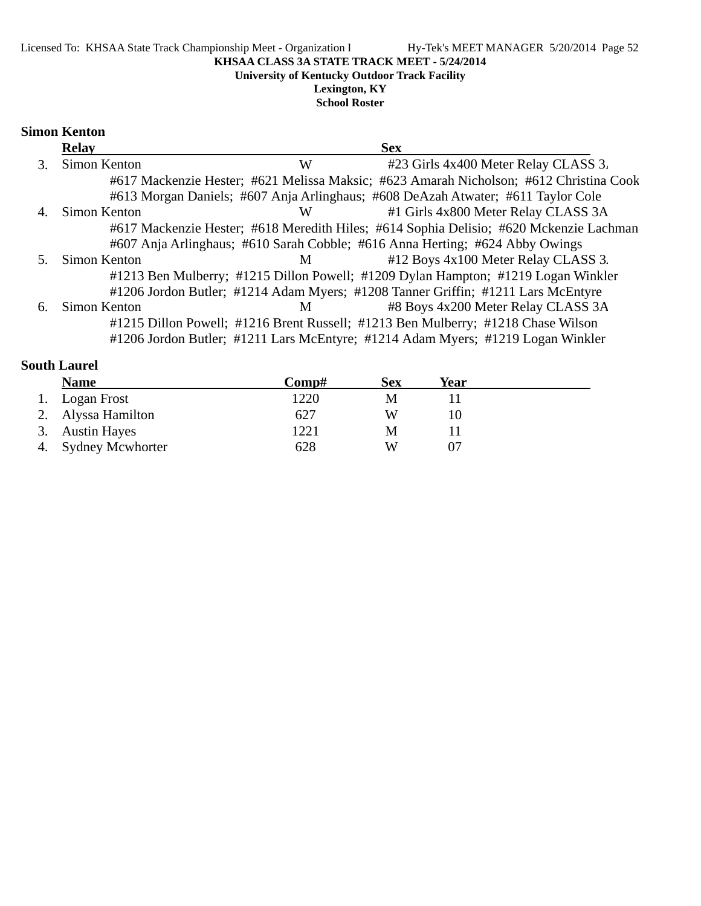KHSAA CLASS 3A STATE TRACK MEET - 5/24/2014

University of Kentucky Outdoor Track Facility

Lexington, KY

School Roster

### Simon Kenton

| | Relay | Sex | |
|---|---|---|---|
| 3. | Simon Kenton | W | #23 Girls 4x400 Meter Relay CLASS 3A |
| | #617 Mackenzie Hester; #621 Melissa Maksic; #623 Amarah Nicholson; #612 Christina Cook | | |
| | #613 Morgan Daniels; #607 Anja Arlinghaus; #608 DeAzah Atwater; #611 Taylor Cole | | |
| 4. | Simon Kenton | W | #1 Girls 4x800 Meter Relay CLASS 3A |
| | #617 Mackenzie Hester; #618 Meredith Hiles; #614 Sophia Delisio; #620 Mckenzie Lachman | | |
| | #607 Anja Arlinghaus; #610 Sarah Cobble; #616 Anna Herting; #624 Abby Owings | | |
| 5. | Simon Kenton | M | #12 Boys 4x100 Meter Relay CLASS 3A |
| | #1213 Ben Mulberry; #1215 Dillon Powell; #1209 Dylan Hampton; #1219 Logan Winkler | | |
| | #1206 Jordon Butler; #1214 Adam Myers; #1208 Tanner Griffin; #1211 Lars McEntyre | | |
| 6. | Simon Kenton | M | #8 Boys 4x200 Meter Relay CLASS 3A |
| | #1215 Dillon Powell; #1216 Brent Russell; #1213 Ben Mulberry; #1218 Chase Wilson | | |
| | #1206 Jordon Butler; #1211 Lars McEntyre; #1214 Adam Myers; #1219 Logan Winkler | | |

### South Laurel

| | Name | Comp# | Sex | Year |
|---|---|---|---|---|
| 1. | Logan Frost | 1220 | M | 11 |
| 2. | Alyssa Hamilton | 627 | W | 10 |
| 3. | Austin Hayes | 1221 | M | 11 |
| 4. | Sydney Mcwhorter | 628 | W | 07 |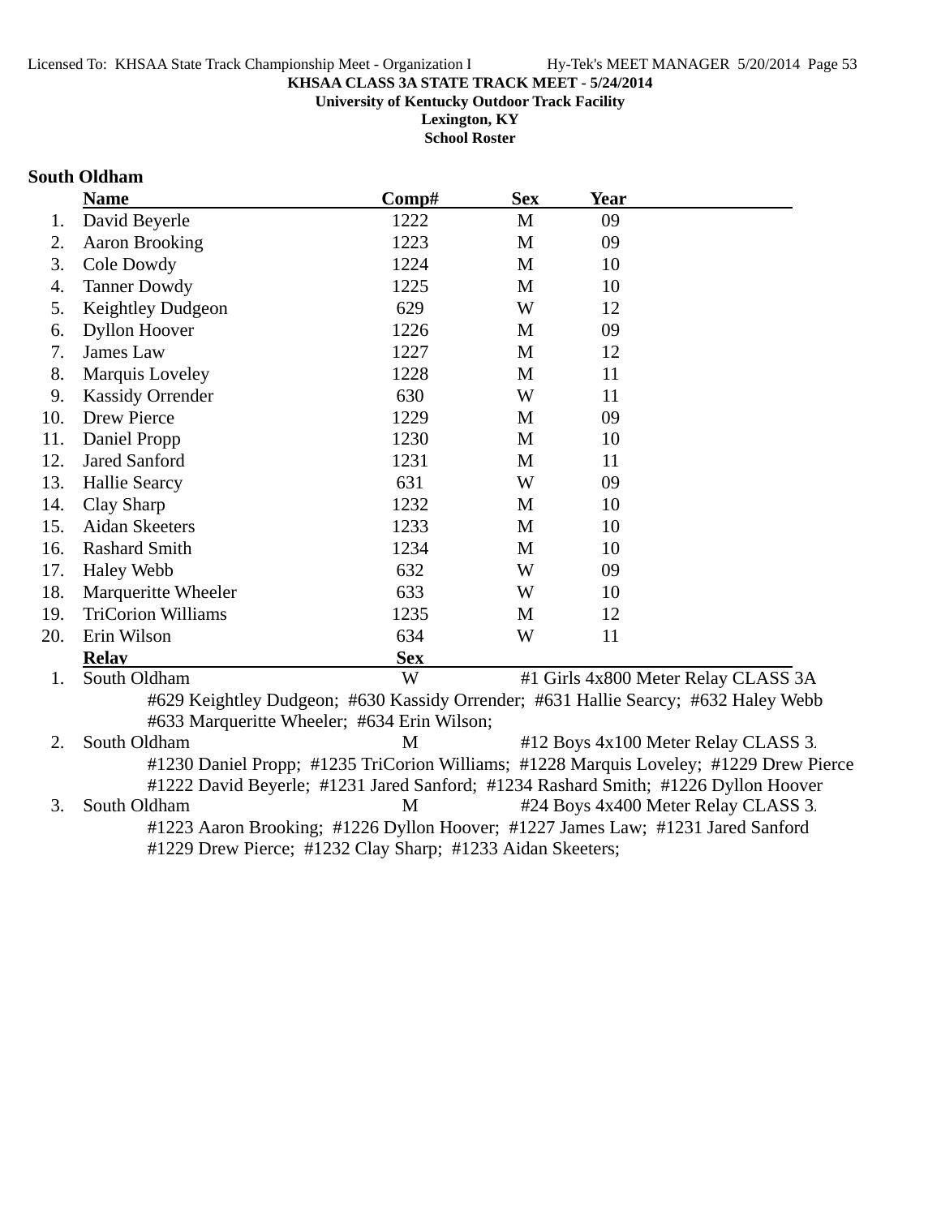**KHSAA CLASS 3A STATE TRACK MEET - 5/24/2014**

**University of Kentucky Outdoor Track Facility**

**Lexington, KY**

**School Roster**

### South Oldham

| | Name | Comp# | Sex | Year |
|---|---|---|---|---|
| 1. | David Beyerle | 1222 | M | 09 |
| 2. | Aaron Brooking | 1223 | M | 09 |
| 3. | Cole Dowdy | 1224 | M | 10 |
| 4. | Tanner Dowdy | 1225 | M | 10 |
| 5. | Keightley Dudgeon | 629 | W | 12 |
| 6. | Dyllon Hoover | 1226 | M | 09 |
| 7. | James Law | 1227 | M | 12 |
| 8. | Marquis Loveley | 1228 | M | 11 |
| 9. | Kassidy Orrender | 630 | W | 11 |
| 10. | Drew Pierce | 1229 | M | 09 |
| 11. | Daniel Propp | 1230 | M | 10 |
| 12. | Jared Sanford | 1231 | M | 11 |
| 13. | Hallie Searcy | 631 | W | 09 |
| 14. | Clay Sharp | 1232 | M | 10 |
| 15. | Aidan Skeeters | 1233 | M | 10 |
| 16. | Rashard Smith | 1234 | M | 10 |
| 17. | Haley Webb | 632 | W | 09 |
| 18. | Marqueritte Wheeler | 633 | W | 10 |
| 19. | TriCorion Williams | 1235 | M | 12 |
| 20. | Erin Wilson | 634 | W | 11 |

| | Relay | Sex | |
|---|---|---|---|
| 1. | South Oldham | W | #1 Girls 4x800 Meter Relay CLASS 3A |

#629 Keightley Dudgeon; #630 Kassidy Orrender; #631 Hallie Searcy; #632 Haley Webb
#633 Marqueritte Wheeler; #634 Erin Wilson;

| | Relay | Sex | |
|---|---|---|---|
| 2. | South Oldham | M | #12 Boys 4x100 Meter Relay CLASS 3. |

#1230 Daniel Propp; #1235 TriCorion Williams; #1228 Marquis Loveley; #1229 Drew Pierce
#1222 David Beyerle; #1231 Jared Sanford; #1234 Rashard Smith; #1226 Dyllon Hoover

| | Relay | Sex | |
|---|---|---|---|
| 3. | South Oldham | M | #24 Boys 4x400 Meter Relay CLASS 3. |

#1223 Aaron Brooking; #1226 Dyllon Hoover; #1227 James Law; #1231 Jared Sanford
#1229 Drew Pierce; #1232 Clay Sharp; #1233 Aidan Skeeters;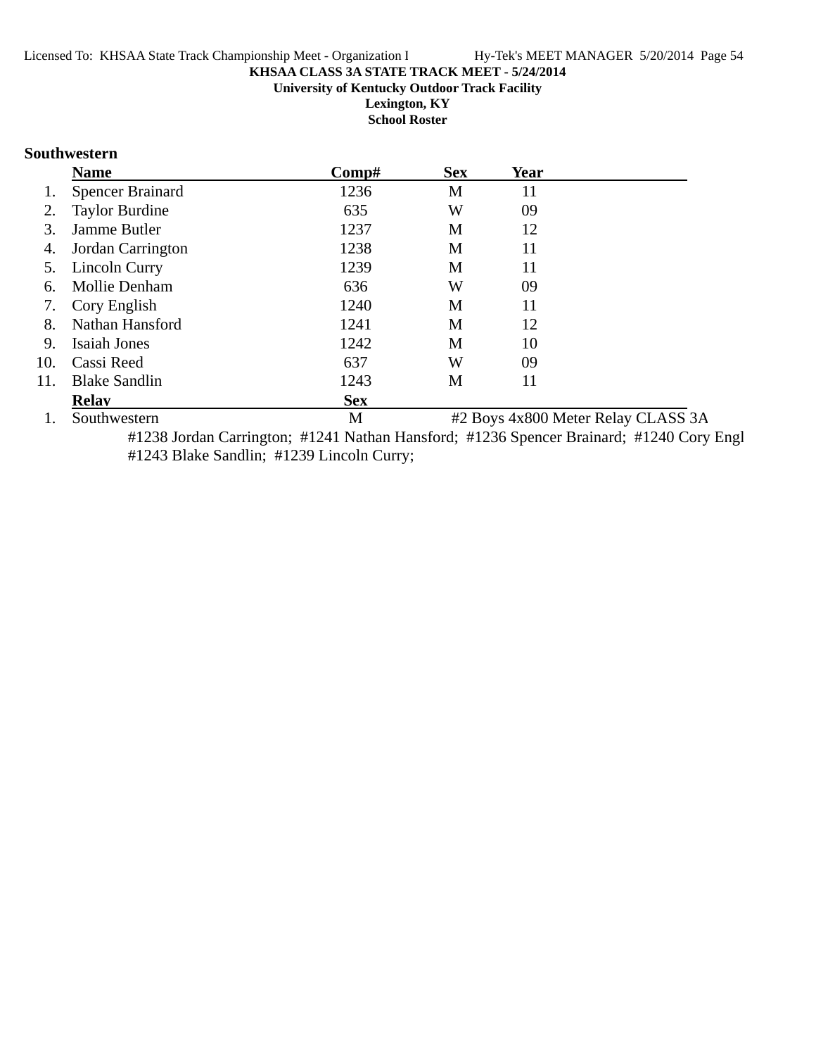**KHSAA CLASS 3A STATE TRACK MEET - 5/24/2014**
**University of Kentucky Outdoor Track Facility**
**Lexington, KY**
**School Roster**

## Southwestern

| | Name | Comp# | Sex | Year |
|---|---|---|---|---|
| 1. | Spencer Brainard | 1236 | M | 11 |
| 2. | Taylor Burdine | 635 | W | 09 |
| 3. | Jamme Butler | 1237 | M | 12 |
| 4. | Jordan Carrington | 1238 | M | 11 |
| 5. | Lincoln Curry | 1239 | M | 11 |
| 6. | Mollie Denham | 636 | W | 09 |
| 7. | Cory English | 1240 | M | 11 |
| 8. | Nathan Hansford | 1241 | M | 12 |
| 9. | Isaiah Jones | 1242 | M | 10 |
| 10. | Cassi Reed | 637 | W | 09 |
| 11. | Blake Sandlin | 1243 | M | 11 |

| | Relay | Sex | |
|---|---|---|---|
| 1. | Southwestern | M | #2 Boys 4x800 Meter Relay CLASS 3A |

#1238 Jordan Carrington; #1241 Nathan Hansford; #1236 Spencer Brainard; #1240 Cory Engl
#1243 Blake Sandlin; #1239 Lincoln Curry;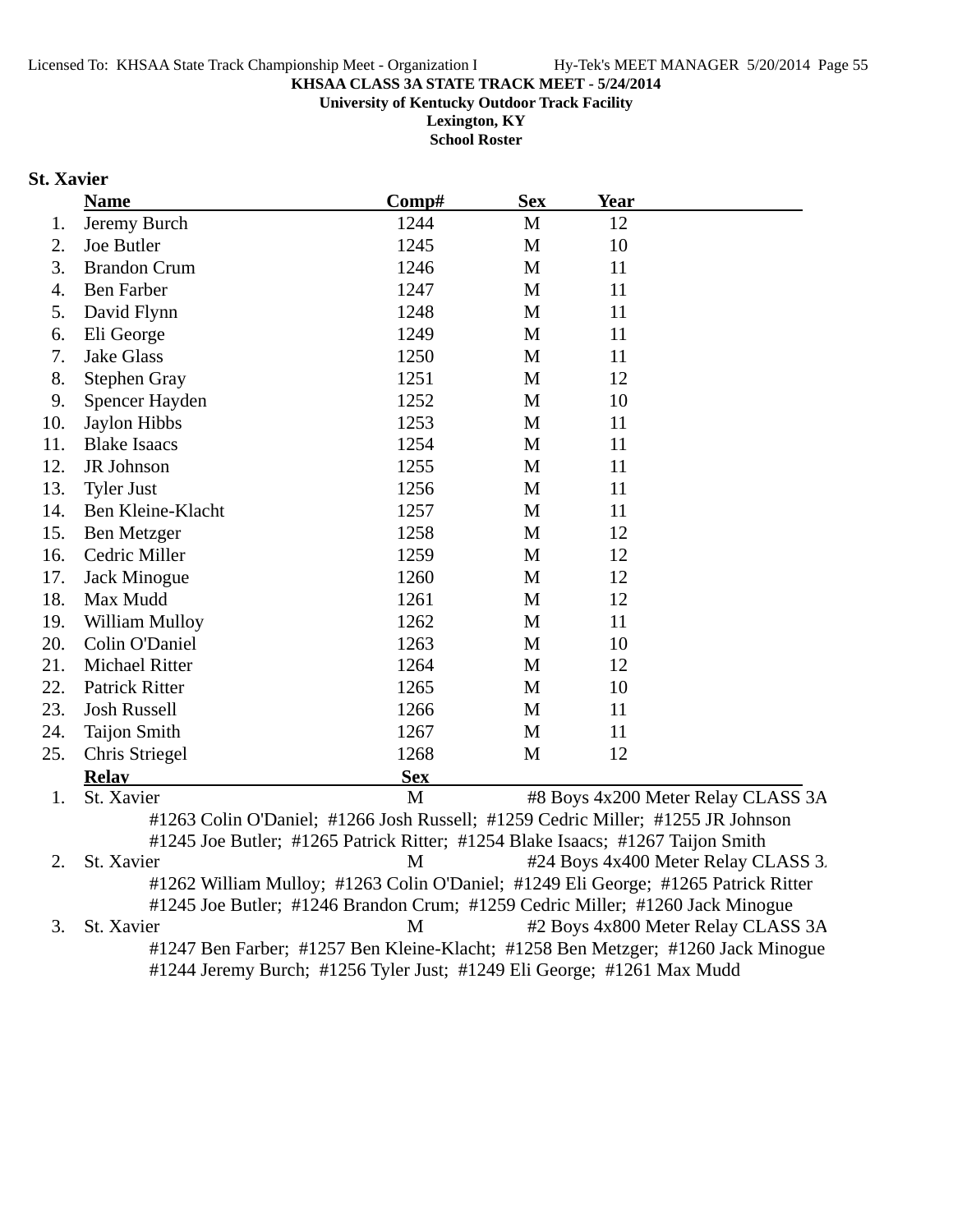**KHSAA CLASS 3A STATE TRACK MEET - 5/24/2014**

**University of Kentucky Outdoor Track Facility**

**Lexington, KY**

**School Roster**

## St. Xavier

| | Name | Comp# | Sex | Year |
|---|---|---|---|---|
| 1. | Jeremy Burch | 1244 | M | 12 |
| 2. | Joe Butler | 1245 | M | 10 |
| 3. | Brandon Crum | 1246 | M | 11 |
| 4. | Ben Farber | 1247 | M | 11 |
| 5. | David Flynn | 1248 | M | 11 |
| 6. | Eli George | 1249 | M | 11 |
| 7. | Jake Glass | 1250 | M | 11 |
| 8. | Stephen Gray | 1251 | M | 12 |
| 9. | Spencer Hayden | 1252 | M | 10 |
| 10. | Jaylon Hibbs | 1253 | M | 11 |
| 11. | Blake Isaacs | 1254 | M | 11 |
| 12. | JR Johnson | 1255 | M | 11 |
| 13. | Tyler Just | 1256 | M | 11 |
| 14. | Ben Kleine-Klacht | 1257 | M | 11 |
| 15. | Ben Metzger | 1258 | M | 12 |
| 16. | Cedric Miller | 1259 | M | 12 |
| 17. | Jack Minogue | 1260 | M | 12 |
| 18. | Max Mudd | 1261 | M | 12 |
| 19. | William Mulloy | 1262 | M | 11 |
| 20. | Colin O'Daniel | 1263 | M | 10 |
| 21. | Michael Ritter | 1264 | M | 12 |
| 22. | Patrick Ritter | 1265 | M | 10 |
| 23. | Josh Russell | 1266 | M | 11 |
| 24. | Taijon Smith | 1267 | M | 11 |
| 25. | Chris Striegel | 1268 | M | 12 |

| | Relay | Sex | Event |
|---|---|---|---|
| 1. | St. Xavier | M | #8 Boys 4x200 Meter Relay CLASS 3A |
| | #1263 Colin O'Daniel; #1266 Josh Russell; #1259 Cedric Miller; #1255 JR Johnson; #1245 Joe Butler; #1265 Patrick Ritter; #1254 Blake Isaacs; #1267 Taijon Smith | | |
| 2. | St. Xavier | M | #24 Boys 4x400 Meter Relay CLASS 3A |
| | #1262 William Mulloy; #1263 Colin O'Daniel; #1249 Eli George; #1265 Patrick Ritter; #1245 Joe Butler; #1246 Brandon Crum; #1259 Cedric Miller; #1260 Jack Minogue | | |
| 3. | St. Xavier | M | #2 Boys 4x800 Meter Relay CLASS 3A |
| | #1247 Ben Farber; #1257 Ben Kleine-Klacht; #1258 Ben Metzger; #1260 Jack Minogue; #1244 Jeremy Burch; #1256 Tyler Just; #1249 Eli George; #1261 Max Mudd | | |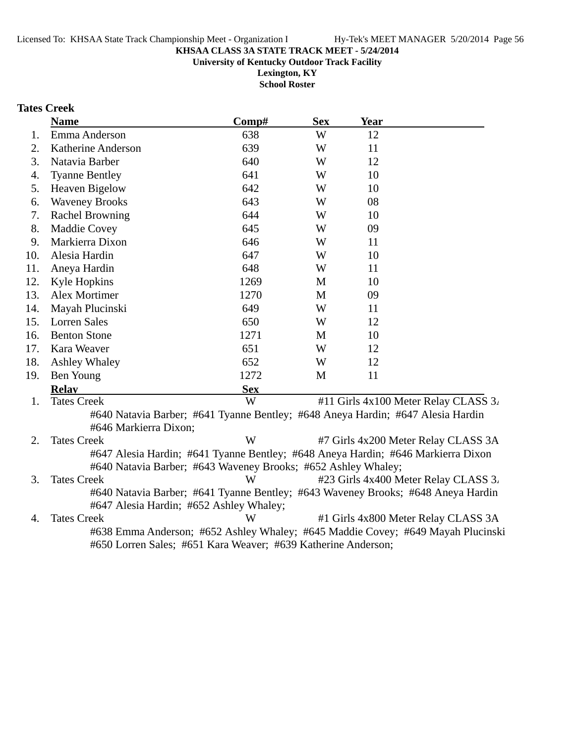**KHSAA CLASS 3A STATE TRACK MEET - 5/24/2014**

**University of Kentucky Outdoor Track Facility**

**Lexington, KY**

**School Roster**

## Tates Creek

| | Name | Comp# | Sex | Year |
|---|---|---|---|---|
| 1. | Emma Anderson | 638 | W | 12 |
| 2. | Katherine Anderson | 639 | W | 11 |
| 3. | Natavia Barber | 640 | W | 12 |
| 4. | Tyanne Bentley | 641 | W | 10 |
| 5. | Heaven Bigelow | 642 | W | 10 |
| 6. | Waveney Brooks | 643 | W | 08 |
| 7. | Rachel Browning | 644 | W | 10 |
| 8. | Maddie Covey | 645 | W | 09 |
| 9. | Markierra Dixon | 646 | W | 11 |
| 10. | Alesia Hardin | 647 | W | 10 |
| 11. | Aneya Hardin | 648 | W | 11 |
| 12. | Kyle Hopkins | 1269 | M | 10 |
| 13. | Alex Mortimer | 1270 | M | 09 |
| 14. | Mayah Plucinski | 649 | W | 11 |
| 15. | Lorren Sales | 650 | W | 12 |
| 16. | Benton Stone | 1271 | M | 10 |
| 17. | Kara Weaver | 651 | W | 12 |
| 18. | Ashley Whaley | 652 | W | 12 |
| 19. | Ben Young | 1272 | M | 11 |

| | Relay | Sex | Event |
|---|---|---|---|
| 1. | Tates Creek | W | #11 Girls 4x100 Meter Relay CLASS 3A |
| | #640 Natavia Barber; #641 Tyanne Bentley; #648 Aneya Hardin; #647 Alesia Hardin #646 Markierra Dixon; | | |
| 2. | Tates Creek | W | #7 Girls 4x200 Meter Relay CLASS 3A |
| | #647 Alesia Hardin; #641 Tyanne Bentley; #648 Aneya Hardin; #646 Markierra Dixon #640 Natavia Barber; #643 Waveney Brooks; #652 Ashley Whaley; | | |
| 3. | Tates Creek | W | #23 Girls 4x400 Meter Relay CLASS 3A |
| | #640 Natavia Barber; #641 Tyanne Bentley; #643 Waveney Brooks; #648 Aneya Hardin #647 Alesia Hardin; #652 Ashley Whaley; | | |
| 4. | Tates Creek | W | #1 Girls 4x800 Meter Relay CLASS 3A |
| | #638 Emma Anderson; #652 Ashley Whaley; #645 Maddie Covey; #649 Mayah Plucinski #650 Lorren Sales; #651 Kara Weaver; #639 Katherine Anderson; | | |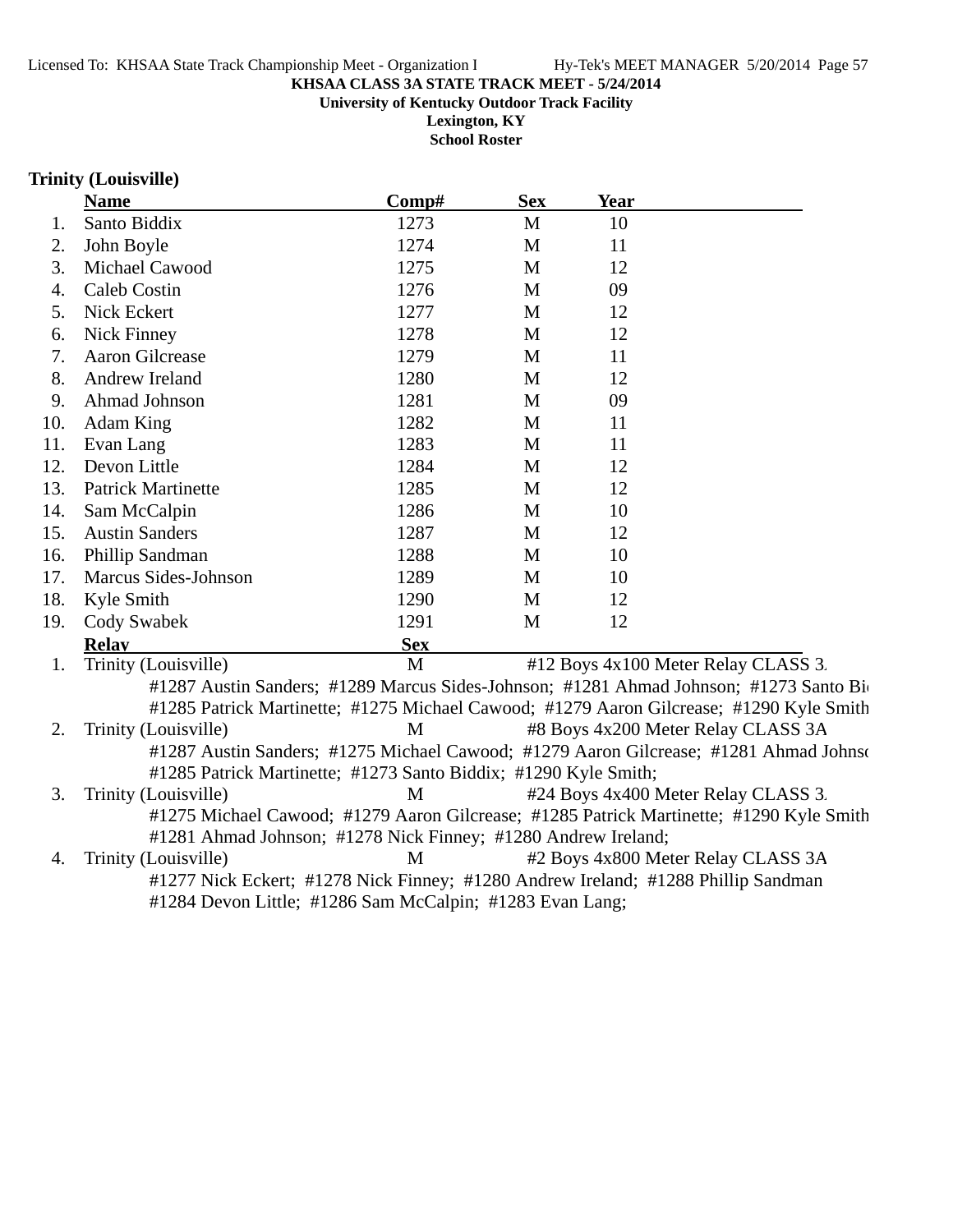**KHSAA CLASS 3A STATE TRACK MEET - 5/24/2014**
**University of Kentucky Outdoor Track Facility**
**Lexington, KY**
**School Roster**

### Trinity (Louisville)

| | Name | Comp# | Sex | Year |
|---|---|---|---|---|
| 1. | Santo Biddix | 1273 | M | 10 |
| 2. | John Boyle | 1274 | M | 11 |
| 3. | Michael Cawood | 1275 | M | 12 |
| 4. | Caleb Costin | 1276 | M | 09 |
| 5. | Nick Eckert | 1277 | M | 12 |
| 6. | Nick Finney | 1278 | M | 12 |
| 7. | Aaron Gilcrease | 1279 | M | 11 |
| 8. | Andrew Ireland | 1280 | M | 12 |
| 9. | Ahmad Johnson | 1281 | M | 09 |
| 10. | Adam King | 1282 | M | 11 |
| 11. | Evan Lang | 1283 | M | 11 |
| 12. | Devon Little | 1284 | M | 12 |
| 13. | Patrick Martinette | 1285 | M | 12 |
| 14. | Sam McCalpin | 1286 | M | 10 |
| 15. | Austin Sanders | 1287 | M | 12 |
| 16. | Phillip Sandman | 1288 | M | 10 |
| 17. | Marcus Sides-Johnson | 1289 | M | 10 |
| 18. | Kyle Smith | 1290 | M | 12 |
| 19. | Cody Swabek | 1291 | M | 12 |

| | Relay | Sex | Event |
|---|---|---|---|
| 1. | Trinity (Louisville) | M | #12 Boys 4x100 Meter Relay CLASS 3. |
| 2. | Trinity (Louisville) | M | #8 Boys 4x200 Meter Relay CLASS 3A |
| 3. | Trinity (Louisville) | M | #24 Boys 4x400 Meter Relay CLASS 3. |
| 4. | Trinity (Louisville) | M | #2 Boys 4x800 Meter Relay CLASS 3A |

1. Trinity (Louisville) — #12 Boys 4x100 Meter Relay CLASS 3.
   #1287 Austin Sanders; #1289 Marcus Sides-Johnson; #1281 Ahmad Johnson; #1273 Santo Bi
   #1285 Patrick Martinette; #1275 Michael Cawood; #1279 Aaron Gilcrease; #1290 Kyle Smith

2. Trinity (Louisville) — #8 Boys 4x200 Meter Relay CLASS 3A
   #1287 Austin Sanders; #1275 Michael Cawood; #1279 Aaron Gilcrease; #1281 Ahmad Johnso
   #1285 Patrick Martinette; #1273 Santo Biddix; #1290 Kyle Smith;

3. Trinity (Louisville) — #24 Boys 4x400 Meter Relay CLASS 3.
   #1275 Michael Cawood; #1279 Aaron Gilcrease; #1285 Patrick Martinette; #1290 Kyle Smith
   #1281 Ahmad Johnson; #1278 Nick Finney; #1280 Andrew Ireland;

4. Trinity (Louisville) — #2 Boys 4x800 Meter Relay CLASS 3A
   #1277 Nick Eckert; #1278 Nick Finney; #1280 Andrew Ireland; #1288 Phillip Sandman
   #1284 Devon Little; #1286 Sam McCalpin; #1283 Evan Lang;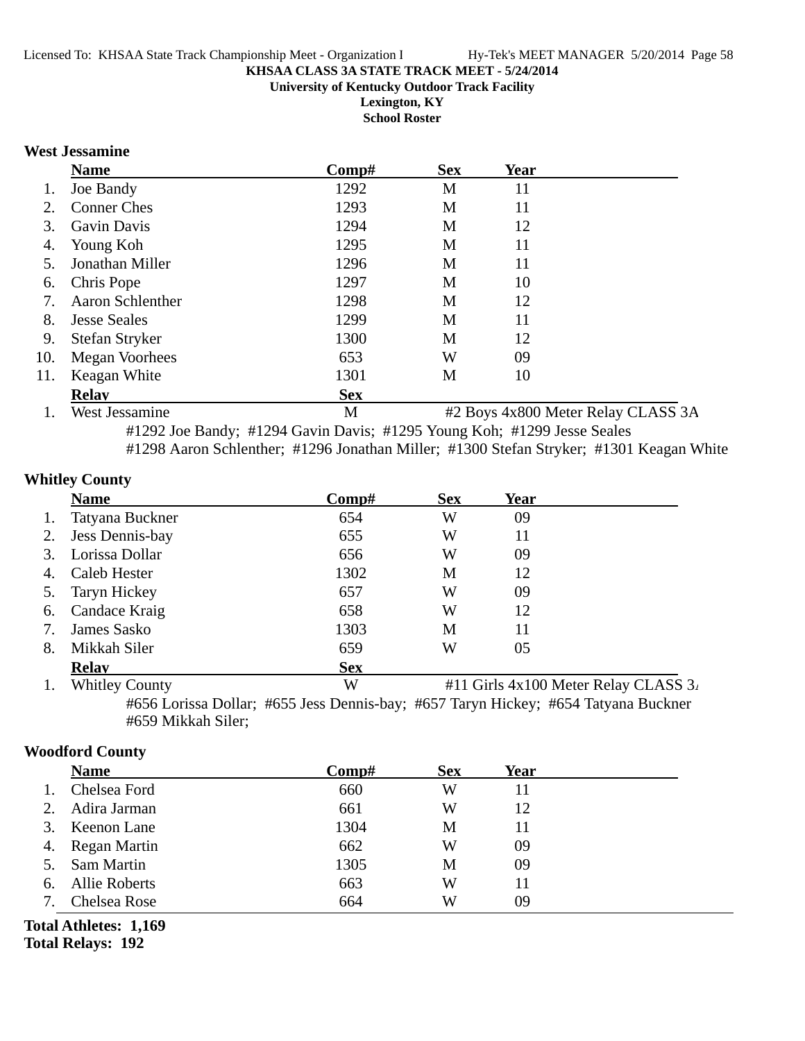KHSAA CLASS 3A STATE TRACK MEET - 5/24/2014

University of Kentucky Outdoor Track Facility

Lexington, KY

School Roster

### West Jessamine

| | Name | Comp# | Sex | Year |
|---|---|---|---|---|
| 1. | Joe Bandy | 1292 | M | 11 |
| 2. | Conner Ches | 1293 | M | 11 |
| 3. | Gavin Davis | 1294 | M | 12 |
| 4. | Young Koh | 1295 | M | 11 |
| 5. | Jonathan Miller | 1296 | M | 11 |
| 6. | Chris Pope | 1297 | M | 10 |
| 7. | Aaron Schlenther | 1298 | M | 12 |
| 8. | Jesse Seales | 1299 | M | 11 |
| 9. | Stefan Stryker | 1300 | M | 12 |
| 10. | Megan Voorhees | 653 | W | 09 |
| 11. | Keagan White | 1301 | M | 10 |

| | Relay | Sex | |
|---|---|---|---|
| 1. | West Jessamine | M | #2 Boys 4x800 Meter Relay CLASS 3A |

#1292 Joe Bandy; #1294 Gavin Davis; #1295 Young Koh; #1299 Jesse Seales
#1298 Aaron Schlenther; #1296 Jonathan Miller; #1300 Stefan Stryker; #1301 Keagan White

### Whitley County

| | Name | Comp# | Sex | Year |
|---|---|---|---|---|
| 1. | Tatyana Buckner | 654 | W | 09 |
| 2. | Jess Dennis-bay | 655 | W | 11 |
| 3. | Lorissa Dollar | 656 | W | 09 |
| 4. | Caleb Hester | 1302 | M | 12 |
| 5. | Taryn Hickey | 657 | W | 09 |
| 6. | Candace Kraig | 658 | W | 12 |
| 7. | James Sasko | 1303 | M | 11 |
| 8. | Mikkah Siler | 659 | W | 05 |

| | Relay | Sex | |
|---|---|---|---|
| 1. | Whitley County | W | #11 Girls 4x100 Meter Relay CLASS 3A |

#656 Lorissa Dollar; #655 Jess Dennis-bay; #657 Taryn Hickey; #654 Tatyana Buckner
#659 Mikkah Siler;

### Woodford County

| | Name | Comp# | Sex | Year |
|---|---|---|---|---|
| 1. | Chelsea Ford | 660 | W | 11 |
| 2. | Adira Jarman | 661 | W | 12 |
| 3. | Keenon Lane | 1304 | M | 11 |
| 4. | Regan Martin | 662 | W | 09 |
| 5. | Sam Martin | 1305 | M | 09 |
| 6. | Allie Roberts | 663 | W | 11 |
| 7. | Chelsea Rose | 664 | W | 09 |

**Total Athletes: 1,169**
**Total Relays: 192**